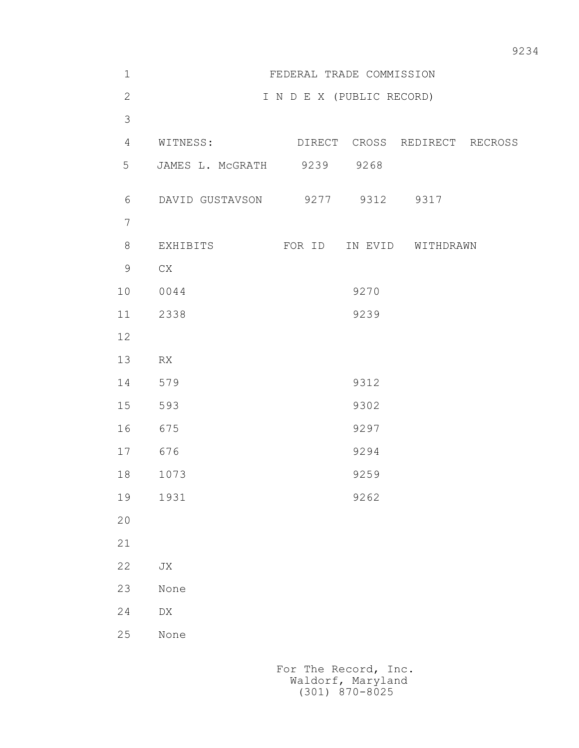# FEDERAL TRADE COMMISSION

## I N D E X (PUBLIC RECORD)

| WITNESS: | DIRECT | CROSS | REDIRECT | RECROSS |
|---|---|---|---|---|
| JAMES L. McGRATH | 9239 | 9268 | | |
| DAVID GUSTAVSON | 9277 | 9312 | 9317 | |

| EXHIBITS | FOR ID | IN EVID | WITHDRAWN |
|---|---|---|---|
| CX | | | |
| 0044 | | 9270 | |
| 2338 | | 9239 | |
| | | | |
| RX | | | |
| 579 | | 9312 | |
| 593 | | 9302 | |
| 675 | | 9297 | |
| 676 | | 9294 | |
| 1073 | | 9259 | |
| 1931 | | 9262 | |
| | | | |
| JX | | | |
| None | | | |
| DX | | | |
| None | | | |

For The Record, Inc.
Waldorf, Maryland
(301) 870-8025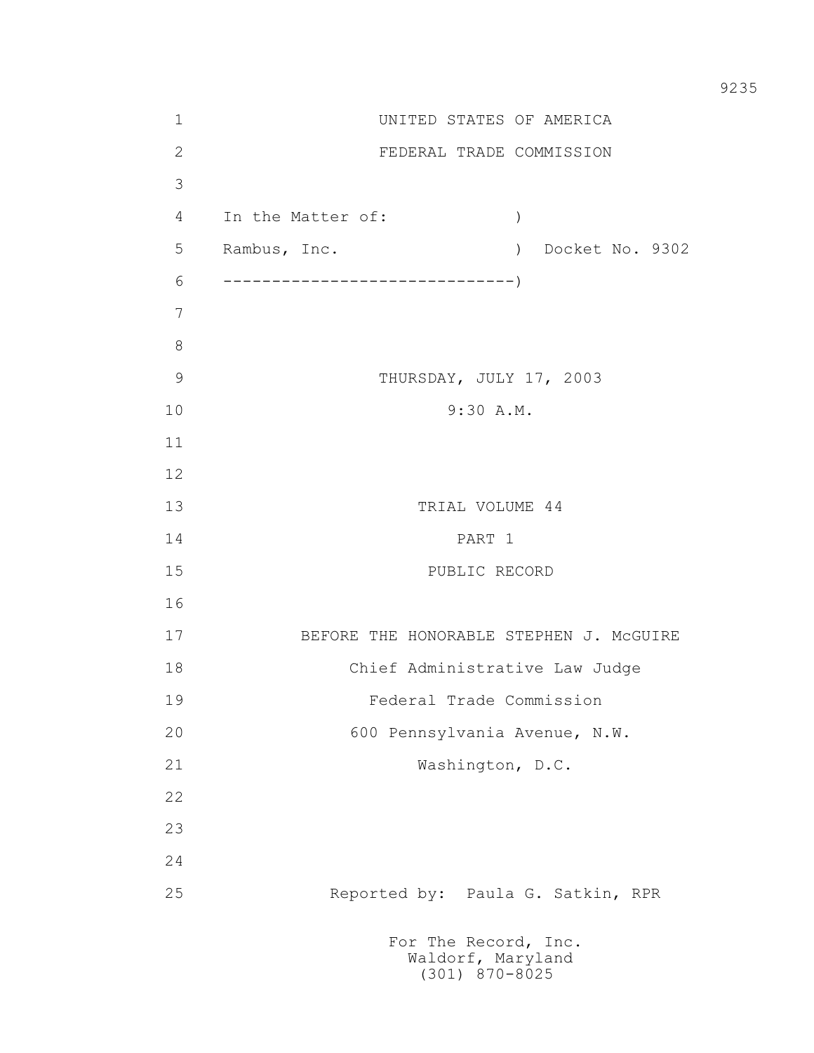UNITED STATES OF AMERICA

FEDERAL TRADE COMMISSION

In the Matter of: )

Rambus, Inc. ) Docket No. 9302

------------------------------)

THURSDAY, JULY 17, 2003

9:30 A.M.

TRIAL VOLUME 44

PART 1

PUBLIC RECORD

BEFORE THE HONORABLE STEPHEN J. McGUIRE

Chief Administrative Law Judge

Federal Trade Commission

600 Pennsylvania Avenue, N.W.

Washington, D.C.

Reported by: Paula G. Satkin, RPR

For The Record, Inc.
Waldorf, Maryland
(301) 870-8025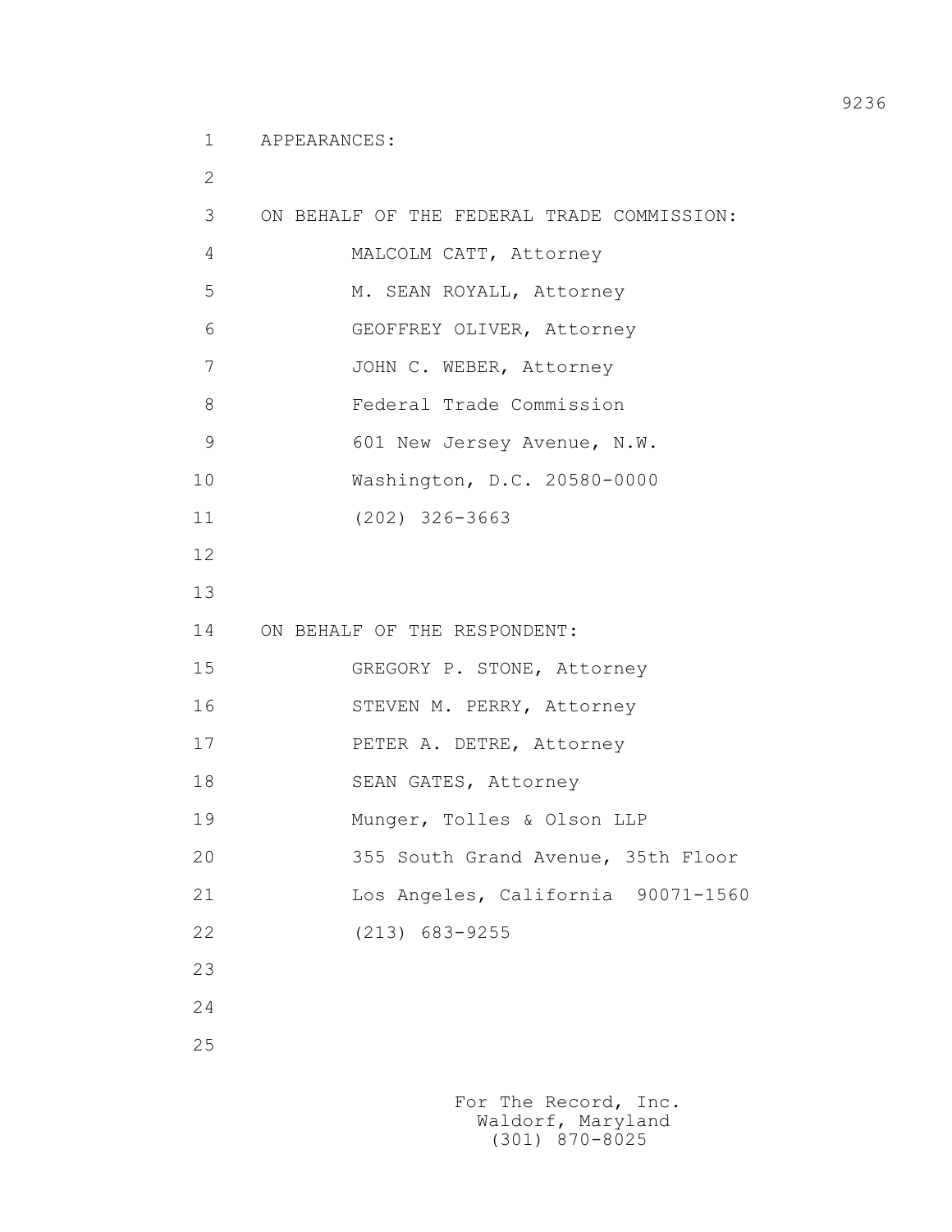APPEARANCES:

ON BEHALF OF THE FEDERAL TRADE COMMISSION:

MALCOLM CATT, Attorney
M. SEAN ROYALL, Attorney
GEOFFREY OLIVER, Attorney
JOHN C. WEBER, Attorney
Federal Trade Commission
601 New Jersey Avenue, N.W.
Washington, D.C. 20580-0000
(202) 326-3663

ON BEHALF OF THE RESPONDENT:

GREGORY P. STONE, Attorney
STEVEN M. PERRY, Attorney
PETER A. DETRE, Attorney
SEAN GATES, Attorney
Munger, Tolles & Olson LLP
355 South Grand Avenue, 35th Floor
Los Angeles, California 90071-1560
(213) 683-9255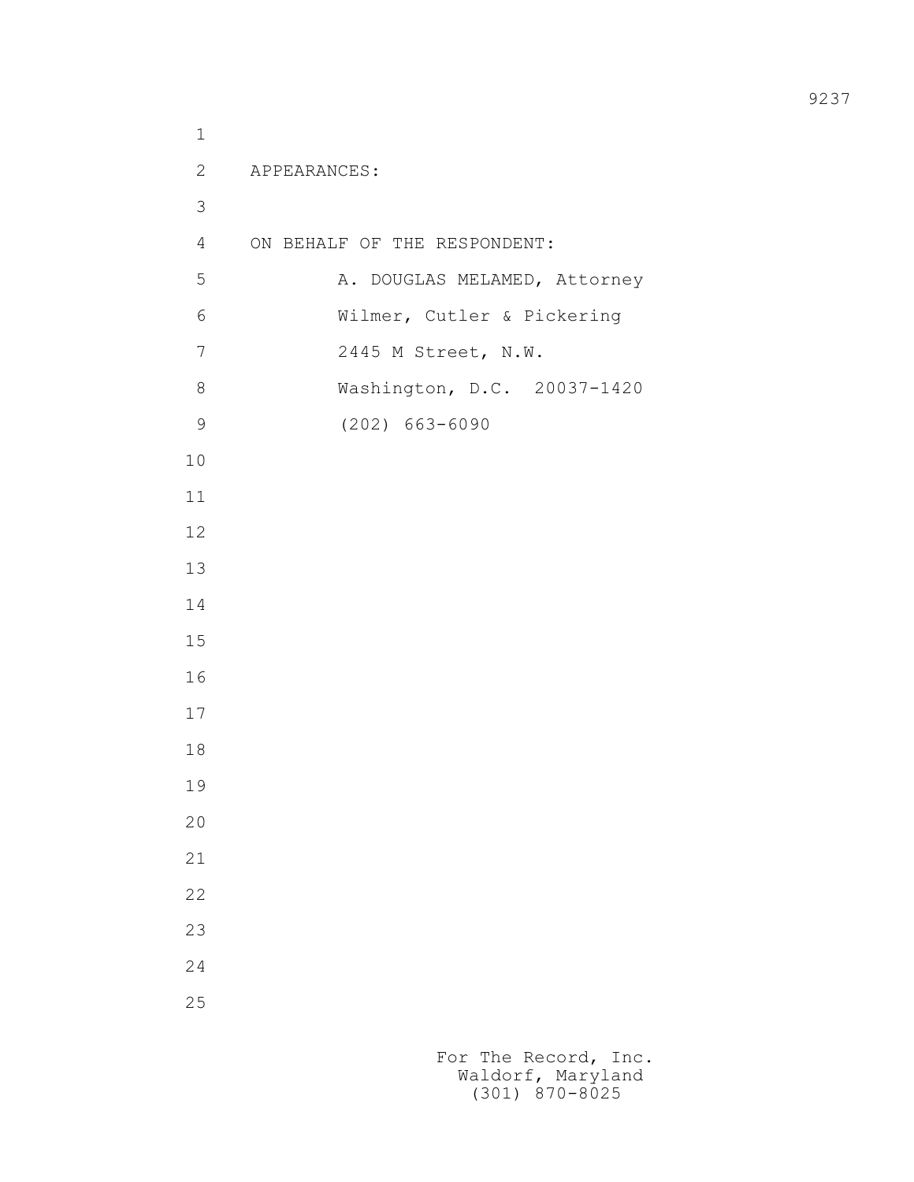APPEARANCES:

ON BEHALF OF THE RESPONDENT:

A. DOUGLAS MELAMED, Attorney
Wilmer, Cutler & Pickering
2445 M Street, N.W.
Washington, D.C. 20037-1420
(202) 663-6090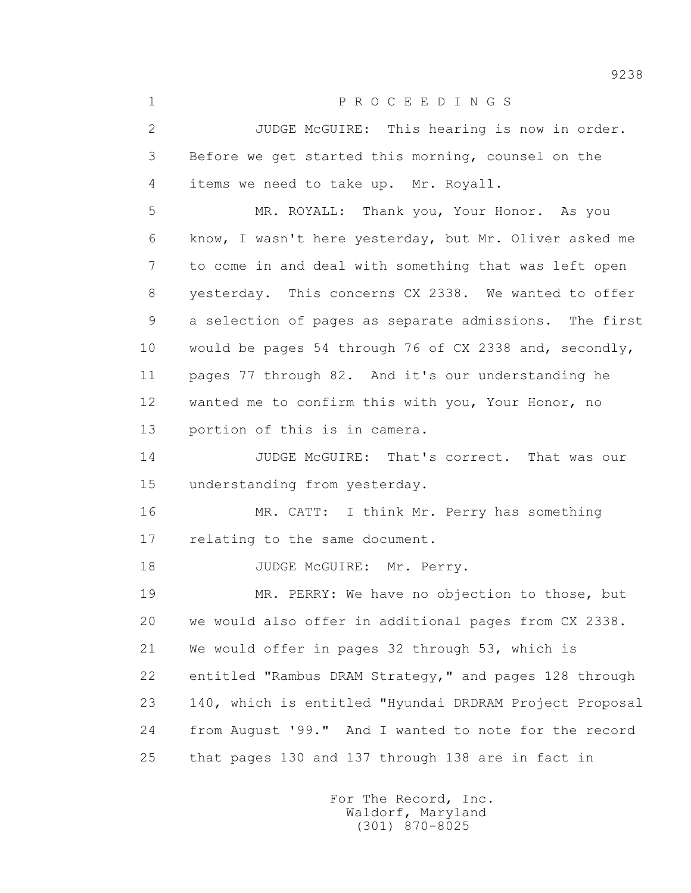P R O C E E D I N G S

JUDGE McGUIRE: This hearing is now in order. Before we get started this morning, counsel on the items we need to take up. Mr. Royall.

MR. ROYALL: Thank you, Your Honor. As you know, I wasn't here yesterday, but Mr. Oliver asked me to come in and deal with something that was left open yesterday. This concerns CX 2338. We wanted to offer a selection of pages as separate admissions. The first would be pages 54 through 76 of CX 2338 and, secondly, pages 77 through 82. And it's our understanding he wanted me to confirm this with you, Your Honor, no portion of this is in camera.

JUDGE McGUIRE: That's correct. That was our understanding from yesterday.

MR. CATT: I think Mr. Perry has something relating to the same document.

JUDGE McGUIRE: Mr. Perry.

MR. PERRY: We have no objection to those, but we would also offer in additional pages from CX 2338. We would offer in pages 32 through 53, which is entitled "Rambus DRAM Strategy," and pages 128 through 140, which is entitled "Hyundai DRDRAM Project Proposal from August '99." And I wanted to note for the record that pages 130 and 137 through 138 are in fact in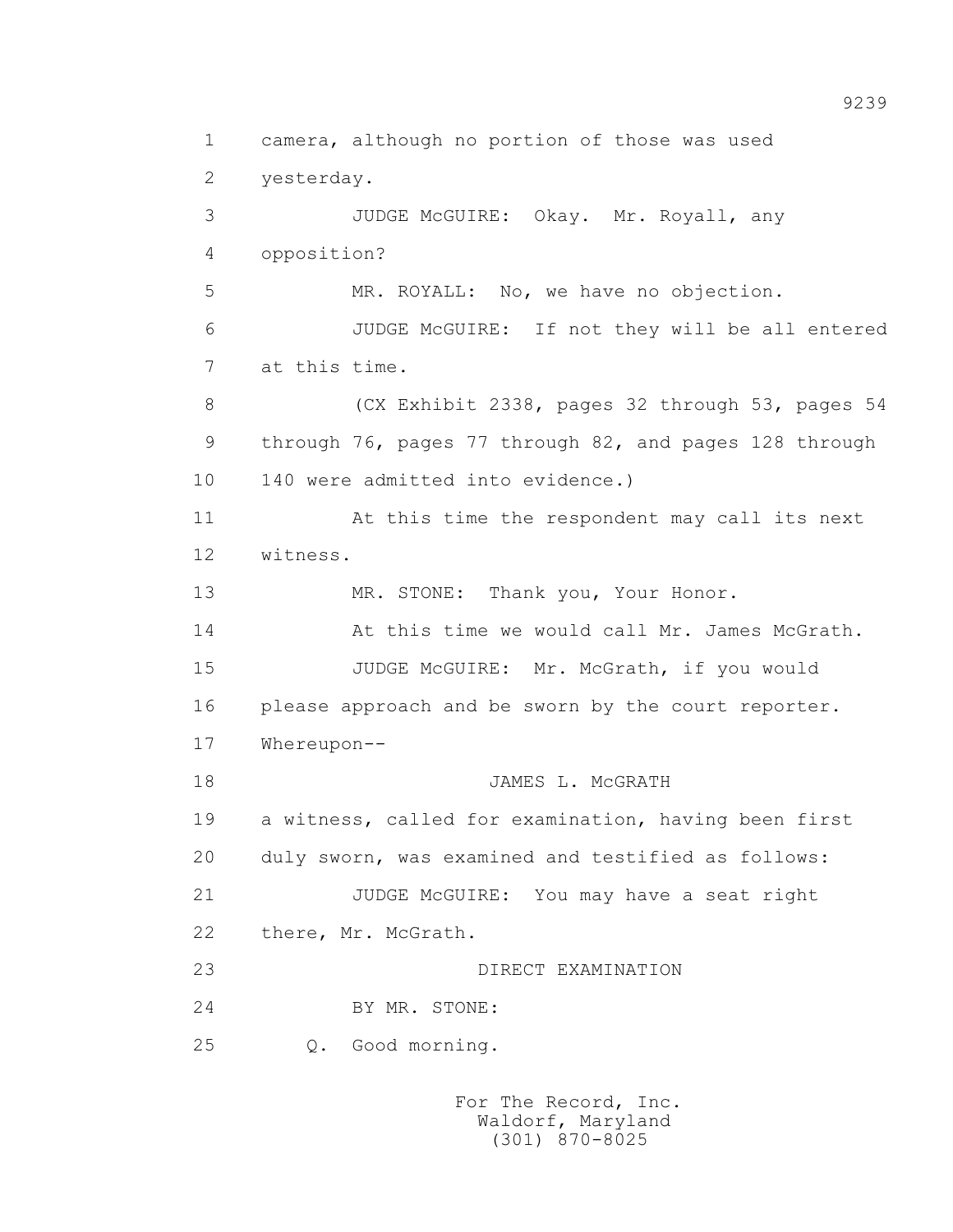1 camera, although no portion of those was used

2 yesterday.

3 JUDGE McGUIRE: Okay. Mr. Royall, any

4 opposition?

5 MR. ROYALL: No, we have no objection.

6 JUDGE McGUIRE: If not they will be all entered

7 at this time.

8 (CX Exhibit 2338, pages 32 through 53, pages 54

9 through 76, pages 77 through 82, and pages 128 through

10 140 were admitted into evidence.)

11 At this time the respondent may call its next

12 witness.

13 MR. STONE: Thank you, Your Honor.

14 At this time we would call Mr. James McGrath.

15 JUDGE McGUIRE: Mr. McGrath, if you would

16 please approach and be sworn by the court reporter.

17 Whereupon--

18 JAMES L. McGRATH

19 a witness, called for examination, having been first

20 duly sworn, was examined and testified as follows:

21 JUDGE McGUIRE: You may have a seat right

22 there, Mr. McGrath.

23 DIRECT EXAMINATION

24 BY MR. STONE:

25 Q. Good morning.

For The Record, Inc.
Waldorf, Maryland
(301) 870-8025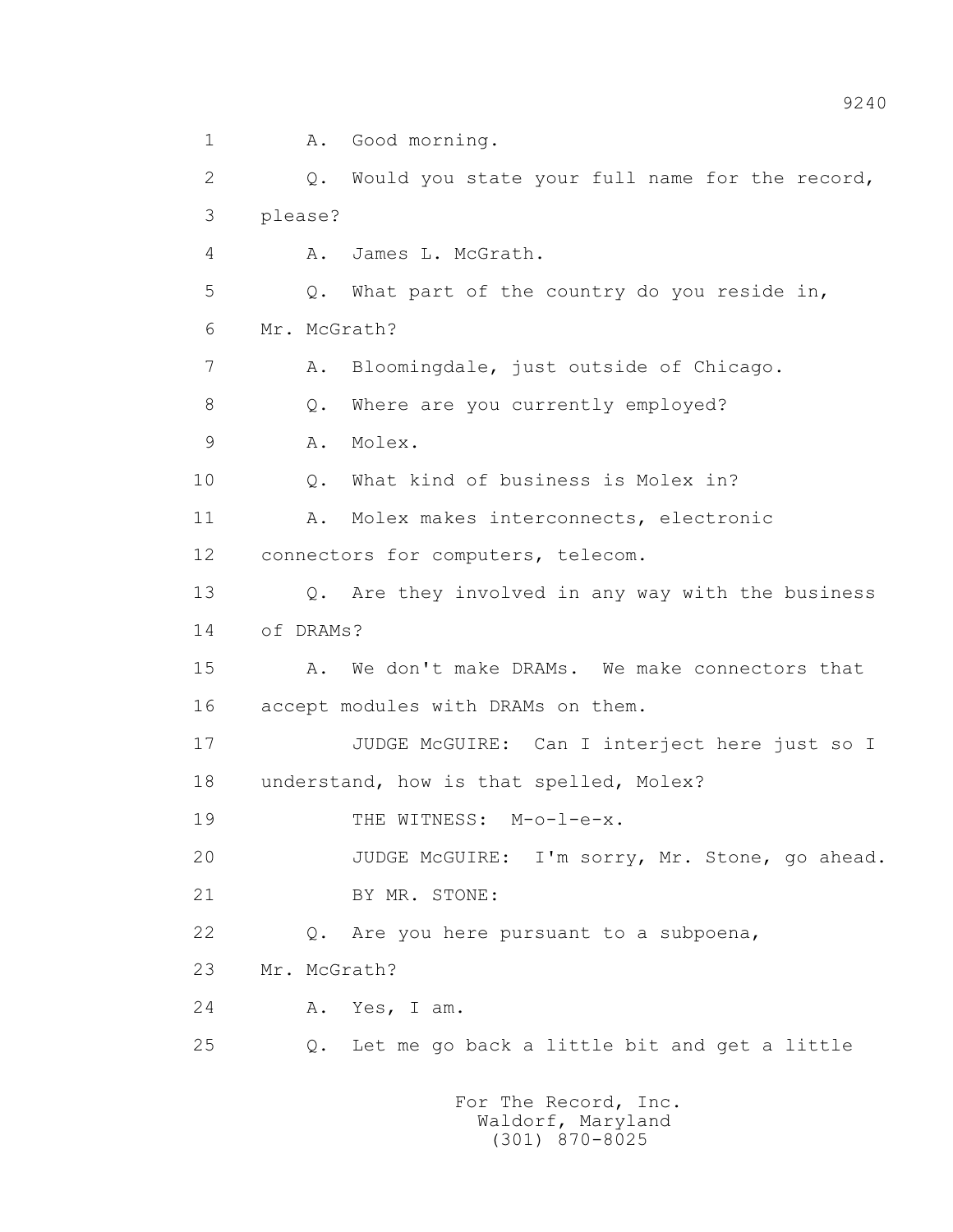1 A. Good morning.

2 Q. Would you state your full name for the record,

3 please?

4 A. James L. McGrath.

5 Q. What part of the country do you reside in,

6 Mr. McGrath?

7 A. Bloomingdale, just outside of Chicago.

8 Q. Where are you currently employed?

9 A. Molex.

10 Q. What kind of business is Molex in?

11 A. Molex makes interconnects, electronic

12 connectors for computers, telecom.

13 Q. Are they involved in any way with the business

14 of DRAMs?

15 A. We don't make DRAMs. We make connectors that

16 accept modules with DRAMs on them.

17 JUDGE McGUIRE: Can I interject here just so I

18 understand, how is that spelled, Molex?

19 THE WITNESS: M-o-l-e-x.

20 JUDGE McGUIRE: I'm sorry, Mr. Stone, go ahead.

21 BY MR. STONE:

22 Q. Are you here pursuant to a subpoena,

23 Mr. McGrath?

24 A. Yes, I am.

25 Q. Let me go back a little bit and get a little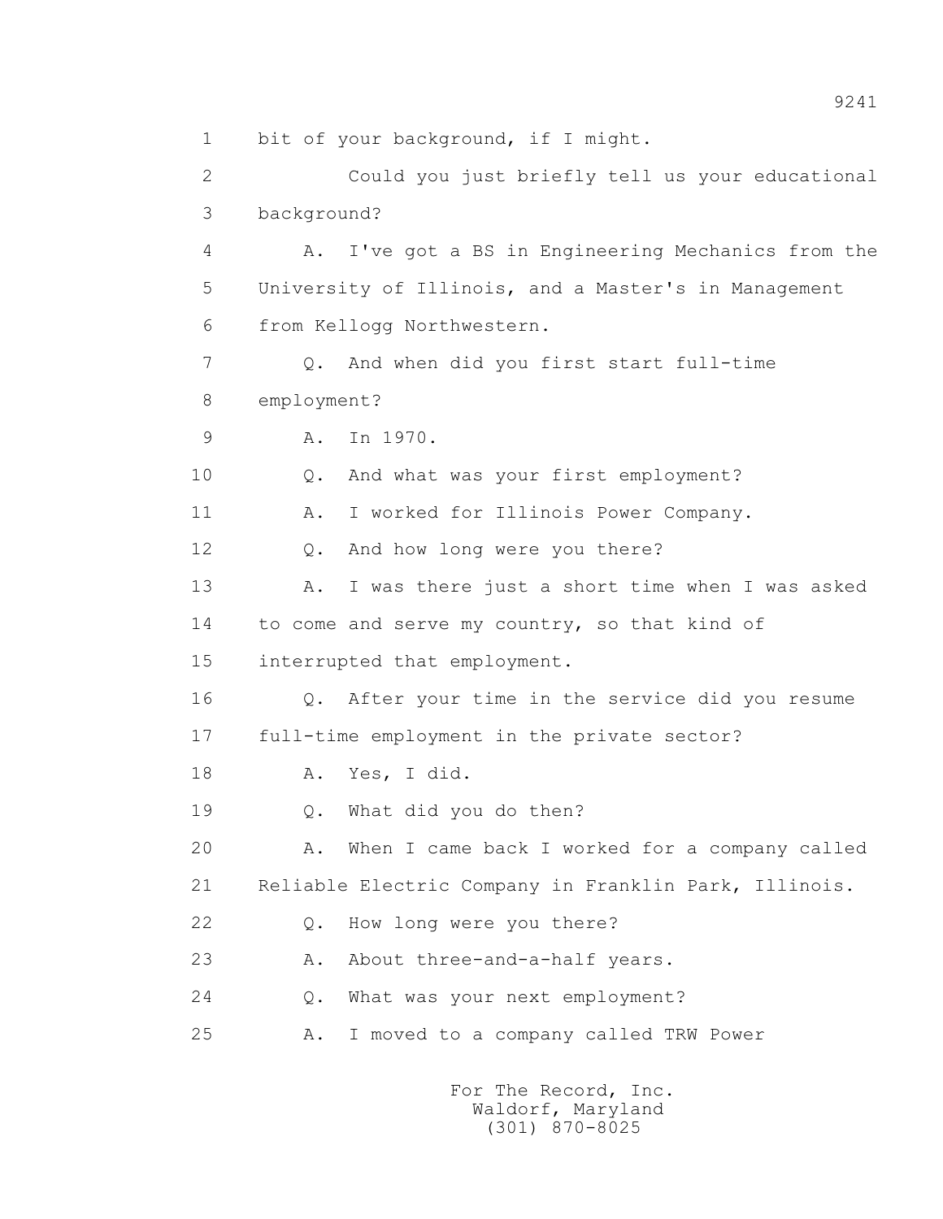1 bit of your background, if I might.

2 Could you just briefly tell us your educational

3 background?

4 A. I've got a BS in Engineering Mechanics from the

5 University of Illinois, and a Master's in Management

6 from Kellogg Northwestern.

7 Q. And when did you first start full-time

8 employment?

9 A. In 1970.

10 Q. And what was your first employment?

11 A. I worked for Illinois Power Company.

12 Q. And how long were you there?

13 A. I was there just a short time when I was asked

14 to come and serve my country, so that kind of

15 interrupted that employment.

16 Q. After your time in the service did you resume

17 full-time employment in the private sector?

18 A. Yes, I did.

19 Q. What did you do then?

20 A. When I came back I worked for a company called

21 Reliable Electric Company in Franklin Park, Illinois.

22 Q. How long were you there?

23 A. About three-and-a-half years.

24 Q. What was your next employment?

25 A. I moved to a company called TRW Power

For The Record, Inc.
Waldorf, Maryland
(301) 870-8025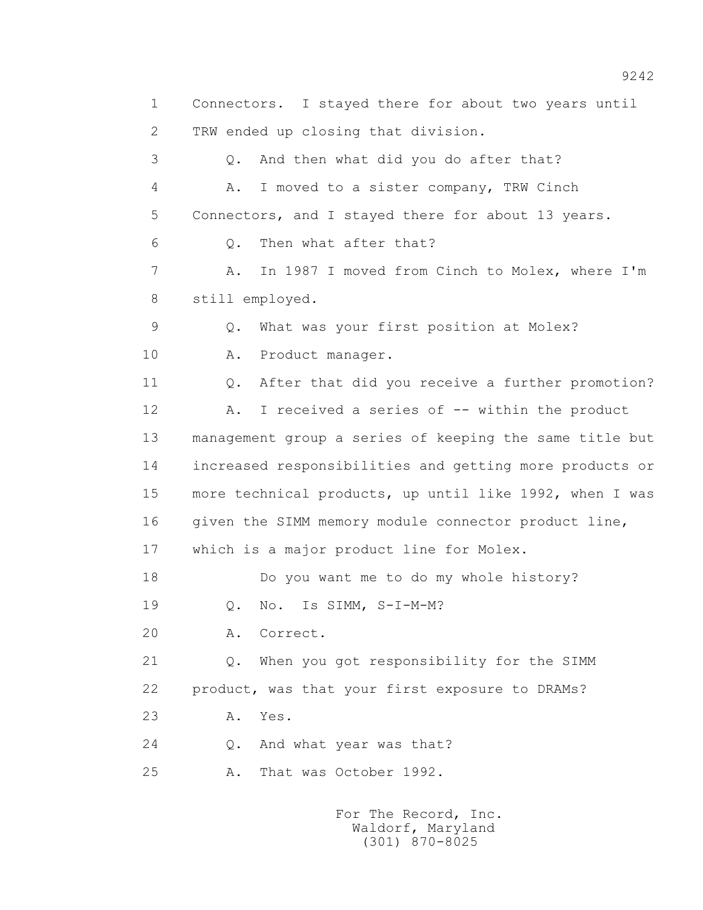1 Connectors. I stayed there for about two years until
2 TRW ended up closing that division.
3 Q. And then what did you do after that?
4 A. I moved to a sister company, TRW Cinch
5 Connectors, and I stayed there for about 13 years.
6 Q. Then what after that?
7 A. In 1987 I moved from Cinch to Molex, where I'm
8 still employed.
9 Q. What was your first position at Molex?
10 A. Product manager.
11 Q. After that did you receive a further promotion?
12 A. I received a series of -- within the product
13 management group a series of keeping the same title but
14 increased responsibilities and getting more products or
15 more technical products, up until like 1992, when I was
16 given the SIMM memory module connector product line,
17 which is a major product line for Molex.
18 Do you want me to do my whole history?
19 Q. No. Is SIMM, S-I-M-M?
20 A. Correct.
21 Q. When you got responsibility for the SIMM
22 product, was that your first exposure to DRAMs?
23 A. Yes.
24 Q. And what year was that?
25 A. That was October 1992.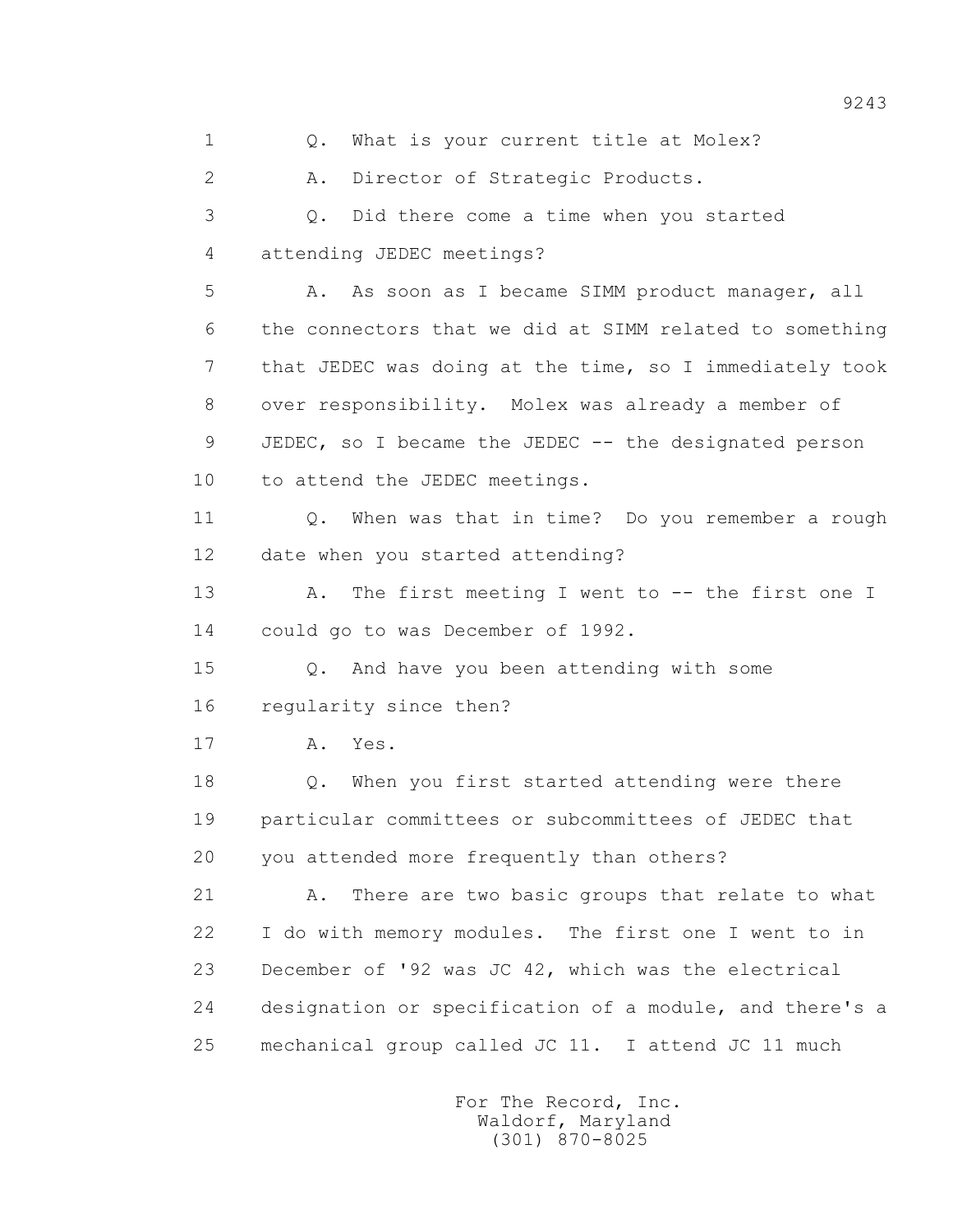Q. What is your current title at Molex?

A. Director of Strategic Products.

Q. Did there come a time when you started attending JEDEC meetings?

A. As soon as I became SIMM product manager, all the connectors that we did at SIMM related to something that JEDEC was doing at the time, so I immediately took over responsibility. Molex was already a member of JEDEC, so I became the JEDEC -- the designated person to attend the JEDEC meetings.

Q. When was that in time? Do you remember a rough date when you started attending?

A. The first meeting I went to -- the first one I could go to was December of 1992.

Q. And have you been attending with some regularity since then?

A. Yes.

Q. When you first started attending were there particular committees or subcommittees of JEDEC that you attended more frequently than others?

A. There are two basic groups that relate to what I do with memory modules. The first one I went to in December of '92 was JC 42, which was the electrical designation or specification of a module, and there's a mechanical group called JC 11. I attend JC 11 much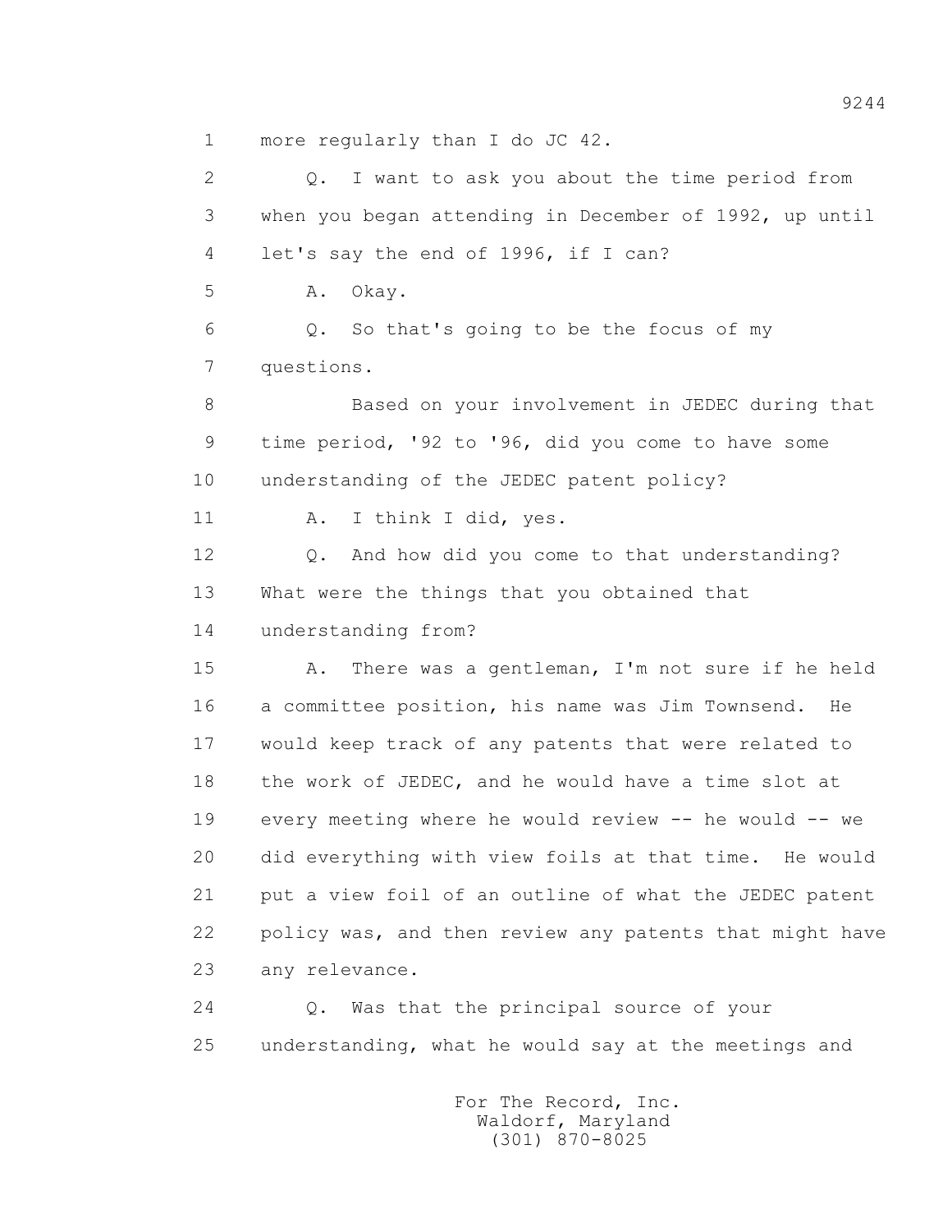1 more regularly than I do JC 42.

2 Q. I want to ask you about the time period from

3 when you began attending in December of 1992, up until

4 let's say the end of 1996, if I can?

5 A. Okay.

6 Q. So that's going to be the focus of my

7 questions.

8 Based on your involvement in JEDEC during that

9 time period, '92 to '96, did you come to have some

10 understanding of the JEDEC patent policy?

11 A. I think I did, yes.

12 Q. And how did you come to that understanding?

13 What were the things that you obtained that

14 understanding from?

15 A. There was a gentleman, I'm not sure if he held

16 a committee position, his name was Jim Townsend. He

17 would keep track of any patents that were related to

18 the work of JEDEC, and he would have a time slot at

19 every meeting where he would review -- he would -- we

20 did everything with view foils at that time. He would

21 put a view foil of an outline of what the JEDEC patent

22 policy was, and then review any patents that might have

23 any relevance.

24 Q. Was that the principal source of your

25 understanding, what he would say at the meetings and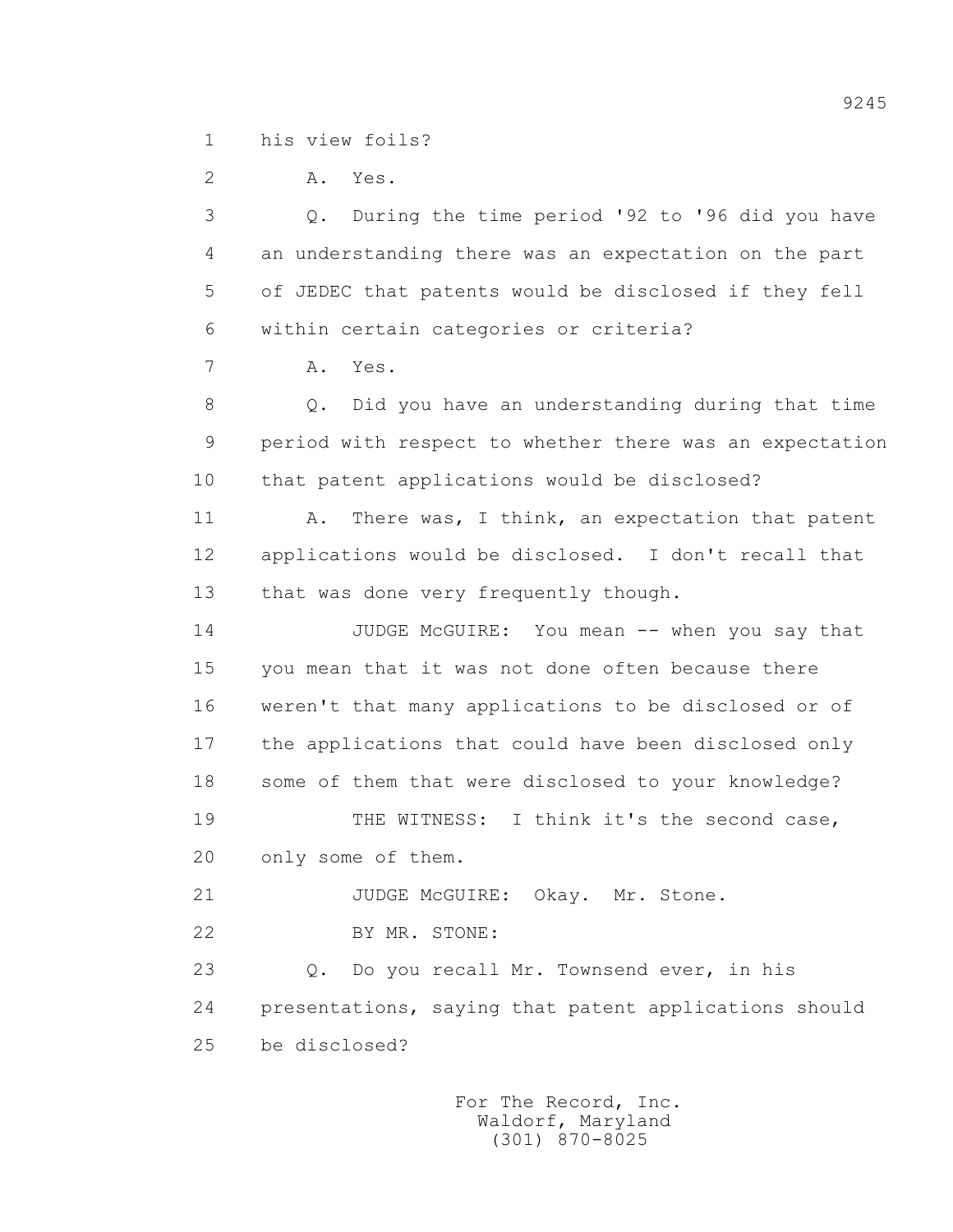1 his view foils?

2 A. Yes.

3 Q. During the time period '92 to '96 did you have

4 an understanding there was an expectation on the part

5 of JEDEC that patents would be disclosed if they fell

6 within certain categories or criteria?

7 A. Yes.

8 Q. Did you have an understanding during that time

9 period with respect to whether there was an expectation

10 that patent applications would be disclosed?

11 A. There was, I think, an expectation that patent

12 applications would be disclosed. I don't recall that

13 that was done very frequently though.

14 JUDGE McGUIRE: You mean -- when you say that

15 you mean that it was not done often because there

16 weren't that many applications to be disclosed or of

17 the applications that could have been disclosed only

18 some of them that were disclosed to your knowledge?

19 THE WITNESS: I think it's the second case,

20 only some of them.

21 JUDGE McGUIRE: Okay. Mr. Stone.

22 BY MR. STONE:

23 Q. Do you recall Mr. Townsend ever, in his

24 presentations, saying that patent applications should

25 be disclosed?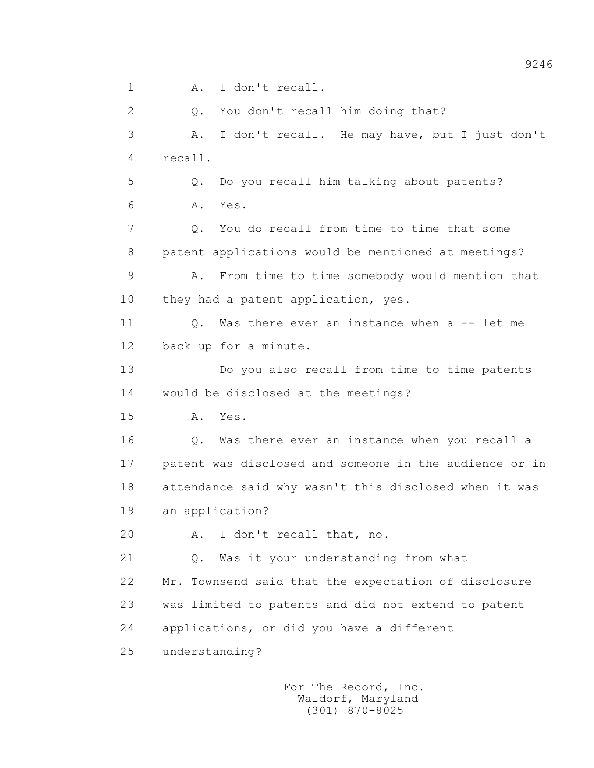1 A. I don't recall.

2 Q. You don't recall him doing that?

3 A. I don't recall. He may have, but I just don't

4 recall.

5 Q. Do you recall him talking about patents?

6 A. Yes.

7 Q. You do recall from time to time that some

8 patent applications would be mentioned at meetings?

9 A. From time to time somebody would mention that

10 they had a patent application, yes.

11 Q. Was there ever an instance when a -- let me

12 back up for a minute.

13 Do you also recall from time to time patents

14 would be disclosed at the meetings?

15 A. Yes.

16 Q. Was there ever an instance when you recall a

17 patent was disclosed and someone in the audience or in

18 attendance said why wasn't this disclosed when it was

19 an application?

20 A. I don't recall that, no.

21 Q. Was it your understanding from what

22 Mr. Townsend said that the expectation of disclosure

23 was limited to patents and did not extend to patent

24 applications, or did you have a different

25 understanding?

For The Record, Inc.
Waldorf, Maryland
(301) 870-8025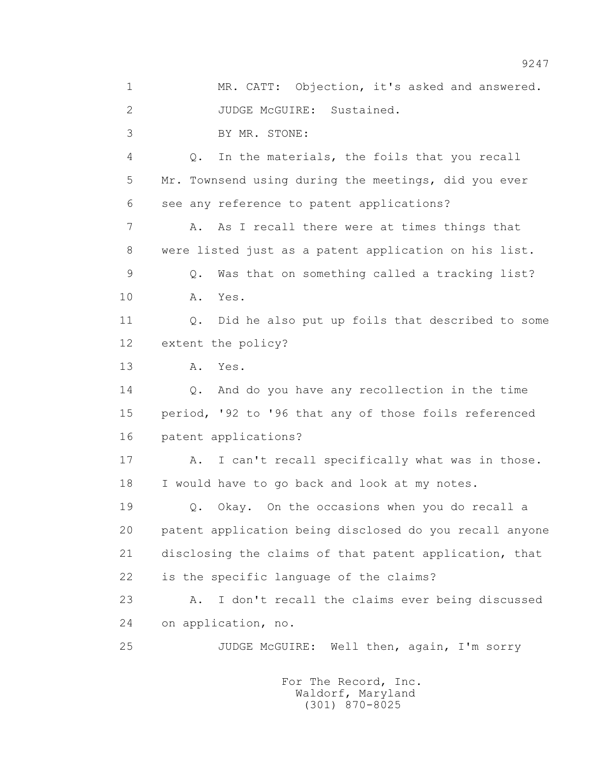1 MR. CATT: Objection, it's asked and answered.

2 JUDGE McGUIRE: Sustained.

3 BY MR. STONE:

4 Q. In the materials, the foils that you recall

5 Mr. Townsend using during the meetings, did you ever

6 see any reference to patent applications?

7 A. As I recall there were at times things that

8 were listed just as a patent application on his list.

9 Q. Was that on something called a tracking list?

10 A. Yes.

11 Q. Did he also put up foils that described to some

12 extent the policy?

13 A. Yes.

14 Q. And do you have any recollection in the time

15 period, '92 to '96 that any of those foils referenced

16 patent applications?

17 A. I can't recall specifically what was in those.

18 I would have to go back and look at my notes.

19 Q. Okay. On the occasions when you do recall a

20 patent application being disclosed do you recall anyone

21 disclosing the claims of that patent application, that

22 is the specific language of the claims?

23 A. I don't recall the claims ever being discussed

24 on application, no.

25 JUDGE McGUIRE: Well then, again, I'm sorry

For The Record, Inc.
Waldorf, Maryland
(301) 870-8025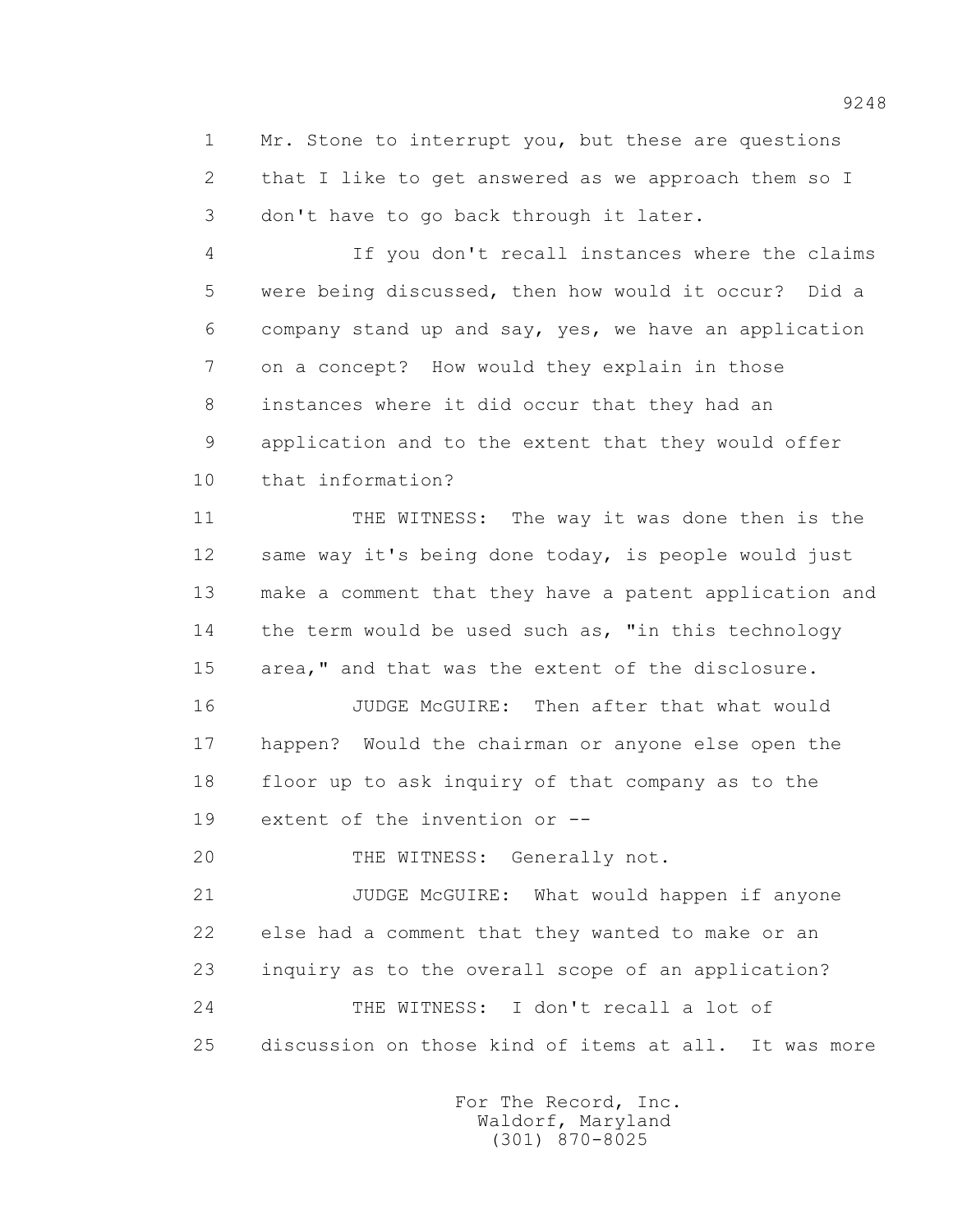Mr. Stone to interrupt you, but these are questions that I like to get answered as we approach them so I don't have to go back through it later.

If you don't recall instances where the claims were being discussed, then how would it occur? Did a company stand up and say, yes, we have an application on a concept? How would they explain in those instances where it did occur that they had an application and to the extent that they would offer that information?

THE WITNESS: The way it was done then is the same way it's being done today, is people would just make a comment that they have a patent application and the term would be used such as, "in this technology area," and that was the extent of the disclosure.

JUDGE McGUIRE: Then after that what would happen? Would the chairman or anyone else open the floor up to ask inquiry of that company as to the extent of the invention or --

THE WITNESS: Generally not.

JUDGE McGUIRE: What would happen if anyone else had a comment that they wanted to make or an inquiry as to the overall scope of an application?

THE WITNESS: I don't recall a lot of discussion on those kind of items at all. It was more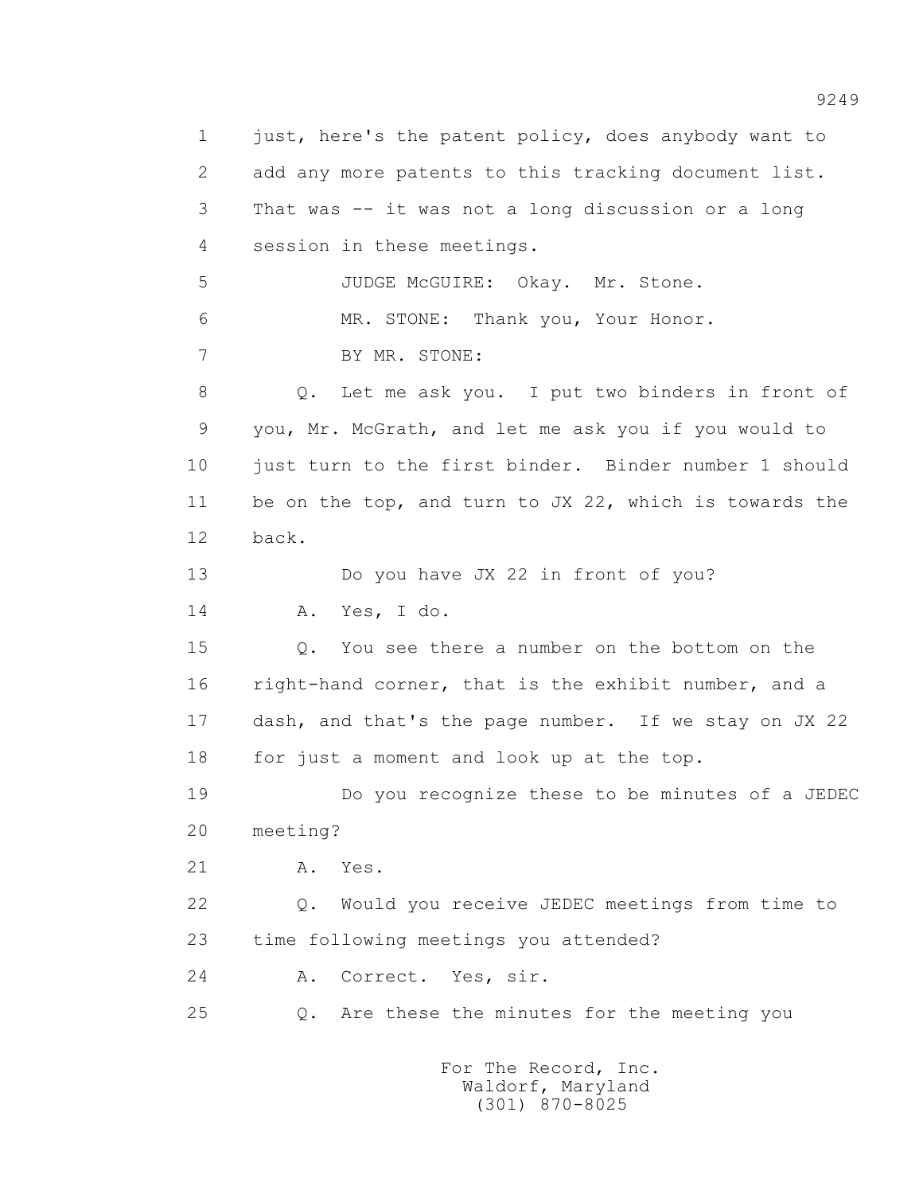1 just, here's the patent policy, does anybody want to
2 add any more patents to this tracking document list.
3 That was -- it was not a long discussion or a long
4 session in these meetings.

5 JUDGE McGUIRE: Okay. Mr. Stone.

6 MR. STONE: Thank you, Your Honor.

7 BY MR. STONE:

8 Q. Let me ask you. I put two binders in front of
9 you, Mr. McGrath, and let me ask you if you would to
10 just turn to the first binder. Binder number 1 should
11 be on the top, and turn to JX 22, which is towards the
12 back.

13 Do you have JX 22 in front of you?

14 A. Yes, I do.

15 Q. You see there a number on the bottom on the
16 right-hand corner, that is the exhibit number, and a
17 dash, and that's the page number. If we stay on JX 22
18 for just a moment and look up at the top.

19 Do you recognize these to be minutes of a JEDEC
20 meeting?

21 A. Yes.

22 Q. Would you receive JEDEC meetings from time to
23 time following meetings you attended?

24 A. Correct. Yes, sir.

25 Q. Are these the minutes for the meeting you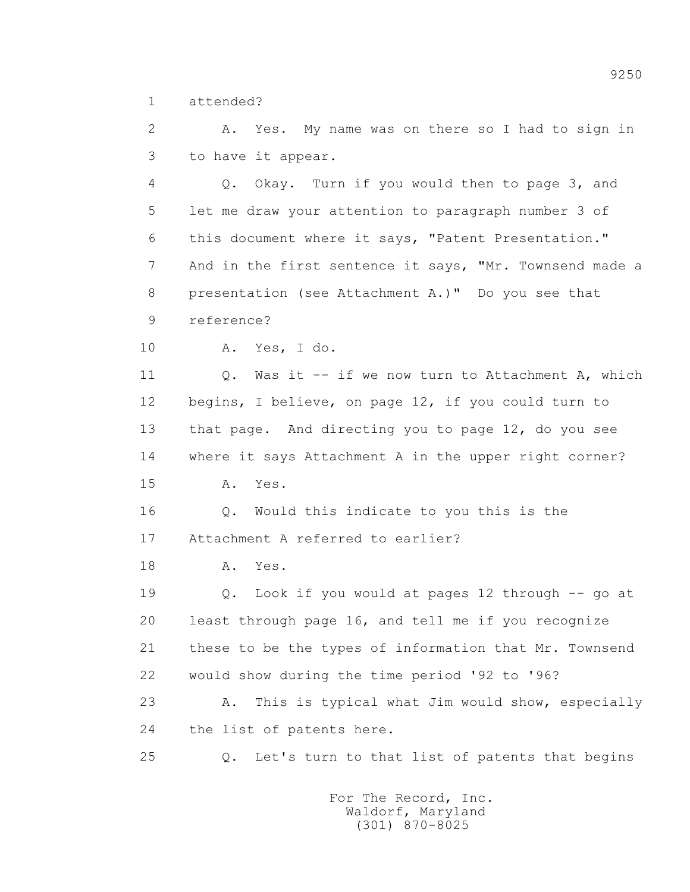1 attended?

2 A. Yes. My name was on there so I had to sign in

3 to have it appear.

4 Q. Okay. Turn if you would then to page 3, and

5 let me draw your attention to paragraph number 3 of

6 this document where it says, "Patent Presentation."

7 And in the first sentence it says, "Mr. Townsend made a

8 presentation (see Attachment A.)" Do you see that

9 reference?

10 A. Yes, I do.

11 Q. Was it -- if we now turn to Attachment A, which

12 begins, I believe, on page 12, if you could turn to

13 that page. And directing you to page 12, do you see

14 where it says Attachment A in the upper right corner?

15 A. Yes.

16 Q. Would this indicate to you this is the

17 Attachment A referred to earlier?

18 A. Yes.

19 Q. Look if you would at pages 12 through -- go at

20 least through page 16, and tell me if you recognize

21 these to be the types of information that Mr. Townsend

22 would show during the time period '92 to '96?

23 A. This is typical what Jim would show, especially

24 the list of patents here.

25 Q. Let's turn to that list of patents that begins

For The Record, Inc.
Waldorf, Maryland
(301) 870-8025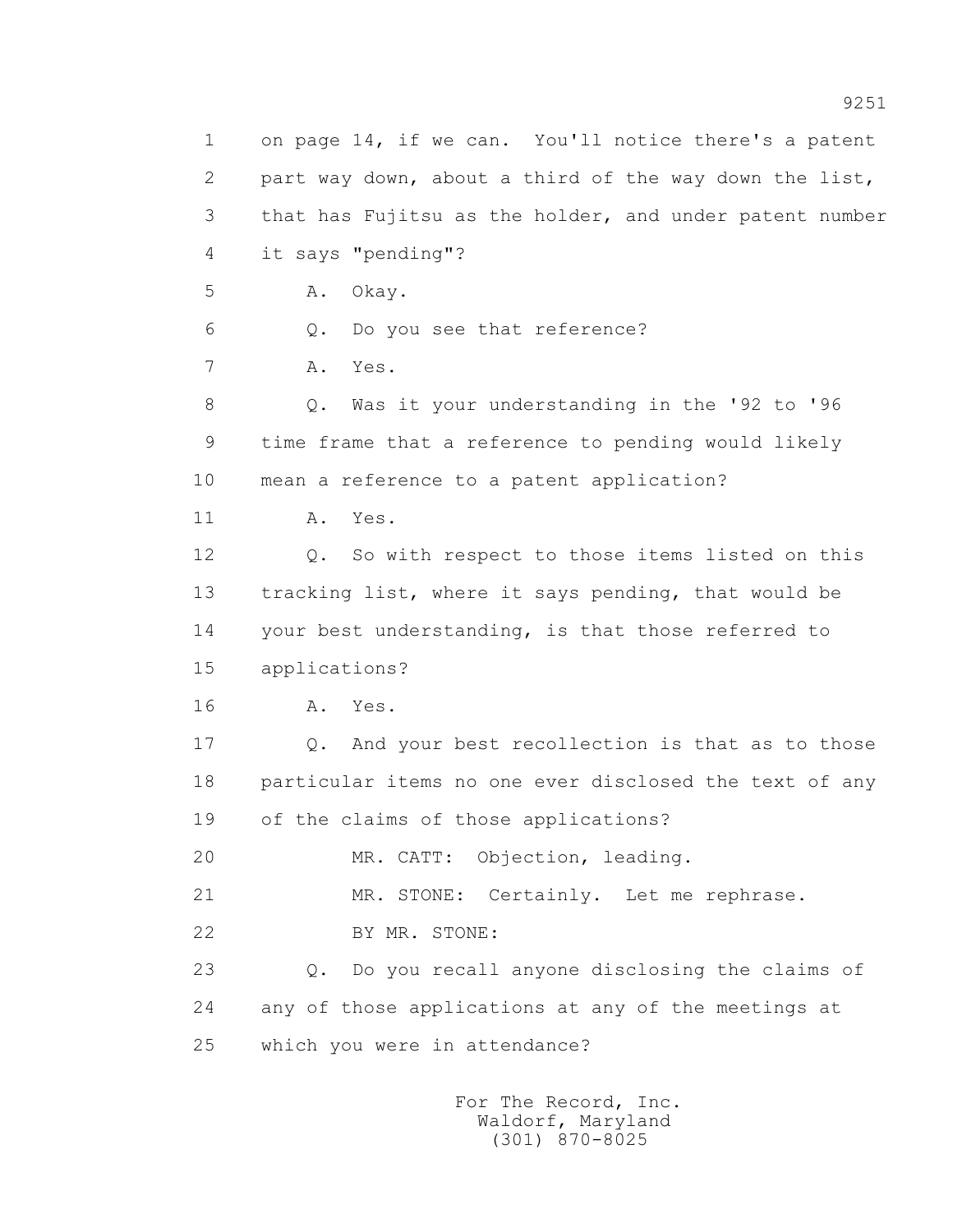1 on page 14, if we can. You'll notice there's a patent
2 part way down, about a third of the way down the list,
3 that has Fujitsu as the holder, and under patent number
4 it says "pending"?

5 A. Okay.

6 Q. Do you see that reference?

7 A. Yes.

8 Q. Was it your understanding in the '92 to '96
9 time frame that a reference to pending would likely
10 mean a reference to a patent application?

11 A. Yes.

12 Q. So with respect to those items listed on this
13 tracking list, where it says pending, that would be
14 your best understanding, is that those referred to
15 applications?

16 A. Yes.

17 Q. And your best recollection is that as to those
18 particular items no one ever disclosed the text of any
19 of the claims of those applications?

20 MR. CATT: Objection, leading.

21 MR. STONE: Certainly. Let me rephrase.

22 BY MR. STONE:

23 Q. Do you recall anyone disclosing the claims of
24 any of those applications at any of the meetings at
25 which you were in attendance?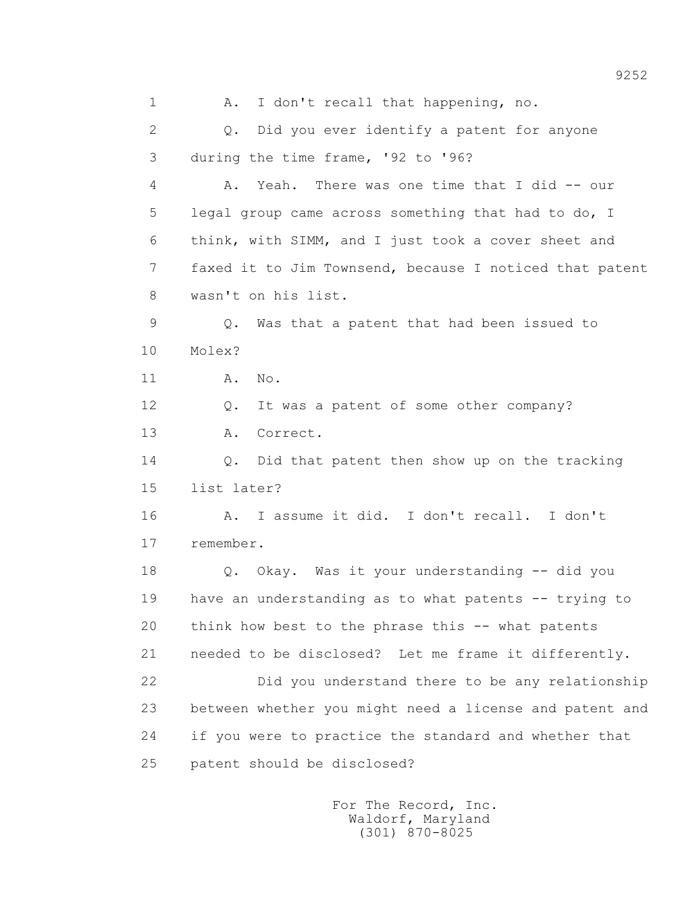1 A. I don't recall that happening, no.

2 Q. Did you ever identify a patent for anyone

3 during the time frame, '92 to '96?

4 A. Yeah. There was one time that I did -- our

5 legal group came across something that had to do, I

6 think, with SIMM, and I just took a cover sheet and

7 faxed it to Jim Townsend, because I noticed that patent

8 wasn't on his list.

9 Q. Was that a patent that had been issued to

10 Molex?

11 A. No.

12 Q. It was a patent of some other company?

13 A. Correct.

14 Q. Did that patent then show up on the tracking

15 list later?

16 A. I assume it did. I don't recall. I don't

17 remember.

18 Q. Okay. Was it your understanding -- did you

19 have an understanding as to what patents -- trying to

20 think how best to the phrase this -- what patents

21 needed to be disclosed? Let me frame it differently.

22 Did you understand there to be any relationship

23 between whether you might need a license and patent and

24 if you were to practice the standard and whether that

25 patent should be disclosed?

For The Record, Inc.
Waldorf, Maryland
(301) 870-8025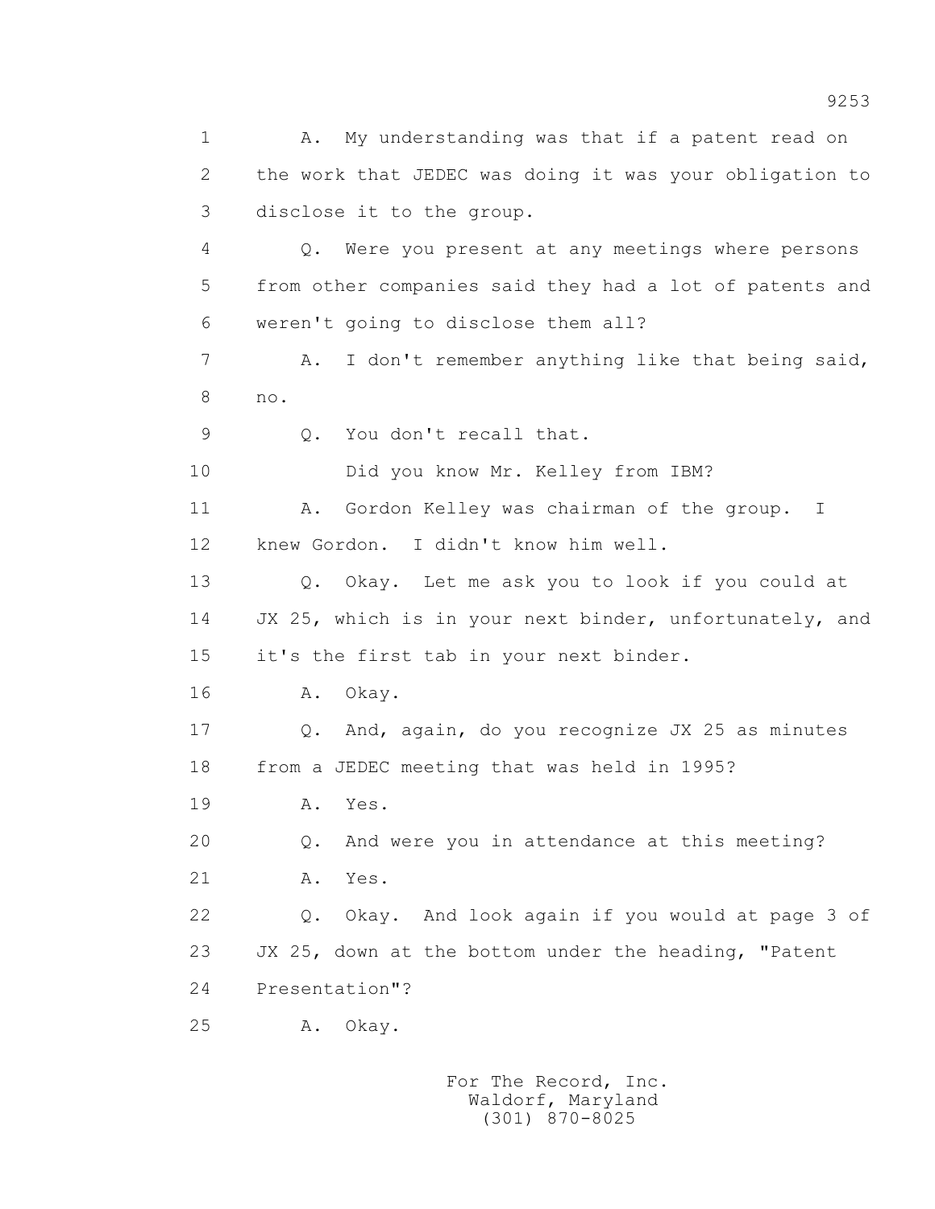1 A. My understanding was that if a patent read on
2 the work that JEDEC was doing it was your obligation to
3 disclose it to the group.

4 Q. Were you present at any meetings where persons
5 from other companies said they had a lot of patents and
6 weren't going to disclose them all?

7 A. I don't remember anything like that being said,
8 no.

9 Q. You don't recall that.

10 Did you know Mr. Kelley from IBM?

11 A. Gordon Kelley was chairman of the group. I
12 knew Gordon. I didn't know him well.

13 Q. Okay. Let me ask you to look if you could at
14 JX 25, which is in your next binder, unfortunately, and
15 it's the first tab in your next binder.

16 A. Okay.

17 Q. And, again, do you recognize JX 25 as minutes
18 from a JEDEC meeting that was held in 1995?

19 A. Yes.

20 Q. And were you in attendance at this meeting?

21 A. Yes.

22 Q. Okay. And look again if you would at page 3 of
23 JX 25, down at the bottom under the heading, "Patent
24 Presentation"?

25 A. Okay.

For The Record, Inc.
Waldorf, Maryland
(301) 870-8025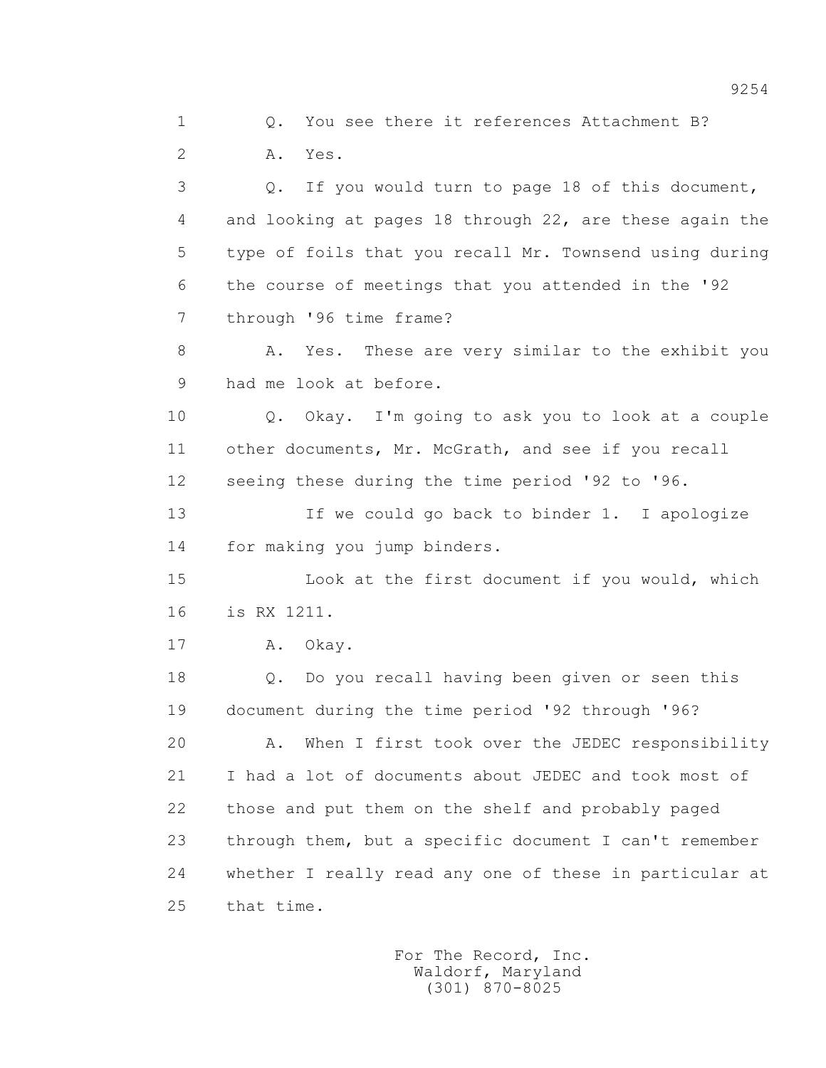1 Q. You see there it references Attachment B?

2 A. Yes.

3 Q. If you would turn to page 18 of this document,

4 and looking at pages 18 through 22, are these again the

5 type of foils that you recall Mr. Townsend using during

6 the course of meetings that you attended in the '92

7 through '96 time frame?

8 A. Yes. These are very similar to the exhibit you

9 had me look at before.

10 Q. Okay. I'm going to ask you to look at a couple

11 other documents, Mr. McGrath, and see if you recall

12 seeing these during the time period '92 to '96.

13 If we could go back to binder 1. I apologize

14 for making you jump binders.

15 Look at the first document if you would, which

16 is RX 1211.

17 A. Okay.

18 Q. Do you recall having been given or seen this

19 document during the time period '92 through '96?

20 A. When I first took over the JEDEC responsibility

21 I had a lot of documents about JEDEC and took most of

22 those and put them on the shelf and probably paged

23 through them, but a specific document I can't remember

24 whether I really read any one of these in particular at

25 that time.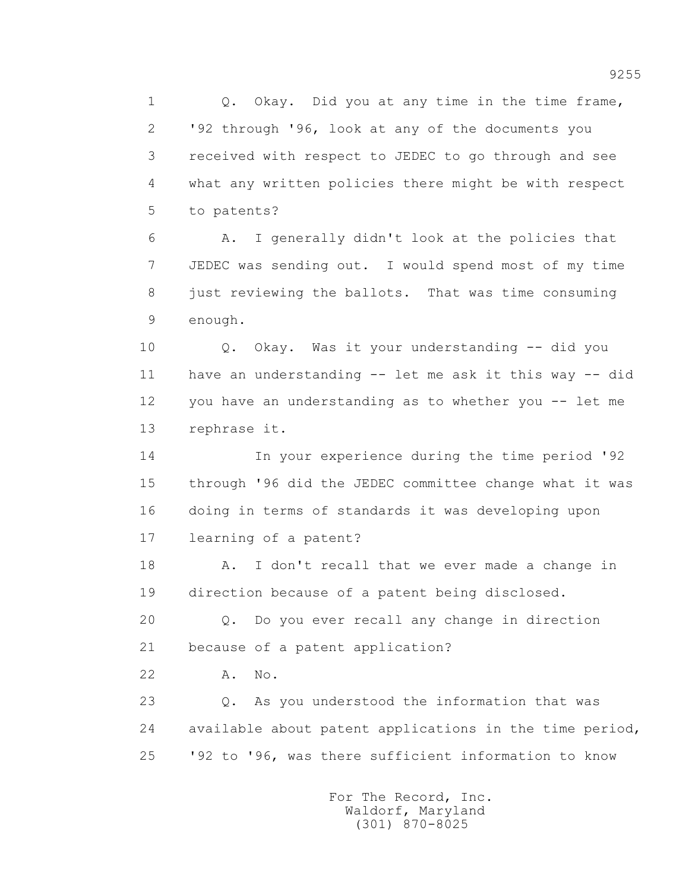Q. Okay. Did you at any time in the time frame, '92 through '96, look at any of the documents you received with respect to JEDEC to go through and see what any written policies there might be with respect to patents?

A. I generally didn't look at the policies that JEDEC was sending out. I would spend most of my time just reviewing the ballots. That was time consuming enough.

Q. Okay. Was it your understanding -- did you have an understanding -- let me ask it this way -- did you have an understanding as to whether you -- let me rephrase it.

In your experience during the time period '92 through '96 did the JEDEC committee change what it was doing in terms of standards it was developing upon learning of a patent?

A. I don't recall that we ever made a change in direction because of a patent being disclosed.

Q. Do you ever recall any change in direction because of a patent application?

A. No.

Q. As you understood the information that was available about patent applications in the time period, '92 to '96, was there sufficient information to know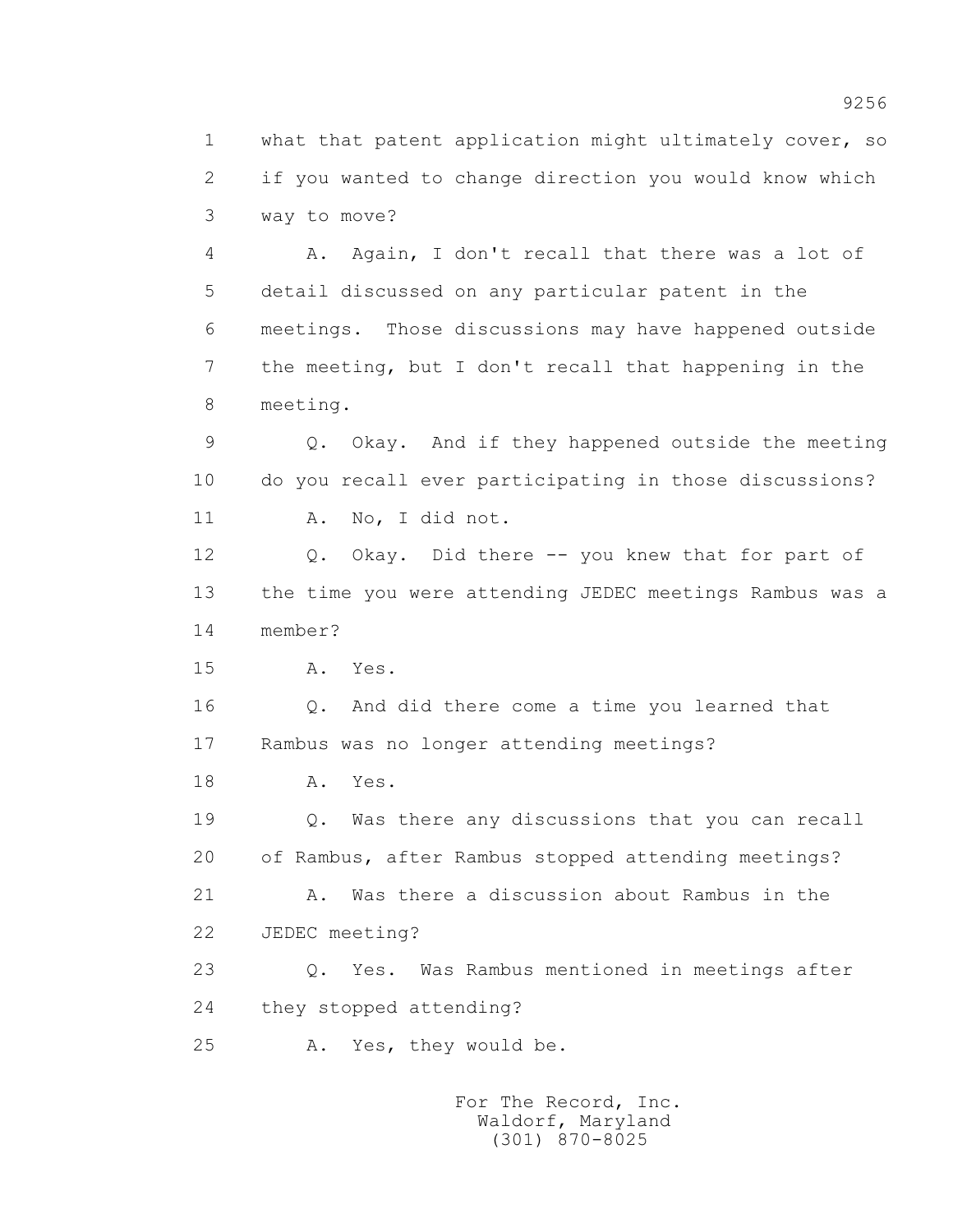what that patent application might ultimately cover, so if you wanted to change direction you would know which way to move?

A. Again, I don't recall that there was a lot of detail discussed on any particular patent in the meetings. Those discussions may have happened outside the meeting, but I don't recall that happening in the meeting.

Q. Okay. And if they happened outside the meeting do you recall ever participating in those discussions?

A. No, I did not.

Q. Okay. Did there -- you knew that for part of the time you were attending JEDEC meetings Rambus was a member?

A. Yes.

Q. And did there come a time you learned that Rambus was no longer attending meetings?

A. Yes.

Q. Was there any discussions that you can recall of Rambus, after Rambus stopped attending meetings?

A. Was there a discussion about Rambus in the JEDEC meeting?

Q. Yes. Was Rambus mentioned in meetings after they stopped attending?

A. Yes, they would be.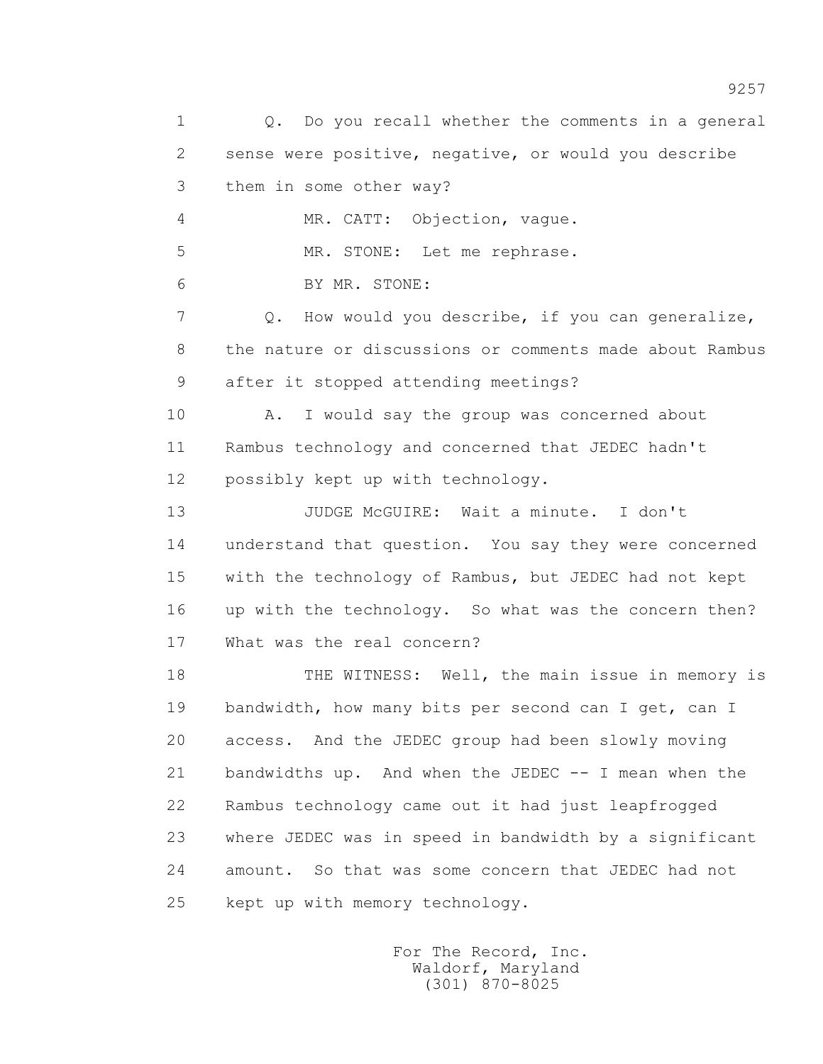1 Q. Do you recall whether the comments in a general
2 sense were positive, negative, or would you describe
3 them in some other way?
4 MR. CATT: Objection, vague.
5 MR. STONE: Let me rephrase.
6 BY MR. STONE:
7 Q. How would you describe, if you can generalize,
8 the nature or discussions or comments made about Rambus
9 after it stopped attending meetings?
10 A. I would say the group was concerned about
11 Rambus technology and concerned that JEDEC hadn't
12 possibly kept up with technology.
13 JUDGE McGUIRE: Wait a minute. I don't
14 understand that question. You say they were concerned
15 with the technology of Rambus, but JEDEC had not kept
16 up with the technology. So what was the concern then?
17 What was the real concern?
18 THE WITNESS: Well, the main issue in memory is
19 bandwidth, how many bits per second can I get, can I
20 access. And the JEDEC group had been slowly moving
21 bandwidths up. And when the JEDEC -- I mean when the
22 Rambus technology came out it had just leapfrogged
23 where JEDEC was in speed in bandwidth by a significant
24 amount. So that was some concern that JEDEC had not
25 kept up with memory technology.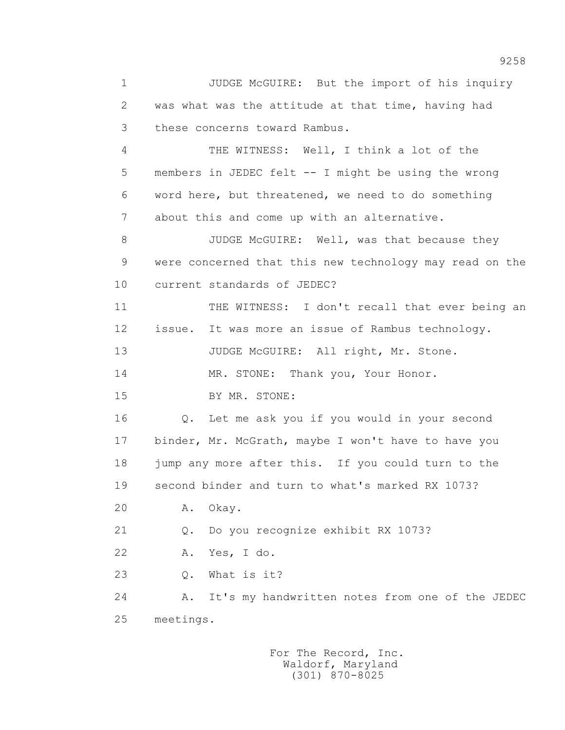1 JUDGE McGUIRE: But the import of his inquiry
2 was what was the attitude at that time, having had
3 these concerns toward Rambus.
4 THE WITNESS: Well, I think a lot of the
5 members in JEDEC felt -- I might be using the wrong
6 word here, but threatened, we need to do something
7 about this and come up with an alternative.
8 JUDGE McGUIRE: Well, was that because they
9 were concerned that this new technology may read on the
10 current standards of JEDEC?
11 THE WITNESS: I don't recall that ever being an
12 issue. It was more an issue of Rambus technology.
13 JUDGE McGUIRE: All right, Mr. Stone.
14 MR. STONE: Thank you, Your Honor.
15 BY MR. STONE:
16 Q. Let me ask you if you would in your second
17 binder, Mr. McGrath, maybe I won't have to have you
18 jump any more after this. If you could turn to the
19 second binder and turn to what's marked RX 1073?
20 A. Okay.
21 Q. Do you recognize exhibit RX 1073?
22 A. Yes, I do.
23 Q. What is it?
24 A. It's my handwritten notes from one of the JEDEC
25 meetings.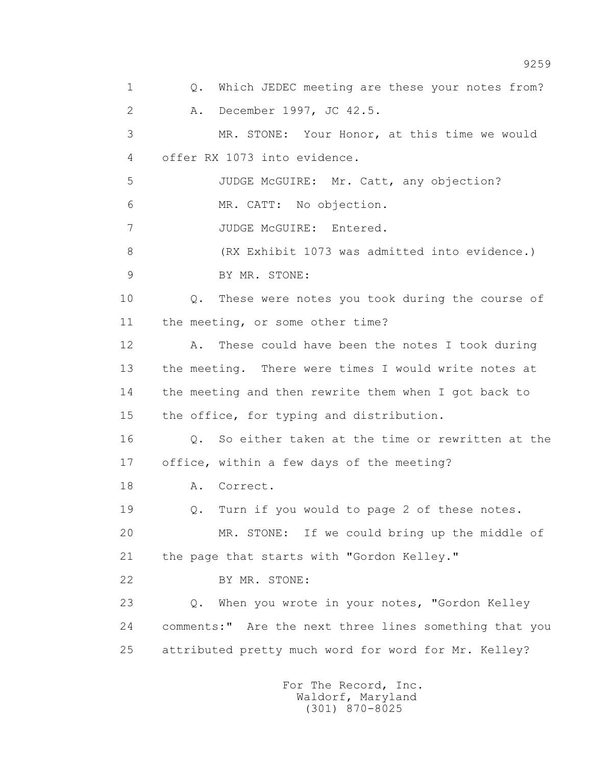1 Q. Which JEDEC meeting are these your notes from?

2 A. December 1997, JC 42.5.

3 MR. STONE: Your Honor, at this time we would

4 offer RX 1073 into evidence.

5 JUDGE McGUIRE: Mr. Catt, any objection?

6 MR. CATT: No objection.

7 JUDGE McGUIRE: Entered.

8 (RX Exhibit 1073 was admitted into evidence.)

9 BY MR. STONE:

10 Q. These were notes you took during the course of

11 the meeting, or some other time?

12 A. These could have been the notes I took during

13 the meeting. There were times I would write notes at

14 the meeting and then rewrite them when I got back to

15 the office, for typing and distribution.

16 Q. So either taken at the time or rewritten at the

17 office, within a few days of the meeting?

18 A. Correct.

19 Q. Turn if you would to page 2 of these notes.

20 MR. STONE: If we could bring up the middle of

21 the page that starts with "Gordon Kelley."

22 BY MR. STONE:

23 Q. When you wrote in your notes, "Gordon Kelley

24 comments:" Are the next three lines something that you

25 attributed pretty much word for word for Mr. Kelley?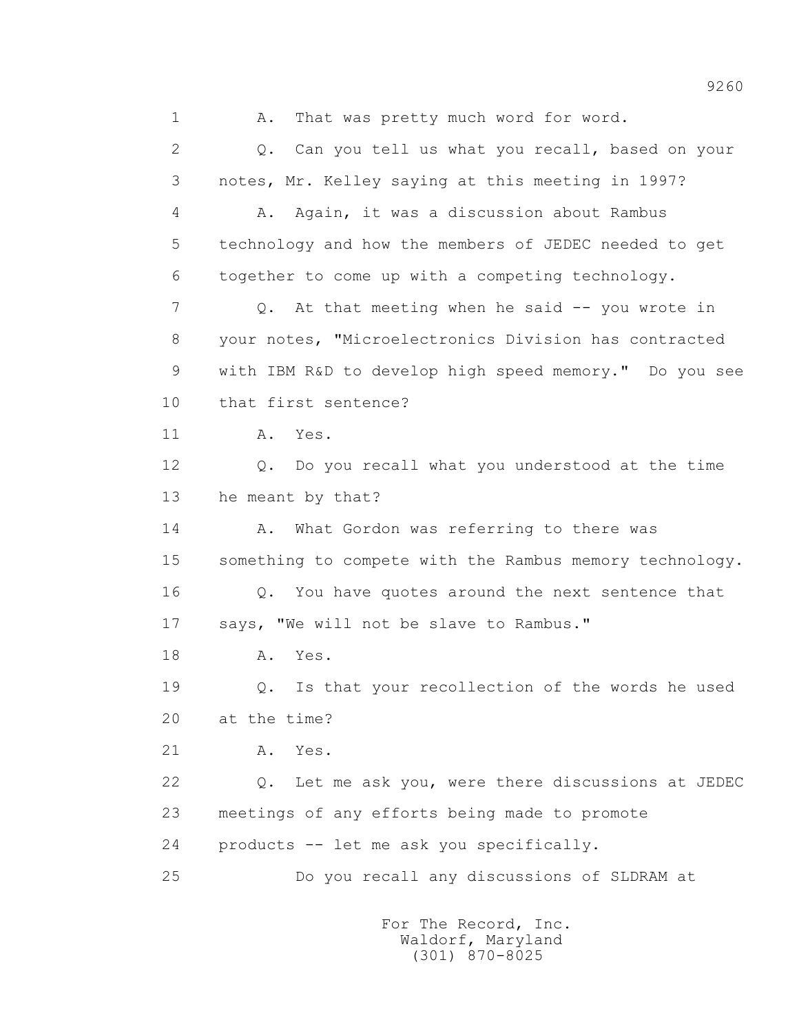1 A. That was pretty much word for word.

2 Q. Can you tell us what you recall, based on your

3 notes, Mr. Kelley saying at this meeting in 1997?

4 A. Again, it was a discussion about Rambus

5 technology and how the members of JEDEC needed to get

6 together to come up with a competing technology.

7 Q. At that meeting when he said -- you wrote in

8 your notes, "Microelectronics Division has contracted

9 with IBM R&D to develop high speed memory." Do you see

10 that first sentence?

11 A. Yes.

12 Q. Do you recall what you understood at the time

13 he meant by that?

14 A. What Gordon was referring to there was

15 something to compete with the Rambus memory technology.

16 Q. You have quotes around the next sentence that

17 says, "We will not be slave to Rambus."

18 A. Yes.

19 Q. Is that your recollection of the words he used

20 at the time?

21 A. Yes.

22 Q. Let me ask you, were there discussions at JEDEC

23 meetings of any efforts being made to promote

24 products -- let me ask you specifically.

25 Do you recall any discussions of SLDRAM at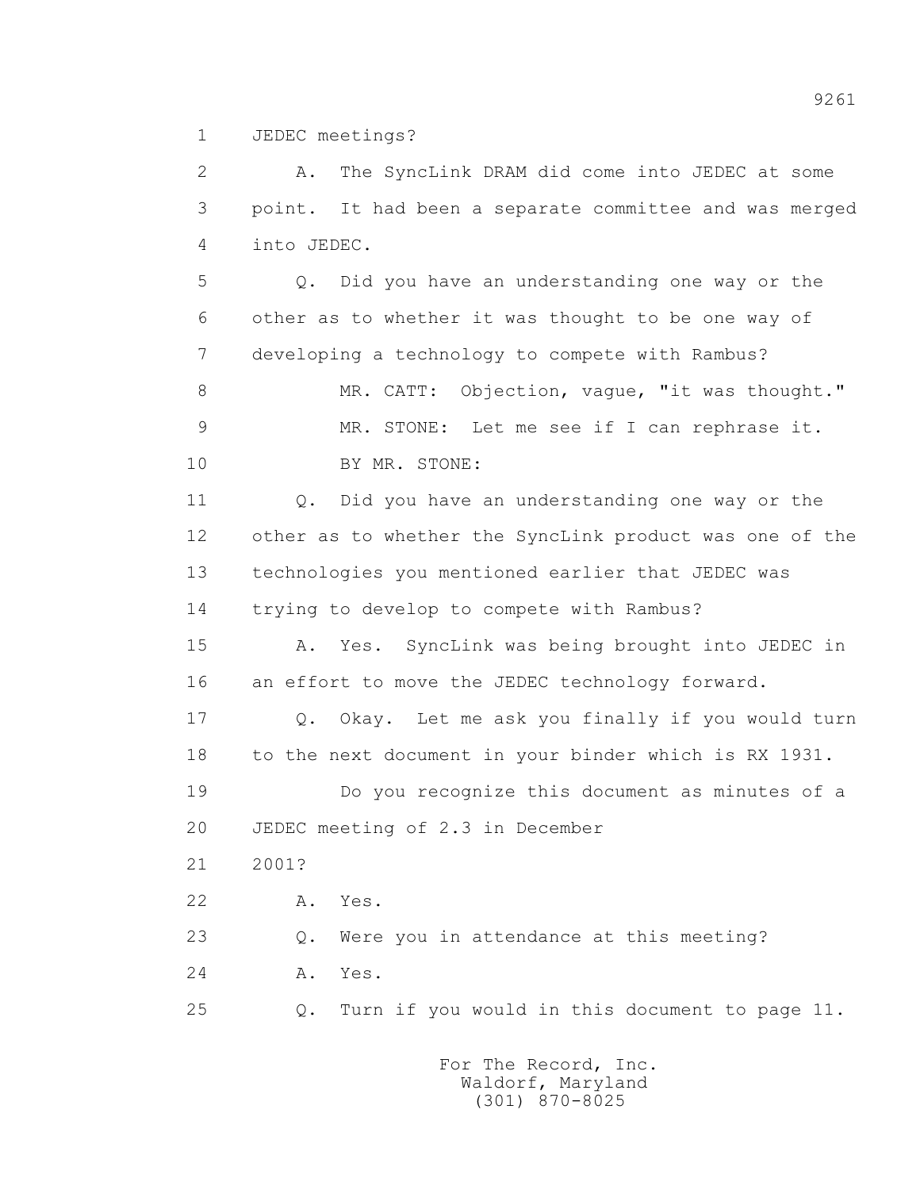1 JEDEC meetings?

2 A. The SyncLink DRAM did come into JEDEC at some
3 point. It had been a separate committee and was merged
4 into JEDEC.

5 Q. Did you have an understanding one way or the
6 other as to whether it was thought to be one way of
7 developing a technology to compete with Rambus?

8 MR. CATT: Objection, vague, "it was thought."

9 MR. STONE: Let me see if I can rephrase it.

10 BY MR. STONE:

11 Q. Did you have an understanding one way or the
12 other as to whether the SyncLink product was one of the
13 technologies you mentioned earlier that JEDEC was
14 trying to develop to compete with Rambus?

15 A. Yes. SyncLink was being brought into JEDEC in
16 an effort to move the JEDEC technology forward.

17 Q. Okay. Let me ask you finally if you would turn
18 to the next document in your binder which is RX 1931.

19 Do you recognize this document as minutes of a
20 JEDEC meeting of 2.3 in December
21 2001?

22 A. Yes.

23 Q. Were you in attendance at this meeting?

24 A. Yes.

25 Q. Turn if you would in this document to page 11.

For The Record, Inc.
Waldorf, Maryland
(301) 870-8025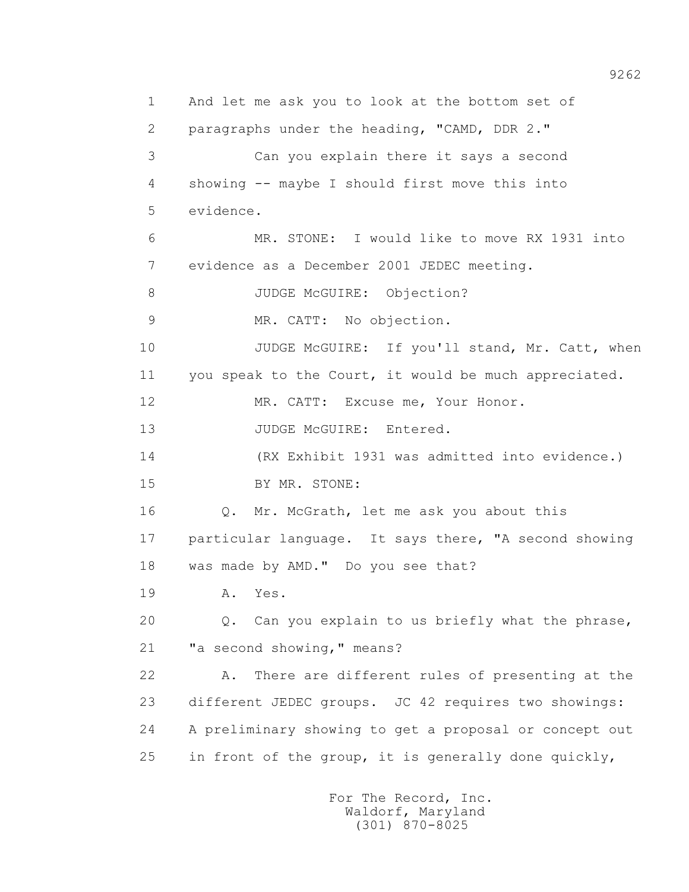1 And let me ask you to look at the bottom set of
2 paragraphs under the heading, "CAMD, DDR 2."
3 Can you explain there it says a second
4 showing -- maybe I should first move this into
5 evidence.
6 MR. STONE: I would like to move RX 1931 into
7 evidence as a December 2001 JEDEC meeting.
8 JUDGE McGUIRE: Objection?
9 MR. CATT: No objection.
10 JUDGE McGUIRE: If you'll stand, Mr. Catt, when
11 you speak to the Court, it would be much appreciated.
12 MR. CATT: Excuse me, Your Honor.
13 JUDGE McGUIRE: Entered.
14 (RX Exhibit 1931 was admitted into evidence.)
15 BY MR. STONE:
16 Q. Mr. McGrath, let me ask you about this
17 particular language. It says there, "A second showing
18 was made by AMD." Do you see that?
19 A. Yes.
20 Q. Can you explain to us briefly what the phrase,
21 "a second showing," means?
22 A. There are different rules of presenting at the
23 different JEDEC groups. JC 42 requires two showings:
24 A preliminary showing to get a proposal or concept out
25 in front of the group, it is generally done quickly,

For The Record, Inc.
Waldorf, Maryland
(301) 870-8025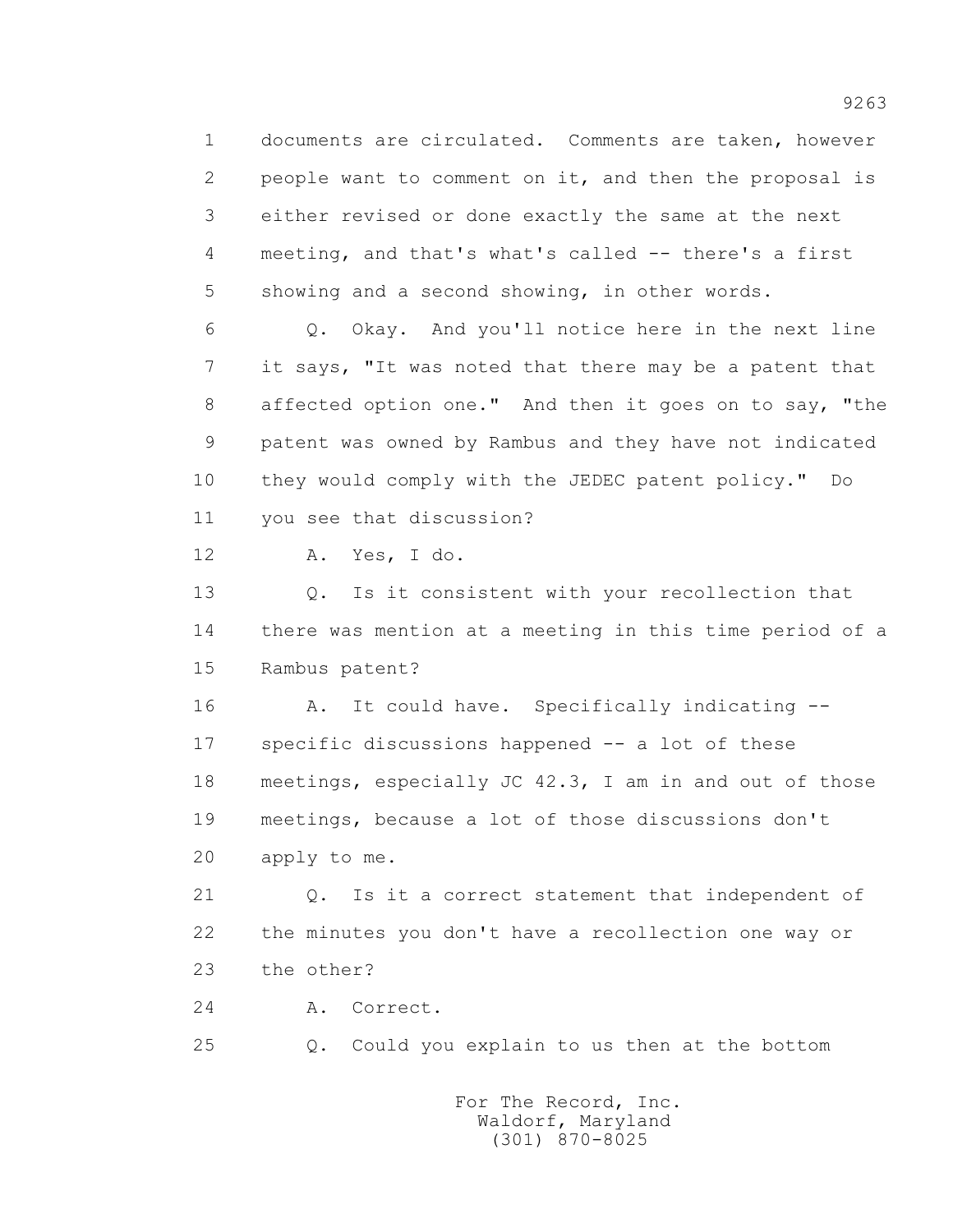1 documents are circulated. Comments are taken, however
2 people want to comment on it, and then the proposal is
3 either revised or done exactly the same at the next
4 meeting, and that's what's called -- there's a first
5 showing and a second showing, in other words.

6 Q. Okay. And you'll notice here in the next line
7 it says, "It was noted that there may be a patent that
8 affected option one." And then it goes on to say, "the
9 patent was owned by Rambus and they have not indicated
10 they would comply with the JEDEC patent policy." Do
11 you see that discussion?

12 A. Yes, I do.

13 Q. Is it consistent with your recollection that
14 there was mention at a meeting in this time period of a
15 Rambus patent?

16 A. It could have. Specifically indicating --
17 specific discussions happened -- a lot of these
18 meetings, especially JC 42.3, I am in and out of those
19 meetings, because a lot of those discussions don't
20 apply to me.

21 Q. Is it a correct statement that independent of
22 the minutes you don't have a recollection one way or
23 the other?

24 A. Correct.

25 Q. Could you explain to us then at the bottom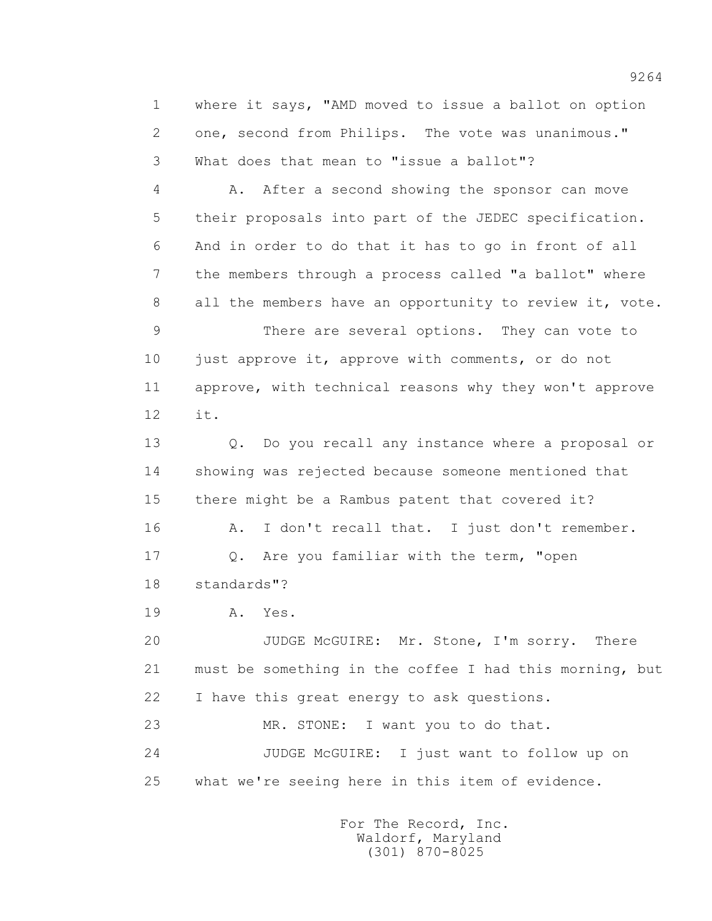where it says, "AMD moved to issue a ballot on option one, second from Philips. The vote was unanimous." What does that mean to "issue a ballot"?

A. After a second showing the sponsor can move their proposals into part of the JEDEC specification. And in order to do that it has to go in front of all the members through a process called "a ballot" where all the members have an opportunity to review it, vote.

There are several options. They can vote to just approve it, approve with comments, or do not approve, with technical reasons why they won't approve it.

Q. Do you recall any instance where a proposal or showing was rejected because someone mentioned that there might be a Rambus patent that covered it?

A. I don't recall that. I just don't remember.

Q. Are you familiar with the term, "open standards"?

A. Yes.

JUDGE McGUIRE: Mr. Stone, I'm sorry. There must be something in the coffee I had this morning, but I have this great energy to ask questions.

MR. STONE: I want you to do that.

JUDGE McGUIRE: I just want to follow up on what we're seeing here in this item of evidence.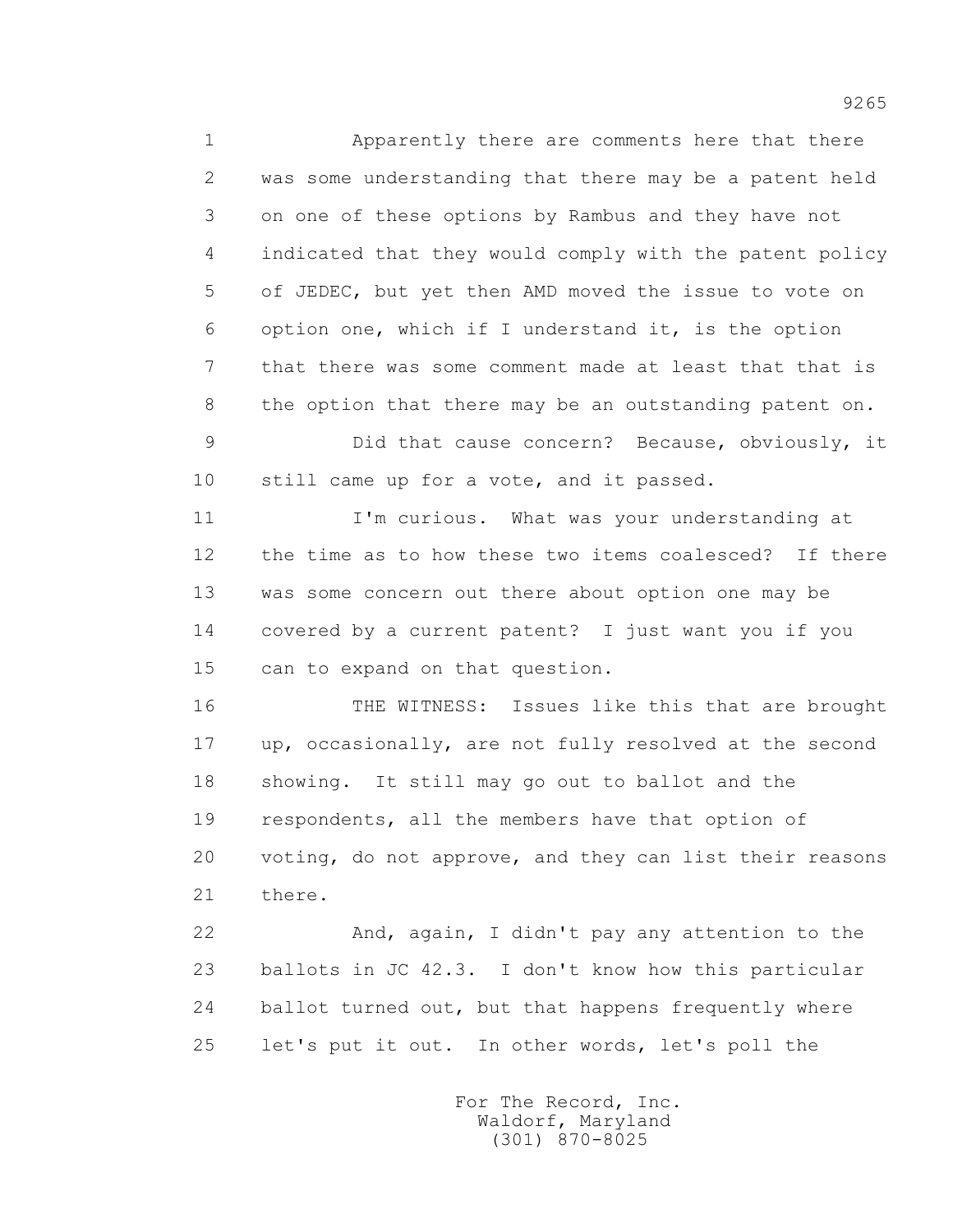Apparently there are comments here that there was some understanding that there may be a patent held on one of these options by Rambus and they have not indicated that they would comply with the patent policy of JEDEC, but yet then AMD moved the issue to vote on option one, which if I understand it, is the option that there was some comment made at least that that is the option that there may be an outstanding patent on.

Did that cause concern? Because, obviously, it still came up for a vote, and it passed.

I'm curious. What was your understanding at the time as to how these two items coalesced? If there was some concern out there about option one may be covered by a current patent? I just want you if you can to expand on that question.

THE WITNESS: Issues like this that are brought up, occasionally, are not fully resolved at the second showing. It still may go out to ballot and the respondents, all the members have that option of voting, do not approve, and they can list their reasons there.

And, again, I didn't pay any attention to the ballots in JC 42.3. I don't know how this particular ballot turned out, but that happens frequently where let's put it out. In other words, let's poll the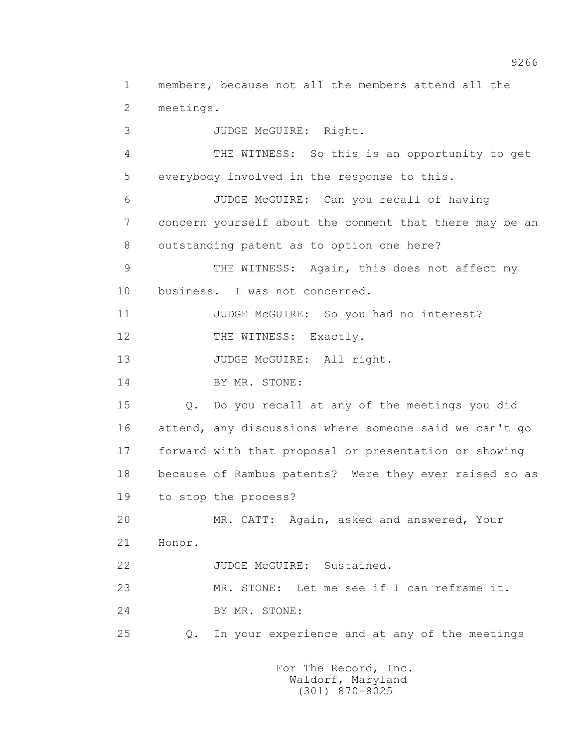1 members, because not all the members attend all the
2 meetings.
3 JUDGE McGUIRE: Right.
4 THE WITNESS: So this is an opportunity to get
5 everybody involved in the response to this.
6 JUDGE McGUIRE: Can you recall of having
7 concern yourself about the comment that there may be an
8 outstanding patent as to option one here?
9 THE WITNESS: Again, this does not affect my
10 business. I was not concerned.
11 JUDGE McGUIRE: So you had no interest?
12 THE WITNESS: Exactly.
13 JUDGE McGUIRE: All right.
14 BY MR. STONE:
15 Q. Do you recall at any of the meetings you did
16 attend, any discussions where someone said we can't go
17 forward with that proposal or presentation or showing
18 because of Rambus patents? Were they ever raised so as
19 to stop the process?
20 MR. CATT: Again, asked and answered, Your
21 Honor.
22 JUDGE McGUIRE: Sustained.
23 MR. STONE: Let me see if I can reframe it.
24 BY MR. STONE:
25 Q. In your experience and at any of the meetings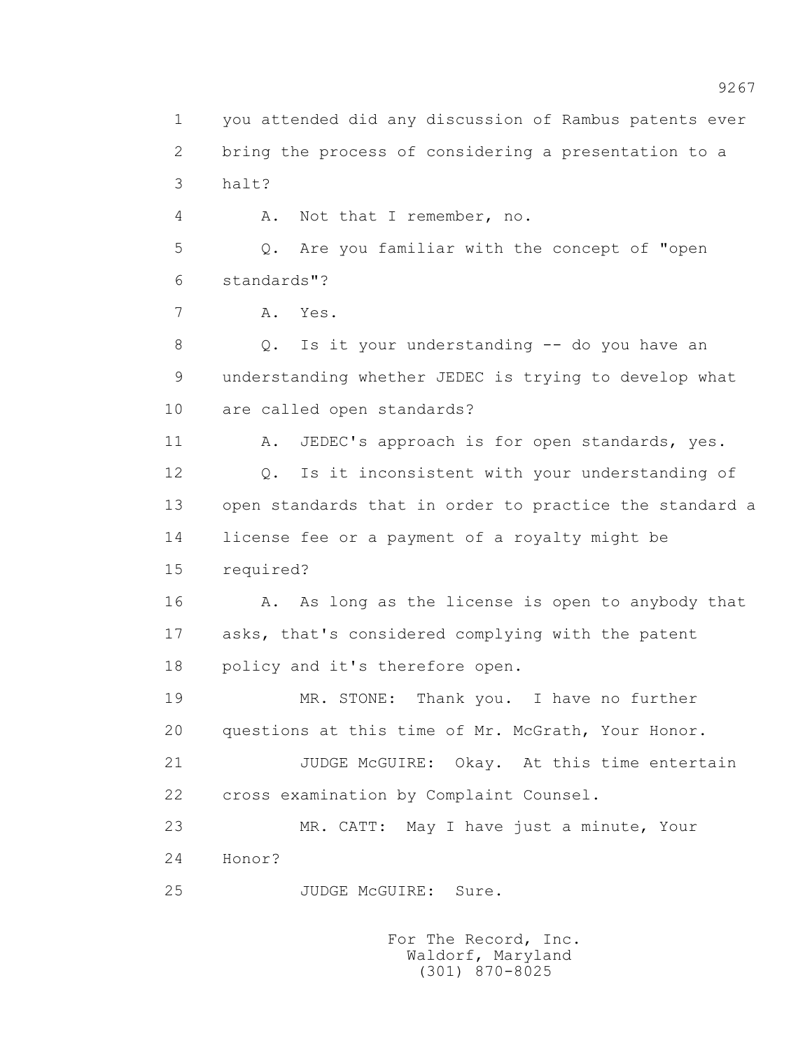1 you attended did any discussion of Rambus patents ever
2 bring the process of considering a presentation to a
3 halt?

4 A. Not that I remember, no.

5 Q. Are you familiar with the concept of "open
6 standards"?

7 A. Yes.

8 Q. Is it your understanding -- do you have an
9 understanding whether JEDEC is trying to develop what
10 are called open standards?

11 A. JEDEC's approach is for open standards, yes.

12 Q. Is it inconsistent with your understanding of
13 open standards that in order to practice the standard a
14 license fee or a payment of a royalty might be
15 required?

16 A. As long as the license is open to anybody that
17 asks, that's considered complying with the patent
18 policy and it's therefore open.

19 MR. STONE: Thank you. I have no further
20 questions at this time of Mr. McGrath, Your Honor.

21 JUDGE McGUIRE: Okay. At this time entertain
22 cross examination by Complaint Counsel.

23 MR. CATT: May I have just a minute, Your
24 Honor?

25 JUDGE McGUIRE: Sure.

For The Record, Inc.
Waldorf, Maryland
(301) 870-8025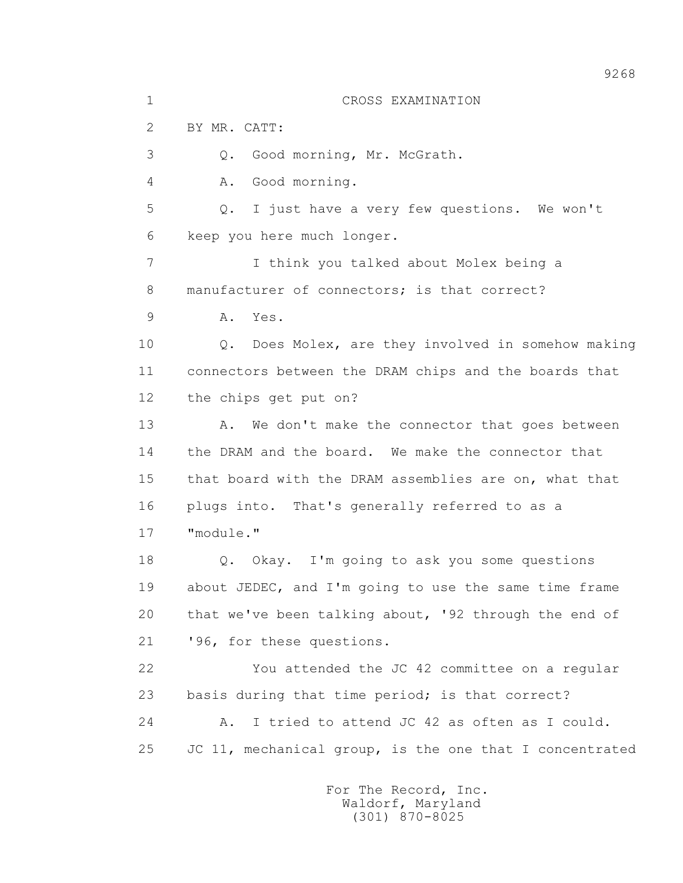CROSS EXAMINATION

BY MR. CATT:

Q. Good morning, Mr. McGrath.

A. Good morning.

Q. I just have a very few questions. We won't keep you here much longer.

I think you talked about Molex being a manufacturer of connectors; is that correct?

A. Yes.

Q. Does Molex, are they involved in somehow making connectors between the DRAM chips and the boards that the chips get put on?

A. We don't make the connector that goes between the DRAM and the board. We make the connector that that board with the DRAM assemblies are on, what that plugs into. That's generally referred to as a "module."

Q. Okay. I'm going to ask you some questions about JEDEC, and I'm going to use the same time frame that we've been talking about, '92 through the end of '96, for these questions.

You attended the JC 42 committee on a regular basis during that time period; is that correct?

A. I tried to attend JC 42 as often as I could. JC 11, mechanical group, is the one that I concentrated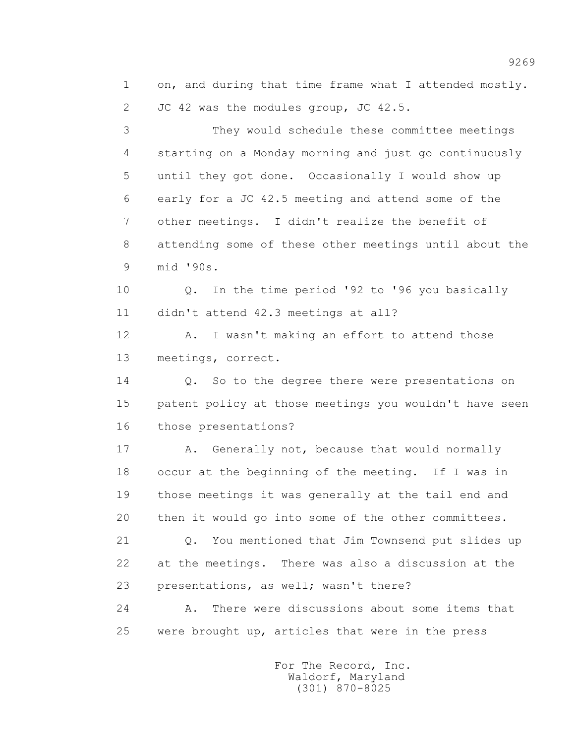on, and during that time frame what I attended mostly. JC 42 was the modules group, JC 42.5.

They would schedule these committee meetings starting on a Monday morning and just go continuously until they got done. Occasionally I would show up early for a JC 42.5 meeting and attend some of the other meetings. I didn't realize the benefit of attending some of these other meetings until about the mid '90s.

Q. In the time period '92 to '96 you basically didn't attend 42.3 meetings at all?

A. I wasn't making an effort to attend those meetings, correct.

Q. So to the degree there were presentations on patent policy at those meetings you wouldn't have seen those presentations?

A. Generally not, because that would normally occur at the beginning of the meeting. If I was in those meetings it was generally at the tail end and then it would go into some of the other committees.

Q. You mentioned that Jim Townsend put slides up at the meetings. There was also a discussion at the presentations, as well; wasn't there?

A. There were discussions about some items that were brought up, articles that were in the press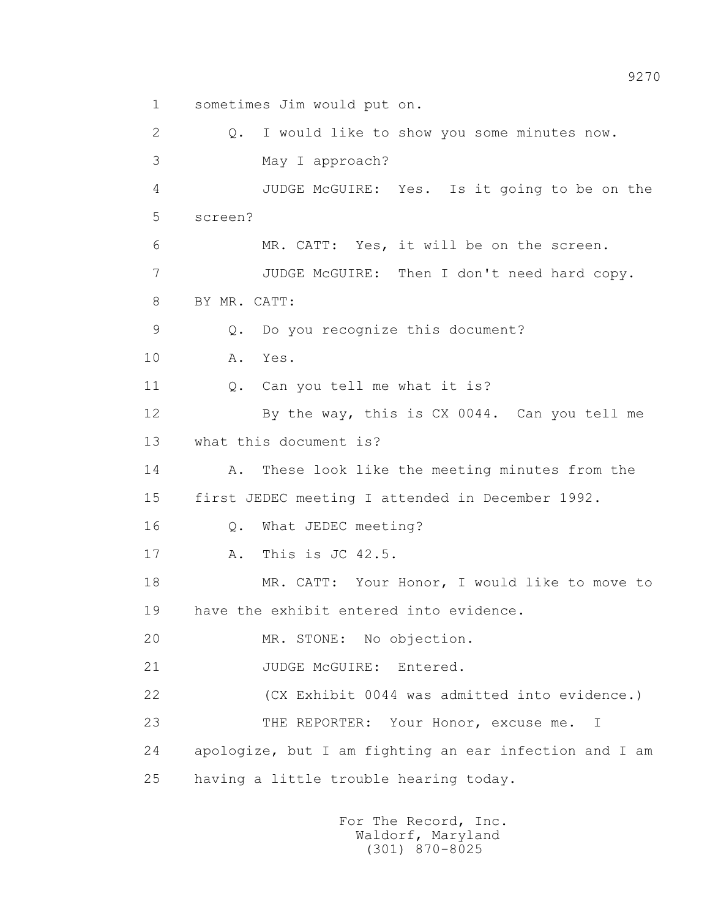1 sometimes Jim would put on.

2 Q. I would like to show you some minutes now.

3 May I approach?

4 JUDGE McGUIRE: Yes. Is it going to be on the

5 screen?

6 MR. CATT: Yes, it will be on the screen.

7 JUDGE McGUIRE: Then I don't need hard copy.

8 BY MR. CATT:

9 Q. Do you recognize this document?

10 A. Yes.

11 Q. Can you tell me what it is?

12 By the way, this is CX 0044. Can you tell me

13 what this document is?

14 A. These look like the meeting minutes from the

15 first JEDEC meeting I attended in December 1992.

16 Q. What JEDEC meeting?

17 A. This is JC 42.5.

18 MR. CATT: Your Honor, I would like to move to

19 have the exhibit entered into evidence.

20 MR. STONE: No objection.

21 JUDGE McGUIRE: Entered.

22 (CX Exhibit 0044 was admitted into evidence.)

23 THE REPORTER: Your Honor, excuse me. I

24 apologize, but I am fighting an ear infection and I am

25 having a little trouble hearing today.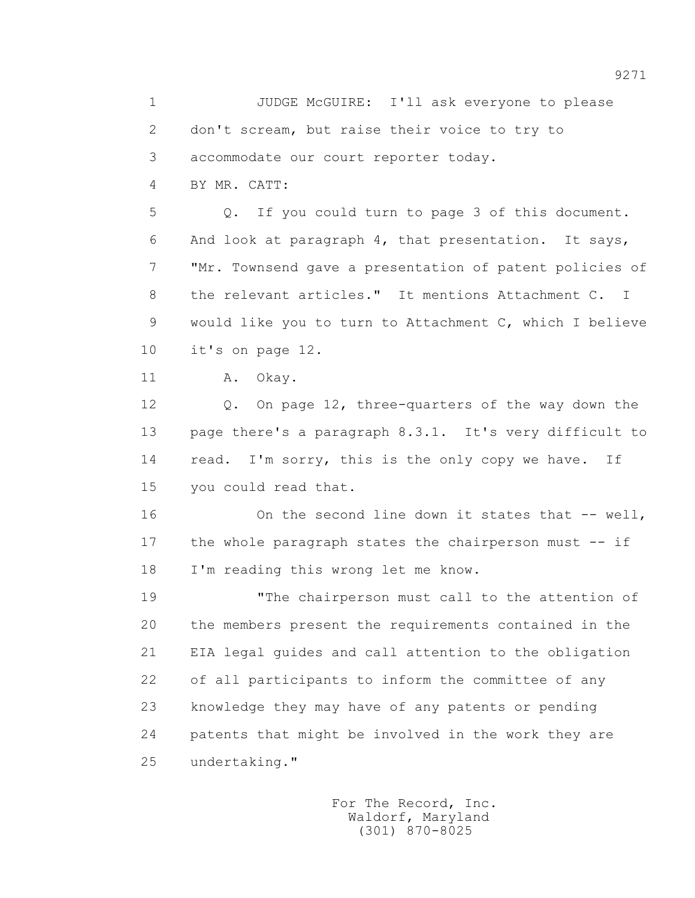1 JUDGE McGUIRE: I'll ask everyone to please
2 don't scream, but raise their voice to try to
3 accommodate our court reporter today.
4 BY MR. CATT:
5 Q. If you could turn to page 3 of this document.
6 And look at paragraph 4, that presentation. It says,
7 "Mr. Townsend gave a presentation of patent policies of
8 the relevant articles." It mentions Attachment C. I
9 would like you to turn to Attachment C, which I believe
10 it's on page 12.
11 A. Okay.
12 Q. On page 12, three-quarters of the way down the
13 page there's a paragraph 8.3.1. It's very difficult to
14 read. I'm sorry, this is the only copy we have. If
15 you could read that.
16 On the second line down it states that -- well,
17 the whole paragraph states the chairperson must -- if
18 I'm reading this wrong let me know.
19 "The chairperson must call to the attention of
20 the members present the requirements contained in the
21 EIA legal guides and call attention to the obligation
22 of all participants to inform the committee of any
23 knowledge they may have of any patents or pending
24 patents that might be involved in the work they are
25 undertaking."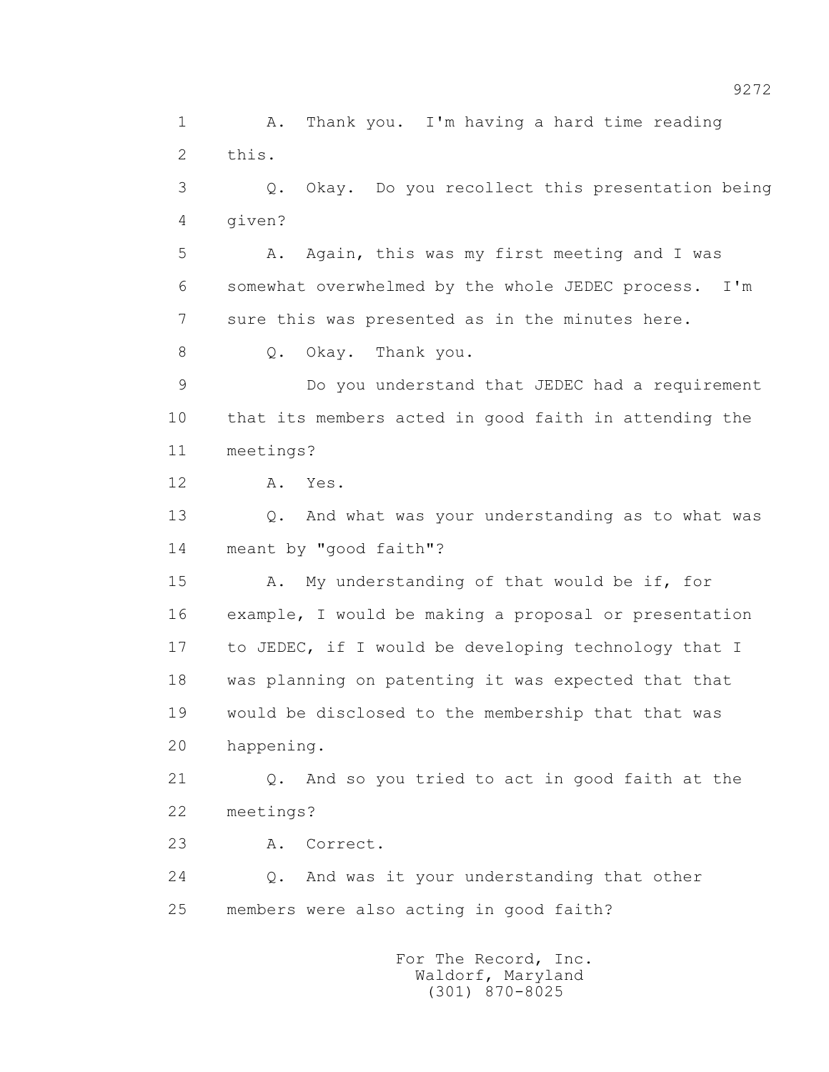A. Thank you. I'm having a hard time reading this.

Q. Okay. Do you recollect this presentation being given?

A. Again, this was my first meeting and I was somewhat overwhelmed by the whole JEDEC process. I'm sure this was presented as in the minutes here.

Q. Okay. Thank you.

Do you understand that JEDEC had a requirement that its members acted in good faith in attending the meetings?

A. Yes.

Q. And what was your understanding as to what was meant by "good faith"?

A. My understanding of that would be if, for example, I would be making a proposal or presentation to JEDEC, if I would be developing technology that I was planning on patenting it was expected that that would be disclosed to the membership that that was happening.

Q. And so you tried to act in good faith at the meetings?

A. Correct.

Q. And was it your understanding that other members were also acting in good faith?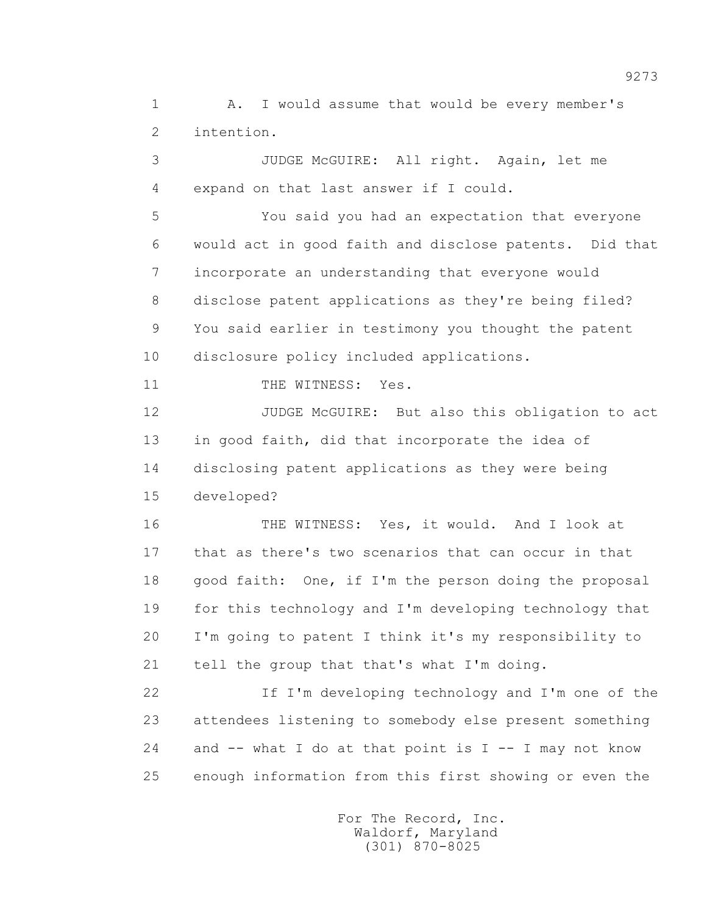A. I would assume that would be every member's intention.

JUDGE McGUIRE: All right. Again, let me expand on that last answer if I could.

You said you had an expectation that everyone would act in good faith and disclose patents. Did that incorporate an understanding that everyone would disclose patent applications as they're being filed? You said earlier in testimony you thought the patent disclosure policy included applications.

THE WITNESS: Yes.

JUDGE McGUIRE: But also this obligation to act in good faith, did that incorporate the idea of disclosing patent applications as they were being developed?

THE WITNESS: Yes, it would. And I look at that as there's two scenarios that can occur in that good faith: One, if I'm the person doing the proposal for this technology and I'm developing technology that I'm going to patent I think it's my responsibility to tell the group that that's what I'm doing.

If I'm developing technology and I'm one of the attendees listening to somebody else present something and -- what I do at that point is I -- I may not know enough information from this first showing or even the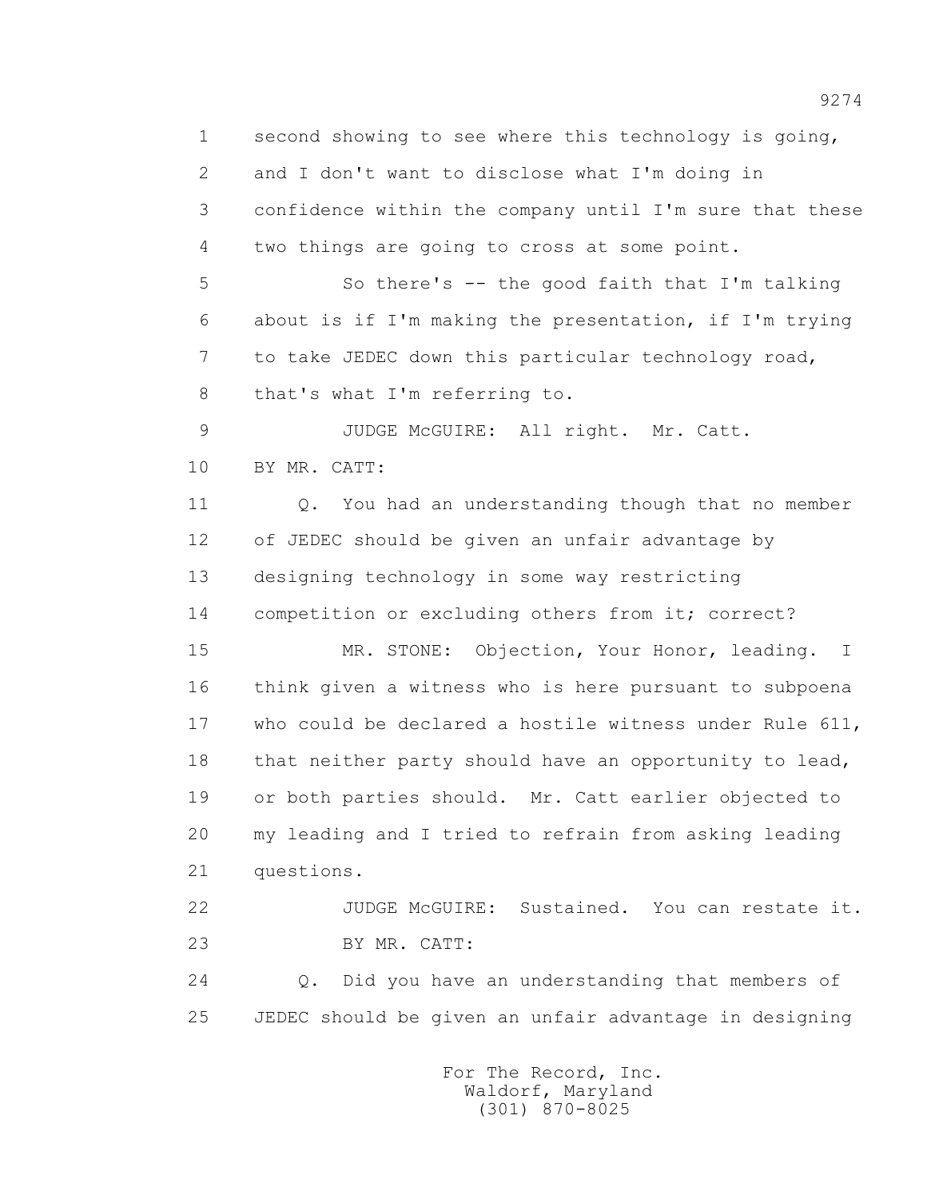second showing to see where this technology is going, and I don't want to disclose what I'm doing in confidence within the company until I'm sure that these two things are going to cross at some point.

So there's -- the good faith that I'm talking about is if I'm making the presentation, if I'm trying to take JEDEC down this particular technology road, that's what I'm referring to.

JUDGE McGUIRE: All right. Mr. Catt.

BY MR. CATT:

Q. You had an understanding though that no member of JEDEC should be given an unfair advantage by designing technology in some way restricting competition or excluding others from it; correct?

MR. STONE: Objection, Your Honor, leading. I think given a witness who is here pursuant to subpoena who could be declared a hostile witness under Rule 611, that neither party should have an opportunity to lead, or both parties should. Mr. Catt earlier objected to my leading and I tried to refrain from asking leading questions.

JUDGE McGUIRE: Sustained. You can restate it.

BY MR. CATT:

Q. Did you have an understanding that members of JEDEC should be given an unfair advantage in designing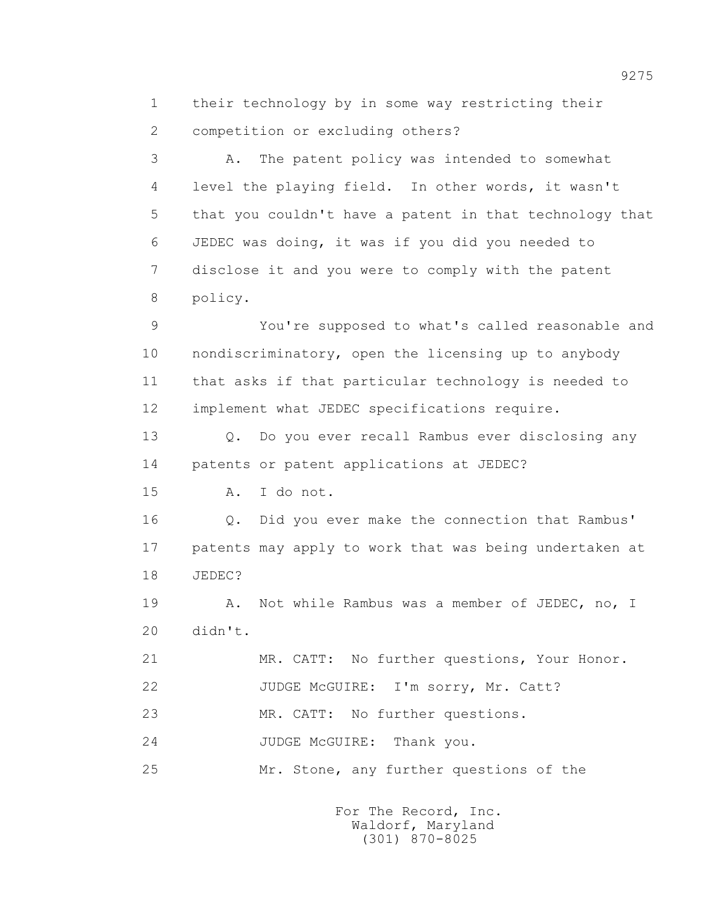1 their technology by in some way restricting their
2 competition or excluding others?
3 A. The patent policy was intended to somewhat
4 level the playing field. In other words, it wasn't
5 that you couldn't have a patent in that technology that
6 JEDEC was doing, it was if you did you needed to
7 disclose it and you were to comply with the patent
8 policy.
9 You're supposed to what's called reasonable and
10 nondiscriminatory, open the licensing up to anybody
11 that asks if that particular technology is needed to
12 implement what JEDEC specifications require.
13 Q. Do you ever recall Rambus ever disclosing any
14 patents or patent applications at JEDEC?
15 A. I do not.
16 Q. Did you ever make the connection that Rambus'
17 patents may apply to work that was being undertaken at
18 JEDEC?
19 A. Not while Rambus was a member of JEDEC, no, I
20 didn't.
21 MR. CATT: No further questions, Your Honor.
22 JUDGE McGUIRE: I'm sorry, Mr. Catt?
23 MR. CATT: No further questions.
24 JUDGE McGUIRE: Thank you.
25 Mr. Stone, any further questions of the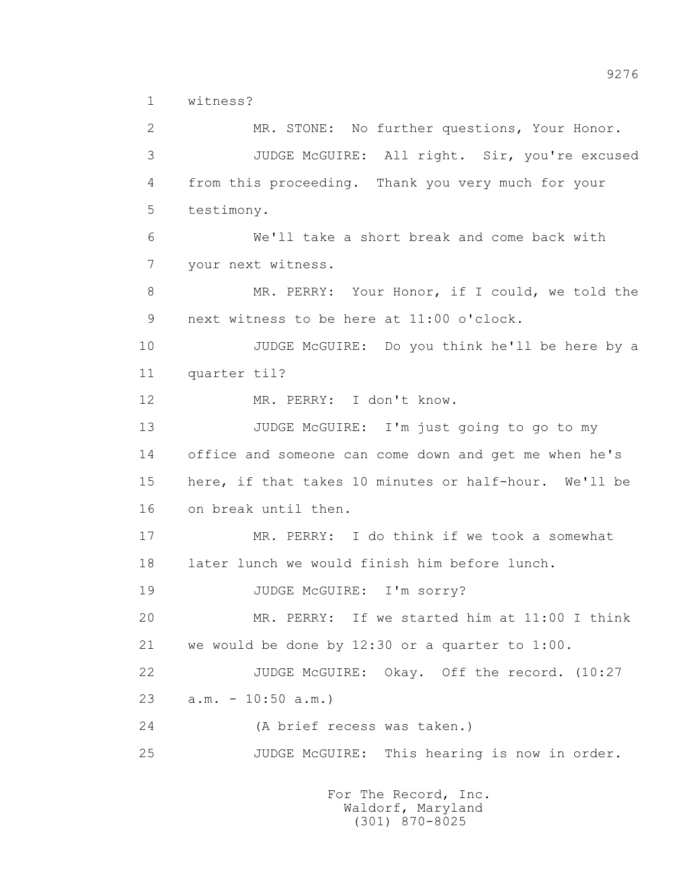1 witness?

2 MR. STONE: No further questions, Your Honor.

3 JUDGE McGUIRE: All right. Sir, you're excused

4 from this proceeding. Thank you very much for your

5 testimony.

6 We'll take a short break and come back with

7 your next witness.

8 MR. PERRY: Your Honor, if I could, we told the

9 next witness to be here at 11:00 o'clock.

10 JUDGE McGUIRE: Do you think he'll be here by a

11 quarter til?

12 MR. PERRY: I don't know.

13 JUDGE McGUIRE: I'm just going to go to my

14 office and someone can come down and get me when he's

15 here, if that takes 10 minutes or half-hour. We'll be

16 on break until then.

17 MR. PERRY: I do think if we took a somewhat

18 later lunch we would finish him before lunch.

19 JUDGE McGUIRE: I'm sorry?

20 MR. PERRY: If we started him at 11:00 I think

21 we would be done by 12:30 or a quarter to 1:00.

22 JUDGE McGUIRE: Okay. Off the record. (10:27

23 a.m. - 10:50 a.m.)

24 (A brief recess was taken.)

25 JUDGE McGUIRE: This hearing is now in order.

For The Record, Inc.
Waldorf, Maryland
(301) 870-8025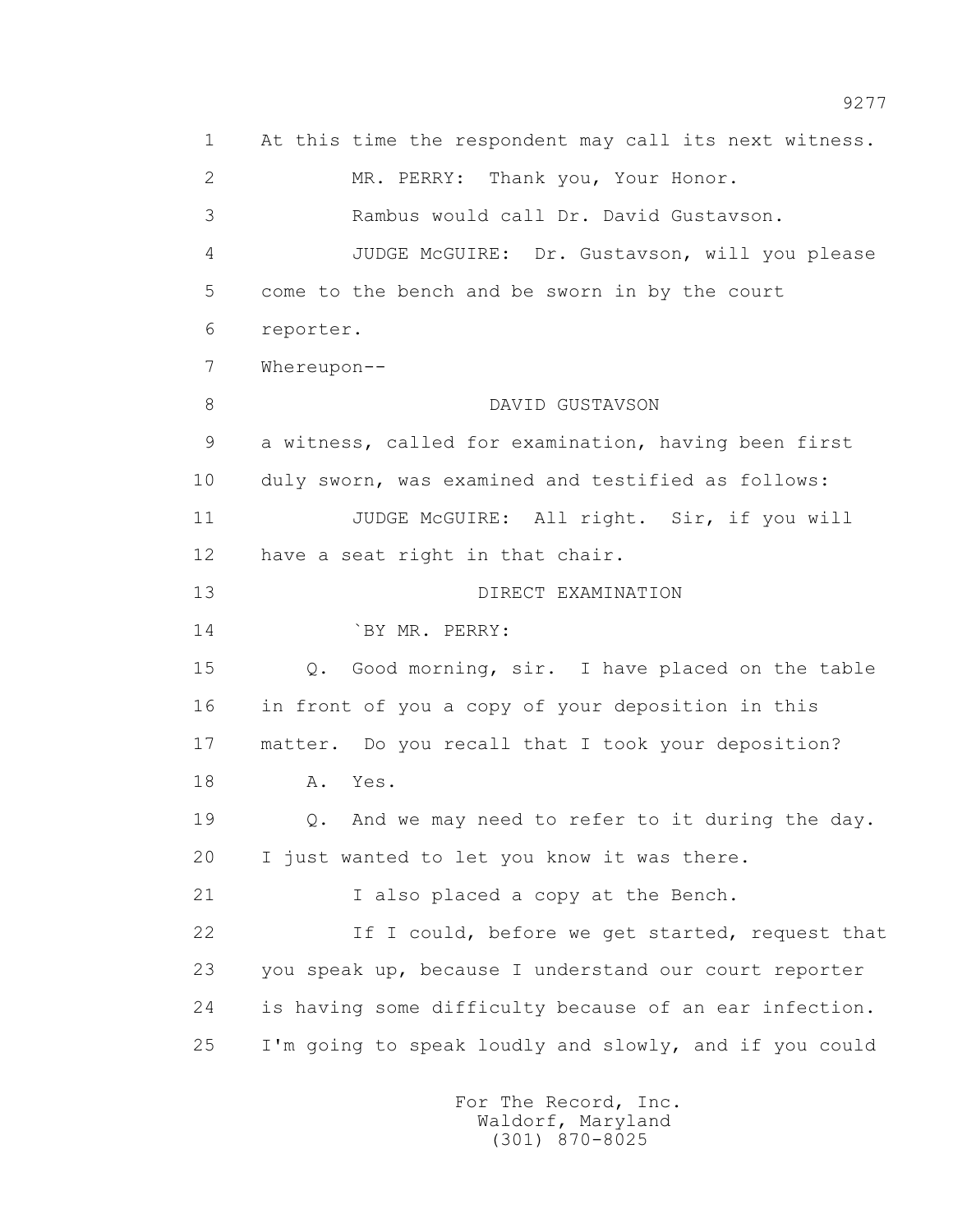1 At this time the respondent may call its next witness.

2 MR. PERRY: Thank you, Your Honor.

3 Rambus would call Dr. David Gustavson.

4 JUDGE McGUIRE: Dr. Gustavson, will you please

5 come to the bench and be sworn in by the court

6 reporter.

7 Whereupon--

8 DAVID GUSTAVSON

9 a witness, called for examination, having been first

10 duly sworn, was examined and testified as follows:

11 JUDGE McGUIRE: All right. Sir, if you will

12 have a seat right in that chair.

13 DIRECT EXAMINATION

14 `BY MR. PERRY:

15 Q. Good morning, sir. I have placed on the table

16 in front of you a copy of your deposition in this

17 matter. Do you recall that I took your deposition?

18 A. Yes.

19 Q. And we may need to refer to it during the day.

20 I just wanted to let you know it was there.

21 I also placed a copy at the Bench.

22 If I could, before we get started, request that

23 you speak up, because I understand our court reporter

24 is having some difficulty because of an ear infection.

25 I'm going to speak loudly and slowly, and if you could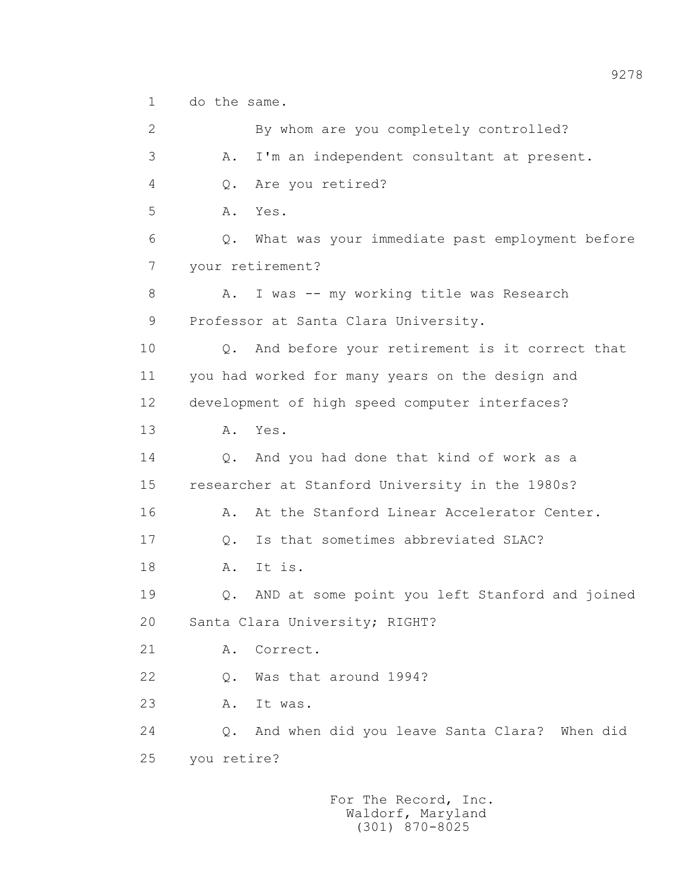1 do the same.

2 By whom are you completely controlled?

3 A. I'm an independent consultant at present.

4 Q. Are you retired?

5 A. Yes.

6 Q. What was your immediate past employment before

7 your retirement?

8 A. I was -- my working title was Research

9 Professor at Santa Clara University.

10 Q. And before your retirement is it correct that

11 you had worked for many years on the design and

12 development of high speed computer interfaces?

13 A. Yes.

14 Q. And you had done that kind of work as a

15 researcher at Stanford University in the 1980s?

16 A. At the Stanford Linear Accelerator Center.

17 Q. Is that sometimes abbreviated SLAC?

18 A. It is.

19 Q. AND at some point you left Stanford and joined

20 Santa Clara University; RIGHT?

21 A. Correct.

22 Q. Was that around 1994?

23 A. It was.

24 Q. And when did you leave Santa Clara? When did

25 you retire?

For The Record, Inc.
Waldorf, Maryland
(301) 870-8025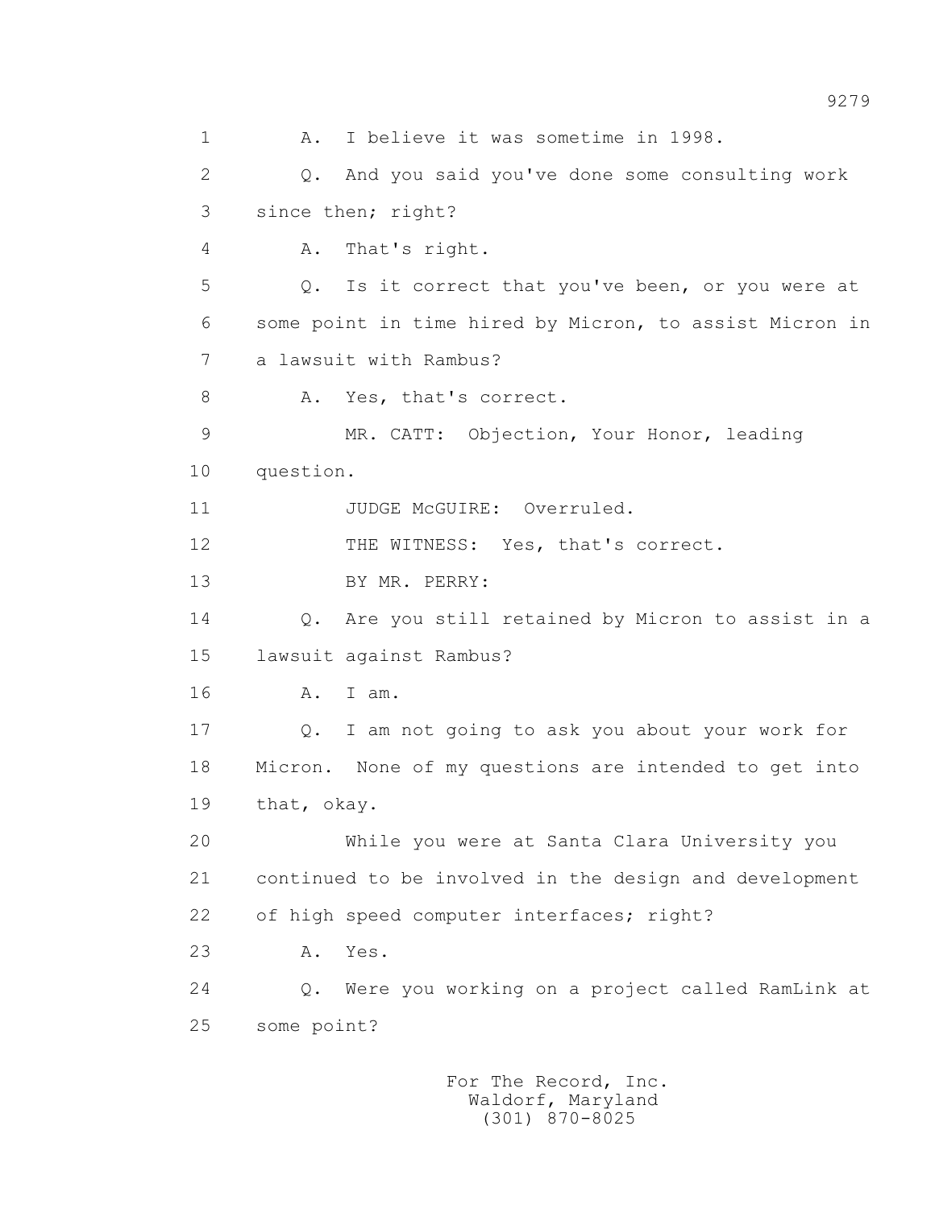1 A. I believe it was sometime in 1998.

2 Q. And you said you've done some consulting work

3 since then; right?

4 A. That's right.

5 Q. Is it correct that you've been, or you were at

6 some point in time hired by Micron, to assist Micron in

7 a lawsuit with Rambus?

8 A. Yes, that's correct.

9 MR. CATT: Objection, Your Honor, leading

10 question.

11 JUDGE McGUIRE: Overruled.

12 THE WITNESS: Yes, that's correct.

13 BY MR. PERRY:

14 Q. Are you still retained by Micron to assist in a

15 lawsuit against Rambus?

16 A. I am.

17 Q. I am not going to ask you about your work for

18 Micron. None of my questions are intended to get into

19 that, okay.

20 While you were at Santa Clara University you

21 continued to be involved in the design and development

22 of high speed computer interfaces; right?

23 A. Yes.

24 Q. Were you working on a project called RamLink at

25 some point?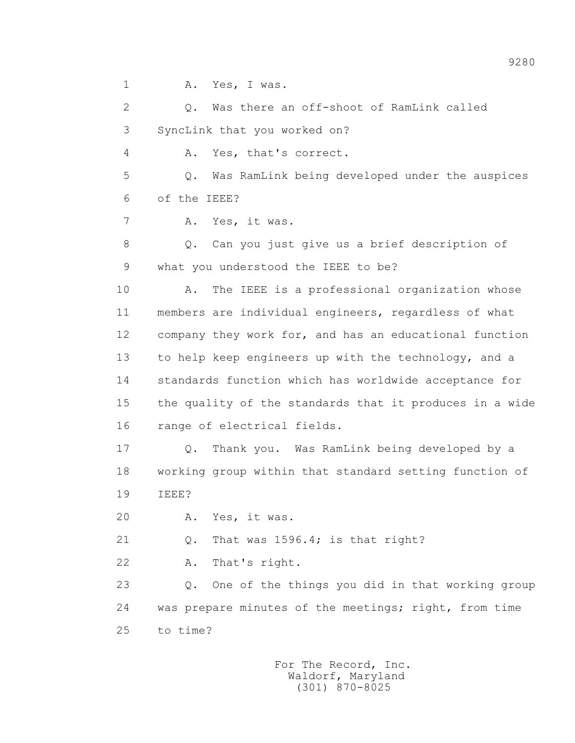1 A. Yes, I was.

2 Q. Was there an off-shoot of RamLink called

3 SyncLink that you worked on?

4 A. Yes, that's correct.

5 Q. Was RamLink being developed under the auspices

6 of the IEEE?

7 A. Yes, it was.

8 Q. Can you just give us a brief description of

9 what you understood the IEEE to be?

10 A. The IEEE is a professional organization whose

11 members are individual engineers, regardless of what

12 company they work for, and has an educational function

13 to help keep engineers up with the technology, and a

14 standards function which has worldwide acceptance for

15 the quality of the standards that it produces in a wide

16 range of electrical fields.

17 Q. Thank you. Was RamLink being developed by a

18 working group within that standard setting function of

19 IEEE?

20 A. Yes, it was.

21 Q. That was 1596.4; is that right?

22 A. That's right.

23 Q. One of the things you did in that working group

24 was prepare minutes of the meetings; right, from time

25 to time?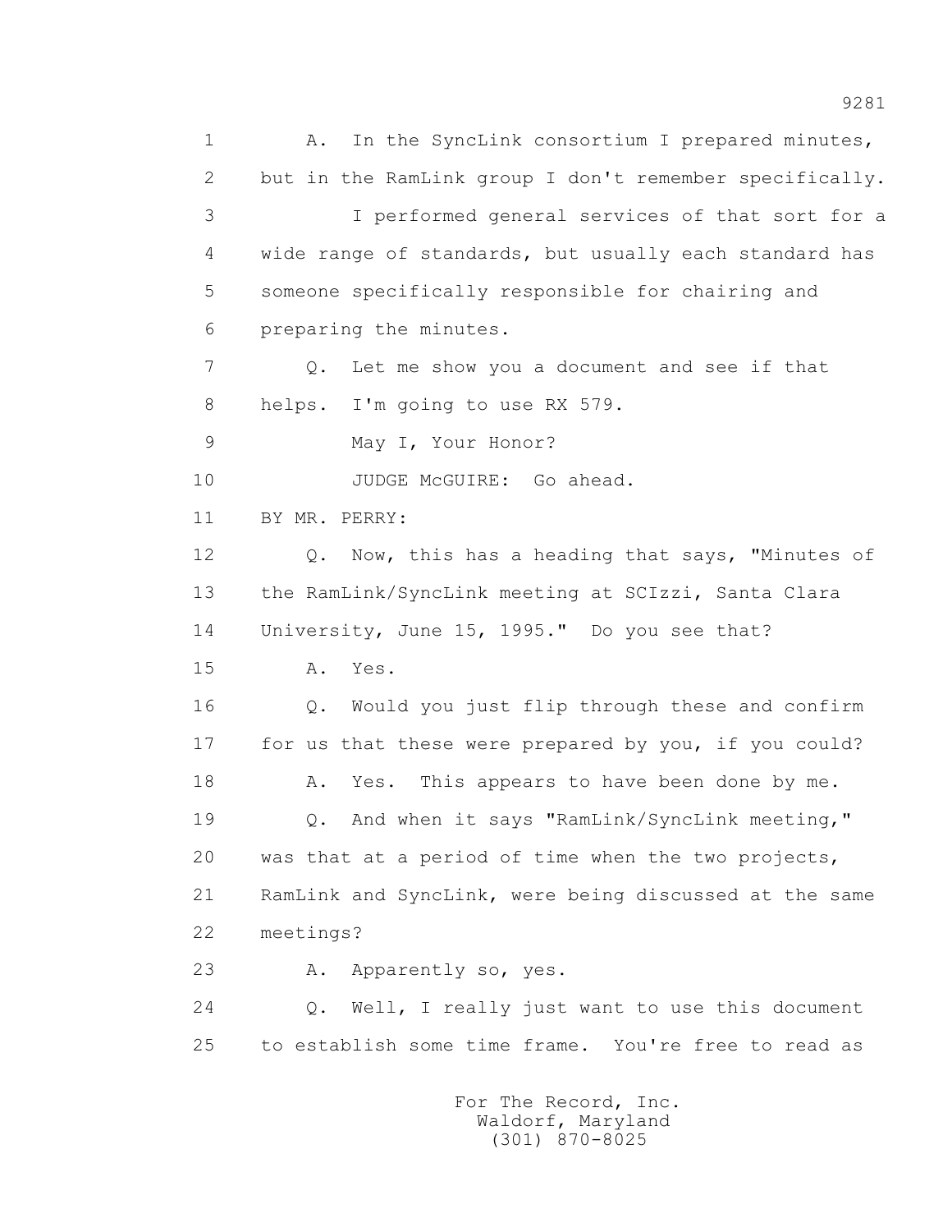1 A. In the SyncLink consortium I prepared minutes,
2 but in the RamLink group I don't remember specifically.
3 I performed general services of that sort for a
4 wide range of standards, but usually each standard has
5 someone specifically responsible for chairing and
6 preparing the minutes.
7 Q. Let me show you a document and see if that
8 helps. I'm going to use RX 579.
9 May I, Your Honor?
10 JUDGE McGUIRE: Go ahead.
11 BY MR. PERRY:
12 Q. Now, this has a heading that says, "Minutes of
13 the RamLink/SyncLink meeting at SCIzzi, Santa Clara
14 University, June 15, 1995." Do you see that?
15 A. Yes.
16 Q. Would you just flip through these and confirm
17 for us that these were prepared by you, if you could?
18 A. Yes. This appears to have been done by me.
19 Q. And when it says "RamLink/SyncLink meeting,"
20 was that at a period of time when the two projects,
21 RamLink and SyncLink, were being discussed at the same
22 meetings?
23 A. Apparently so, yes.
24 Q. Well, I really just want to use this document
25 to establish some time frame. You're free to read as

For The Record, Inc.
Waldorf, Maryland
(301) 870-8025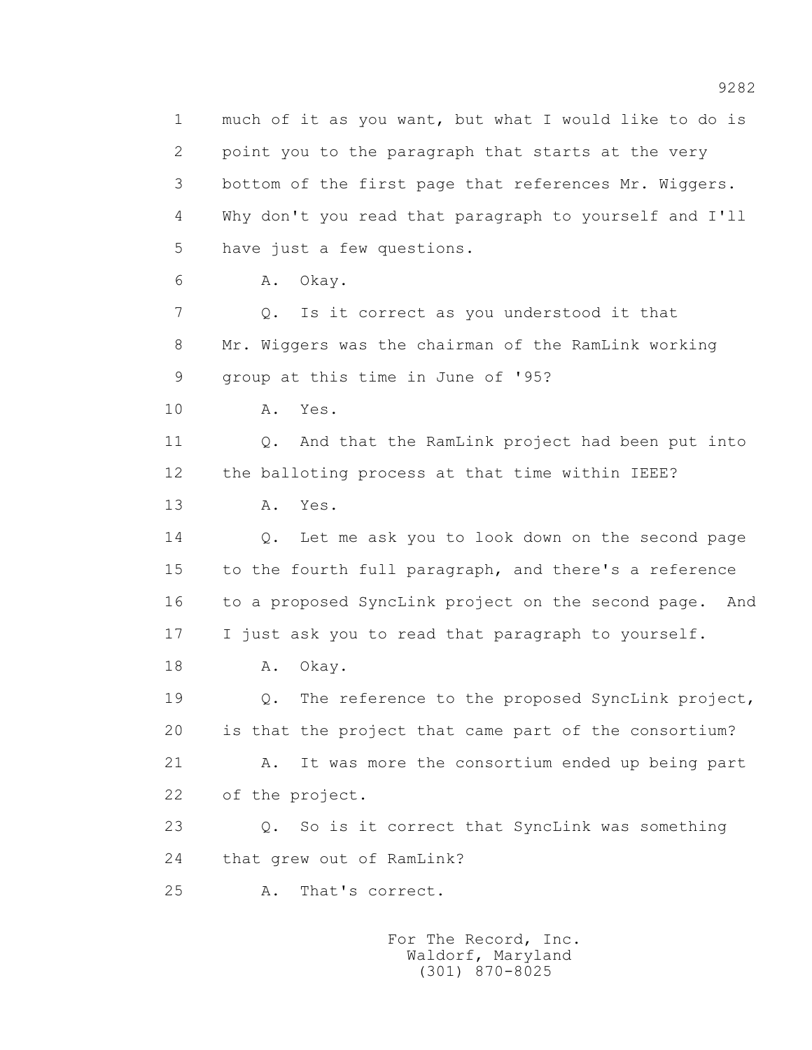1 much of it as you want, but what I would like to do is
2 point you to the paragraph that starts at the very
3 bottom of the first page that references Mr. Wiggers.
4 Why don't you read that paragraph to yourself and I'll
5 have just a few questions.
6 A. Okay.
7 Q. Is it correct as you understood it that
8 Mr. Wiggers was the chairman of the RamLink working
9 group at this time in June of '95?
10 A. Yes.
11 Q. And that the RamLink project had been put into
12 the balloting process at that time within IEEE?
13 A. Yes.
14 Q. Let me ask you to look down on the second page
15 to the fourth full paragraph, and there's a reference
16 to a proposed SyncLink project on the second page. And
17 I just ask you to read that paragraph to yourself.
18 A. Okay.
19 Q. The reference to the proposed SyncLink project,
20 is that the project that came part of the consortium?
21 A. It was more the consortium ended up being part
22 of the project.
23 Q. So is it correct that SyncLink was something
24 that grew out of RamLink?
25 A. That's correct.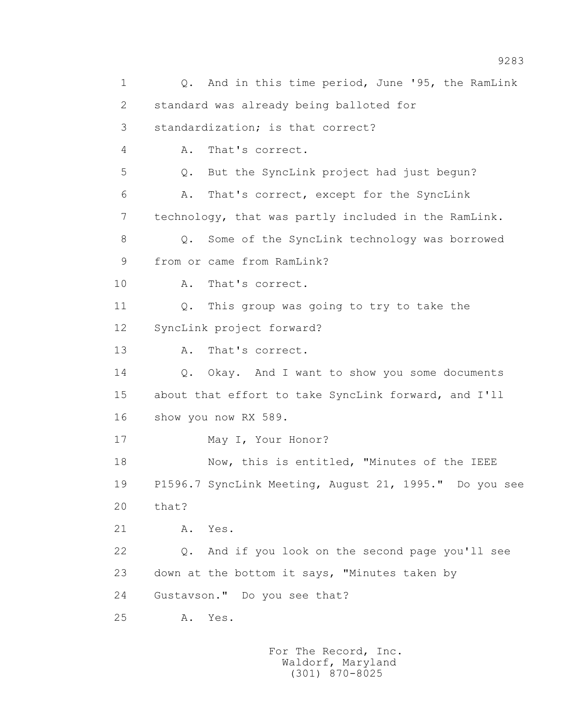1 Q. And in this time period, June '95, the RamLink
2 standard was already being balloted for
3 standardization; is that correct?
4 A. That's correct.
5 Q. But the SyncLink project had just begun?
6 A. That's correct, except for the SyncLink
7 technology, that was partly included in the RamLink.
8 Q. Some of the SyncLink technology was borrowed
9 from or came from RamLink?
10 A. That's correct.
11 Q. This group was going to try to take the
12 SyncLink project forward?
13 A. That's correct.
14 Q. Okay. And I want to show you some documents
15 about that effort to take SyncLink forward, and I'll
16 show you now RX 589.
17 May I, Your Honor?
18 Now, this is entitled, "Minutes of the IEEE
19 P1596.7 SyncLink Meeting, August 21, 1995." Do you see
20 that?
21 A. Yes.
22 Q. And if you look on the second page you'll see
23 down at the bottom it says, "Minutes taken by
24 Gustavson." Do you see that?
25 A. Yes.

For The Record, Inc.
Waldorf, Maryland
(301) 870-8025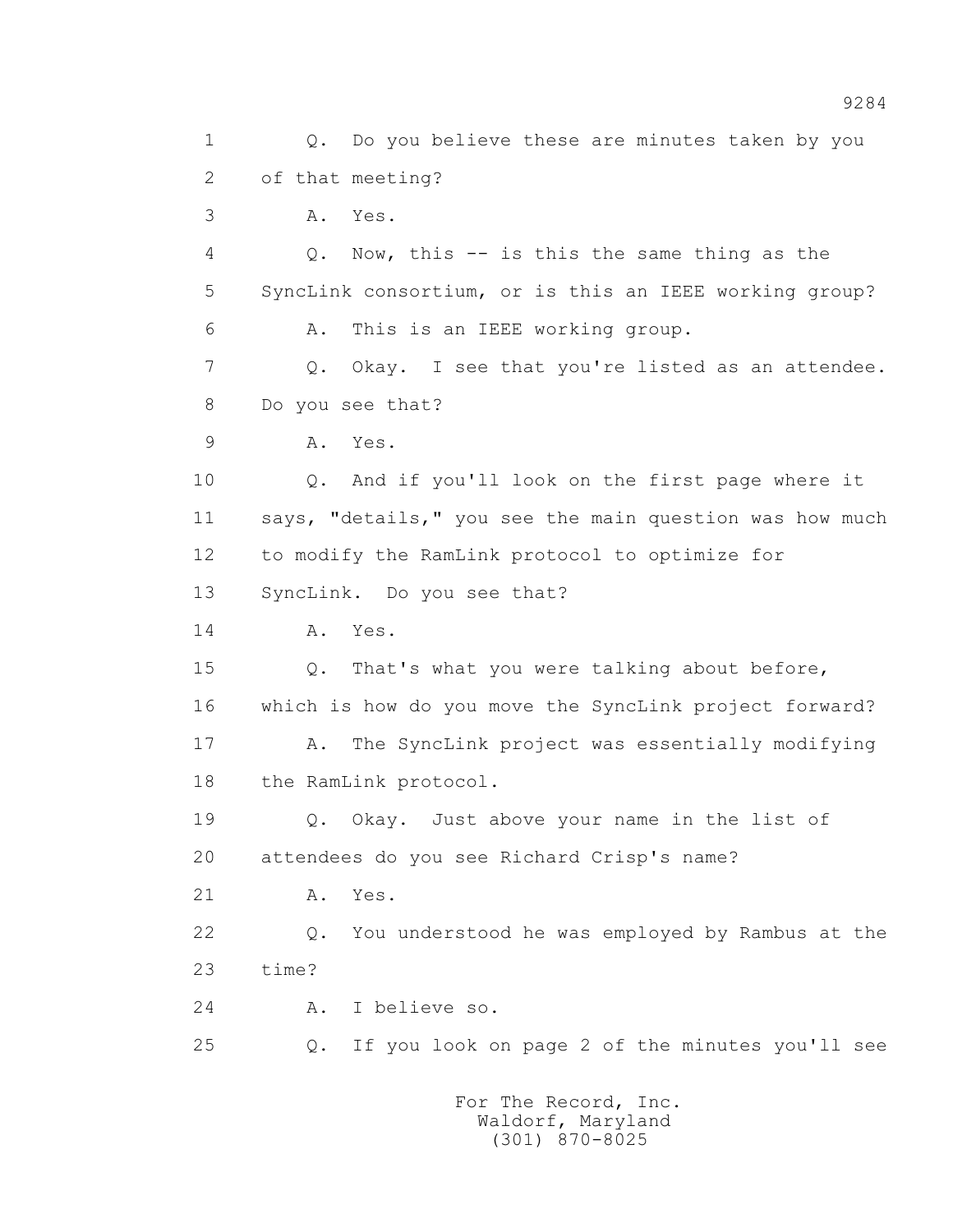1 Q. Do you believe these are minutes taken by you
2 of that meeting?
3 A. Yes.
4 Q. Now, this -- is this the same thing as the
5 SyncLink consortium, or is this an IEEE working group?
6 A. This is an IEEE working group.
7 Q. Okay. I see that you're listed as an attendee.
8 Do you see that?
9 A. Yes.
10 Q. And if you'll look on the first page where it
11 says, "details," you see the main question was how much
12 to modify the RamLink protocol to optimize for
13 SyncLink. Do you see that?
14 A. Yes.
15 Q. That's what you were talking about before,
16 which is how do you move the SyncLink project forward?
17 A. The SyncLink project was essentially modifying
18 the RamLink protocol.
19 Q. Okay. Just above your name in the list of
20 attendees do you see Richard Crisp's name?
21 A. Yes.
22 Q. You understood he was employed by Rambus at the
23 time?
24 A. I believe so.
25 Q. If you look on page 2 of the minutes you'll see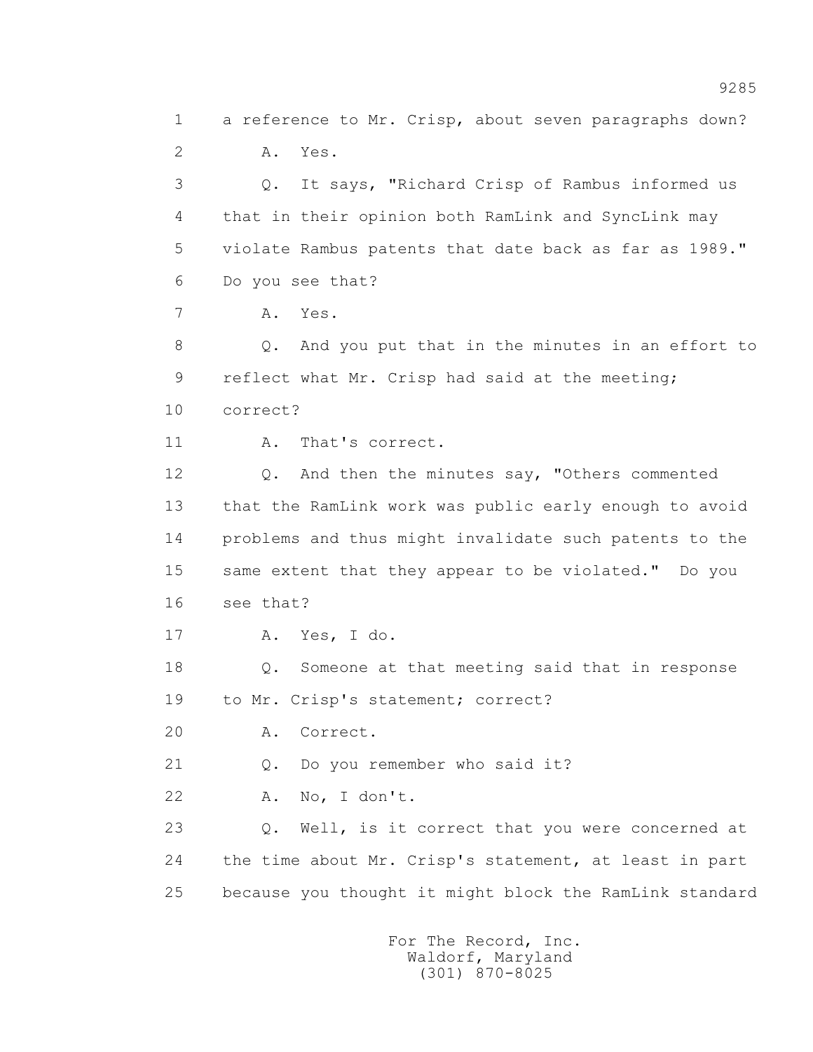1 a reference to Mr. Crisp, about seven paragraphs down?

2 A. Yes.

3 Q. It says, "Richard Crisp of Rambus informed us

4 that in their opinion both RamLink and SyncLink may

5 violate Rambus patents that date back as far as 1989."

6 Do you see that?

7 A. Yes.

8 Q. And you put that in the minutes in an effort to

9 reflect what Mr. Crisp had said at the meeting;

10 correct?

11 A. That's correct.

12 Q. And then the minutes say, "Others commented

13 that the RamLink work was public early enough to avoid

14 problems and thus might invalidate such patents to the

15 same extent that they appear to be violated." Do you

16 see that?

17 A. Yes, I do.

18 Q. Someone at that meeting said that in response

19 to Mr. Crisp's statement; correct?

20 A. Correct.

21 Q. Do you remember who said it?

22 A. No, I don't.

23 Q. Well, is it correct that you were concerned at

24 the time about Mr. Crisp's statement, at least in part

25 because you thought it might block the RamLink standard

For The Record, Inc.
Waldorf, Maryland
(301) 870-8025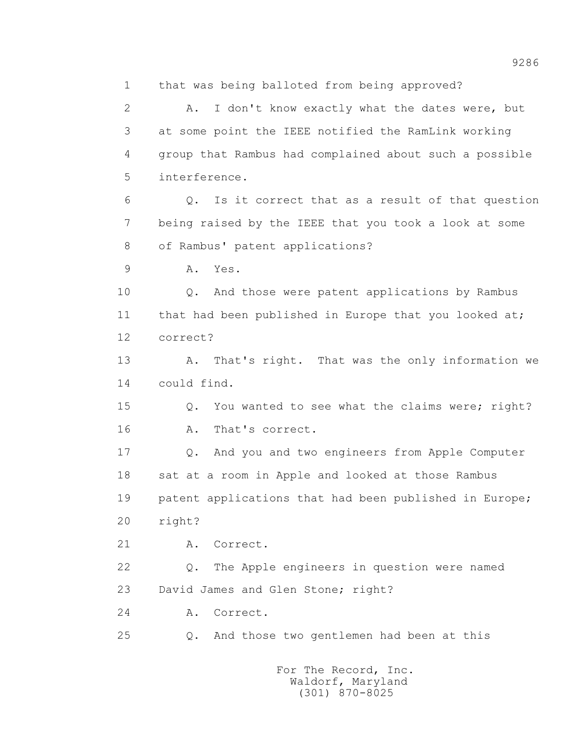1 that was being balloted from being approved?

2 A. I don't know exactly what the dates were, but

3 at some point the IEEE notified the RamLink working

4 group that Rambus had complained about such a possible

5 interference.

6 Q. Is it correct that as a result of that question

7 being raised by the IEEE that you took a look at some

8 of Rambus' patent applications?

9 A. Yes.

10 Q. And those were patent applications by Rambus

11 that had been published in Europe that you looked at;

12 correct?

13 A. That's right. That was the only information we

14 could find.

15 Q. You wanted to see what the claims were; right?

16 A. That's correct.

17 Q. And you and two engineers from Apple Computer

18 sat at a room in Apple and looked at those Rambus

19 patent applications that had been published in Europe;

20 right?

21 A. Correct.

22 Q. The Apple engineers in question were named

23 David James and Glen Stone; right?

24 A. Correct.

25 Q. And those two gentlemen had been at this

For The Record, Inc.
Waldorf, Maryland
(301) 870-8025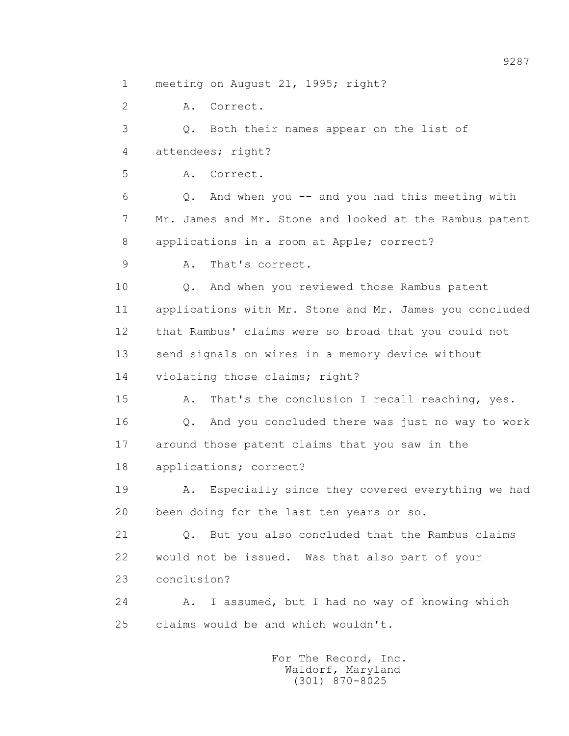1 meeting on August 21, 1995; right?

2 A. Correct.

3 Q. Both their names appear on the list of

4 attendees; right?

5 A. Correct.

6 Q. And when you -- and you had this meeting with

7 Mr. James and Mr. Stone and looked at the Rambus patent

8 applications in a room at Apple; correct?

9 A. That's correct.

10 Q. And when you reviewed those Rambus patent

11 applications with Mr. Stone and Mr. James you concluded

12 that Rambus' claims were so broad that you could not

13 send signals on wires in a memory device without

14 violating those claims; right?

15 A. That's the conclusion I recall reaching, yes.

16 Q. And you concluded there was just no way to work

17 around those patent claims that you saw in the

18 applications; correct?

19 A. Especially since they covered everything we had

20 been doing for the last ten years or so.

21 Q. But you also concluded that the Rambus claims

22 would not be issued. Was that also part of your

23 conclusion?

24 A. I assumed, but I had no way of knowing which

25 claims would be and which wouldn't.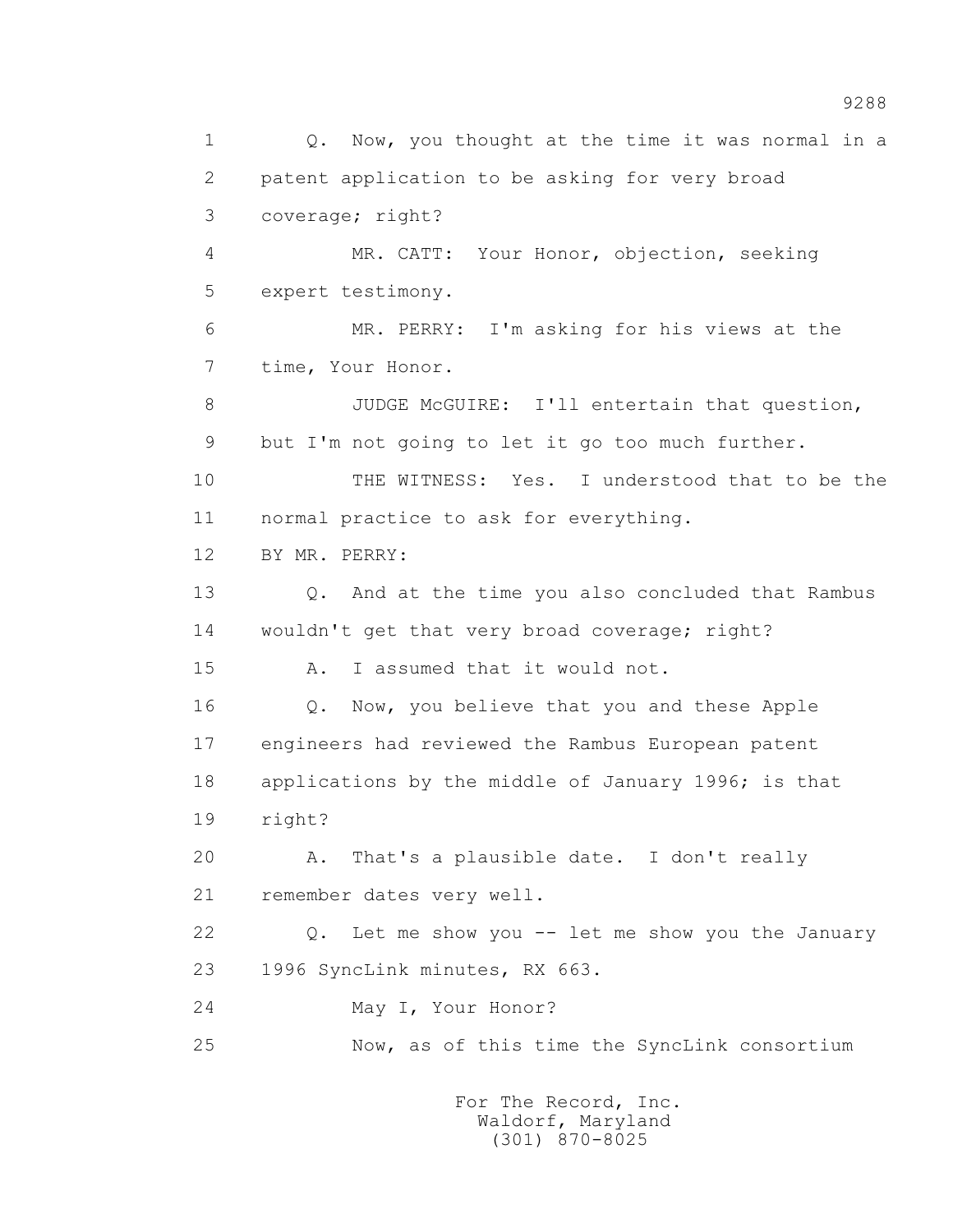1 Q. Now, you thought at the time it was normal in a
2 patent application to be asking for very broad
3 coverage; right?
4 MR. CATT: Your Honor, objection, seeking
5 expert testimony.
6 MR. PERRY: I'm asking for his views at the
7 time, Your Honor.
8 JUDGE McGUIRE: I'll entertain that question,
9 but I'm not going to let it go too much further.
10 THE WITNESS: Yes. I understood that to be the
11 normal practice to ask for everything.
12 BY MR. PERRY:
13 Q. And at the time you also concluded that Rambus
14 wouldn't get that very broad coverage; right?
15 A. I assumed that it would not.
16 Q. Now, you believe that you and these Apple
17 engineers had reviewed the Rambus European patent
18 applications by the middle of January 1996; is that
19 right?
20 A. That's a plausible date. I don't really
21 remember dates very well.
22 Q. Let me show you -- let me show you the January
23 1996 SyncLink minutes, RX 663.
24 May I, Your Honor?
25 Now, as of this time the SyncLink consortium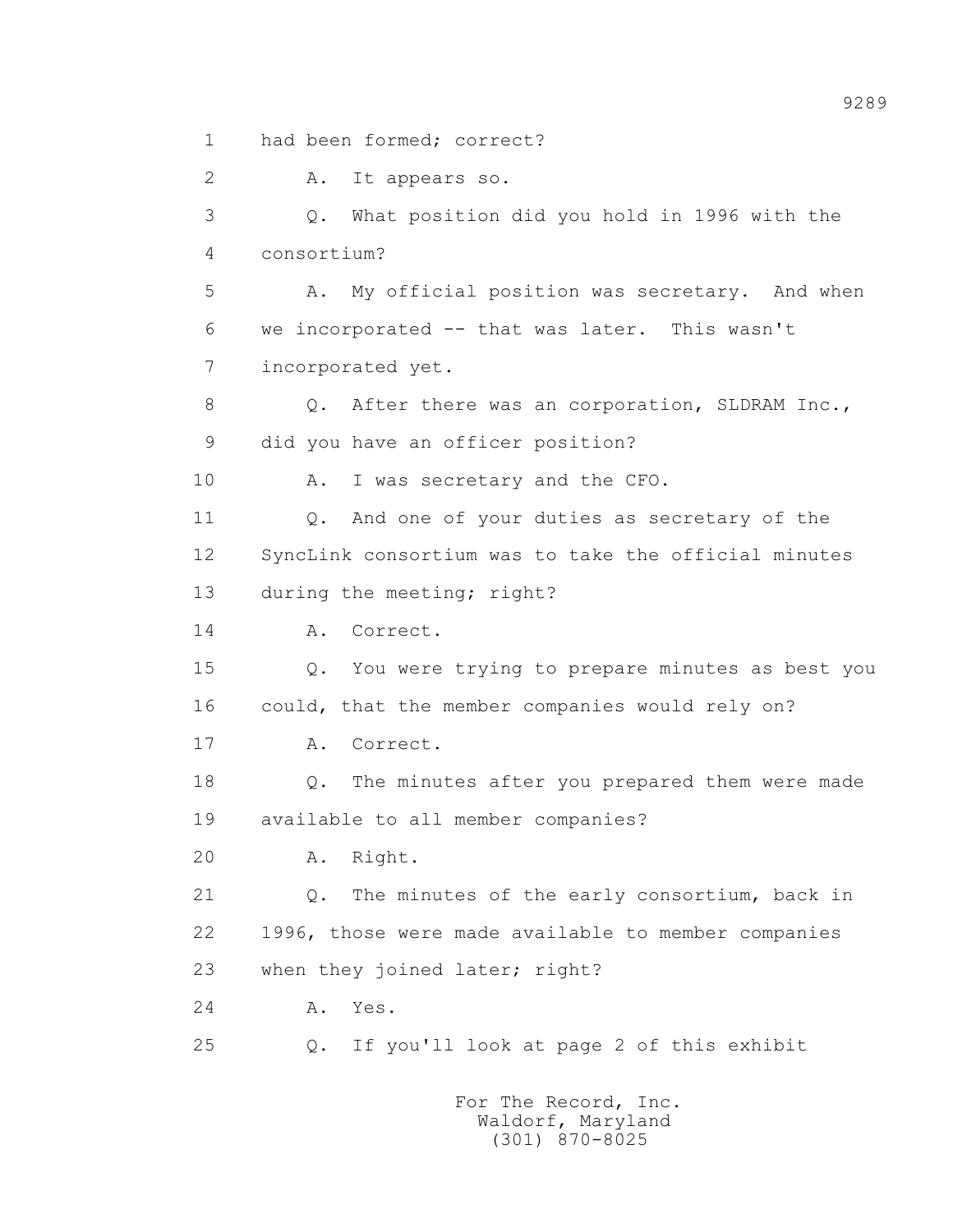1 had been formed; correct?

2 A. It appears so.

3 Q. What position did you hold in 1996 with the

4 consortium?

5 A. My official position was secretary. And when

6 we incorporated -- that was later. This wasn't

7 incorporated yet.

8 Q. After there was an corporation, SLDRAM Inc.,

9 did you have an officer position?

10 A. I was secretary and the CFO.

11 Q. And one of your duties as secretary of the

12 SyncLink consortium was to take the official minutes

13 during the meeting; right?

14 A. Correct.

15 Q. You were trying to prepare minutes as best you

16 could, that the member companies would rely on?

17 A. Correct.

18 Q. The minutes after you prepared them were made

19 available to all member companies?

20 A. Right.

21 Q. The minutes of the early consortium, back in

22 1996, those were made available to member companies

23 when they joined later; right?

24 A. Yes.

25 Q. If you'll look at page 2 of this exhibit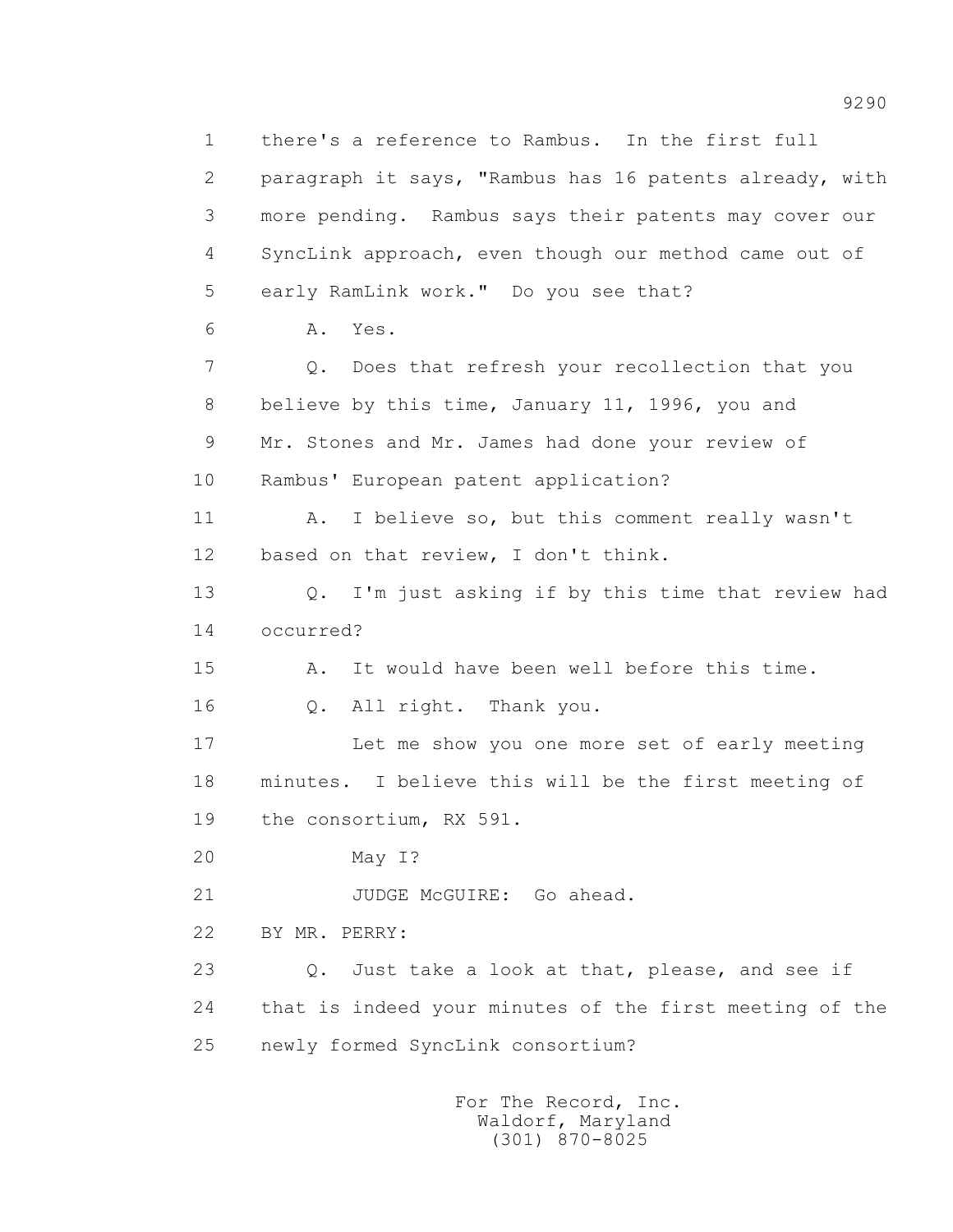1 there's a reference to Rambus. In the first full
2 paragraph it says, "Rambus has 16 patents already, with
3 more pending. Rambus says their patents may cover our
4 SyncLink approach, even though our method came out of
5 early RamLink work." Do you see that?

6 A. Yes.

7 Q. Does that refresh your recollection that you
8 believe by this time, January 11, 1996, you and
9 Mr. Stones and Mr. James had done your review of
10 Rambus' European patent application?

11 A. I believe so, but this comment really wasn't
12 based on that review, I don't think.

13 Q. I'm just asking if by this time that review had
14 occurred?

15 A. It would have been well before this time.

16 Q. All right. Thank you.

17 Let me show you one more set of early meeting
18 minutes. I believe this will be the first meeting of
19 the consortium, RX 591.

20 May I?

21 JUDGE McGUIRE: Go ahead.

22 BY MR. PERRY:

23 Q. Just take a look at that, please, and see if
24 that is indeed your minutes of the first meeting of the
25 newly formed SyncLink consortium?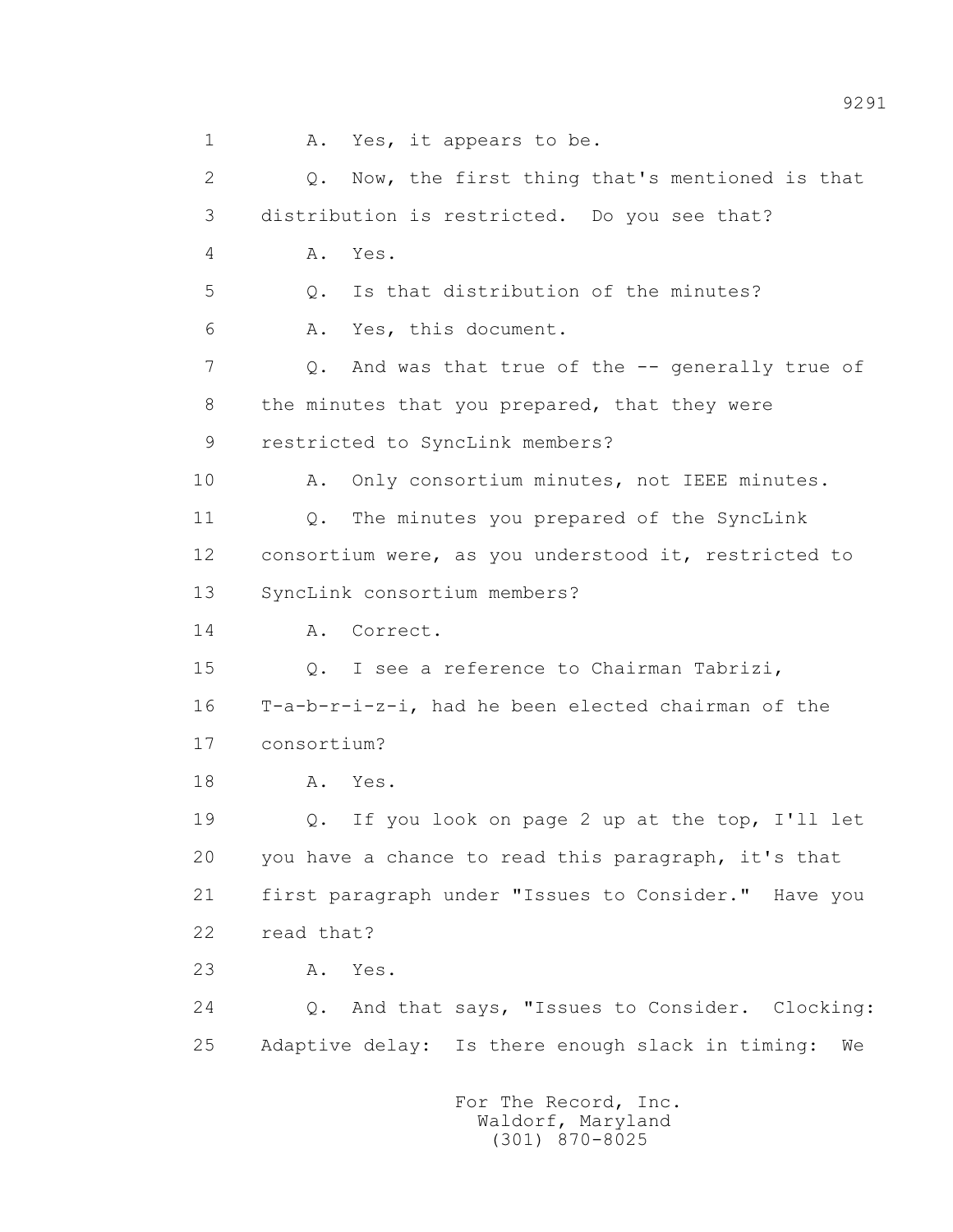1 A. Yes, it appears to be.

2 Q. Now, the first thing that's mentioned is that

3 distribution is restricted. Do you see that?

4 A. Yes.

5 Q. Is that distribution of the minutes?

6 A. Yes, this document.

7 Q. And was that true of the -- generally true of

8 the minutes that you prepared, that they were

9 restricted to SyncLink members?

10 A. Only consortium minutes, not IEEE minutes.

11 Q. The minutes you prepared of the SyncLink

12 consortium were, as you understood it, restricted to

13 SyncLink consortium members?

14 A. Correct.

15 Q. I see a reference to Chairman Tabrizi,

16 T-a-b-r-i-z-i, had he been elected chairman of the

17 consortium?

18 A. Yes.

19 Q. If you look on page 2 up at the top, I'll let

20 you have a chance to read this paragraph, it's that

21 first paragraph under "Issues to Consider." Have you

22 read that?

23 A. Yes.

24 Q. And that says, "Issues to Consider. Clocking:

25 Adaptive delay: Is there enough slack in timing: We

For The Record, Inc.
Waldorf, Maryland
(301) 870-8025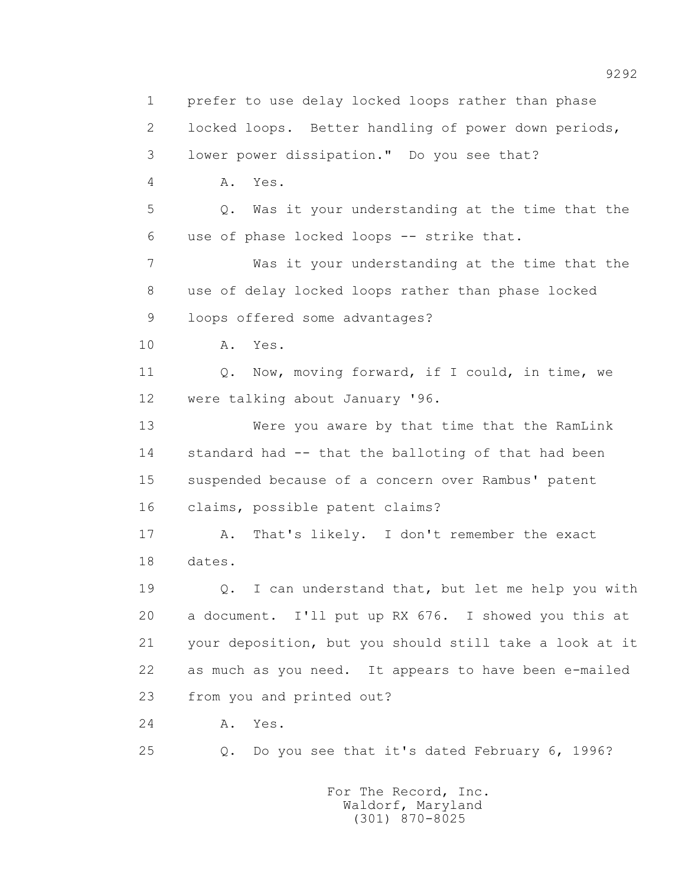1 prefer to use delay locked loops rather than phase

2 locked loops. Better handling of power down periods,

3 lower power dissipation." Do you see that?

4 A. Yes.

5 Q. Was it your understanding at the time that the

6 use of phase locked loops -- strike that.

7 Was it your understanding at the time that the

8 use of delay locked loops rather than phase locked

9 loops offered some advantages?

10 A. Yes.

11 Q. Now, moving forward, if I could, in time, we

12 were talking about January '96.

13 Were you aware by that time that the RamLink

14 standard had -- that the balloting of that had been

15 suspended because of a concern over Rambus' patent

16 claims, possible patent claims?

17 A. That's likely. I don't remember the exact

18 dates.

19 Q. I can understand that, but let me help you with

20 a document. I'll put up RX 676. I showed you this at

21 your deposition, but you should still take a look at it

22 as much as you need. It appears to have been e-mailed

23 from you and printed out?

24 A. Yes.

25 Q. Do you see that it's dated February 6, 1996?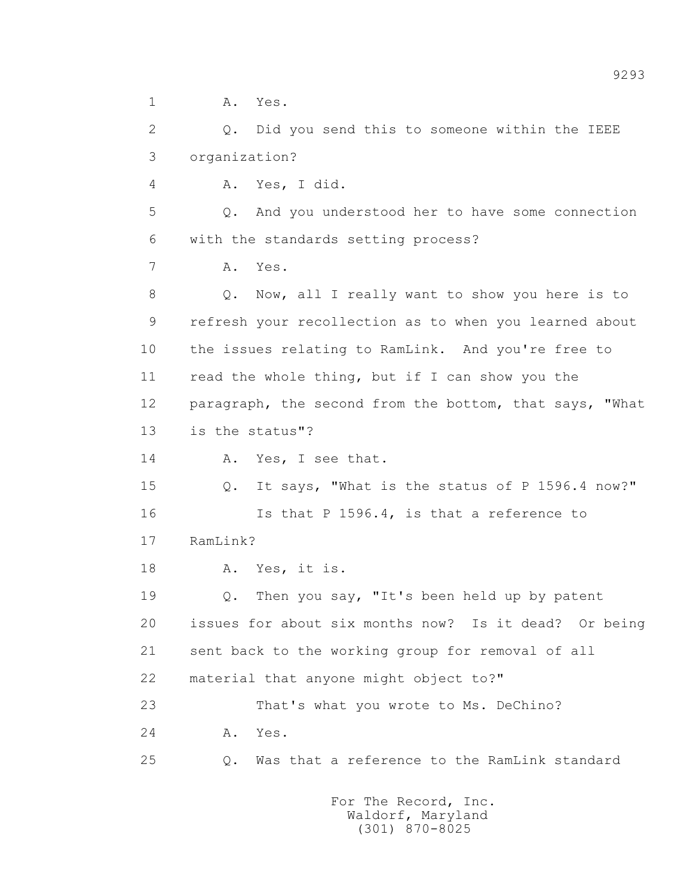1 A. Yes.

2 Q. Did you send this to someone within the IEEE

3 organization?

4 A. Yes, I did.

5 Q. And you understood her to have some connection

6 with the standards setting process?

7 A. Yes.

8 Q. Now, all I really want to show you here is to

9 refresh your recollection as to when you learned about

10 the issues relating to RamLink. And you're free to

11 read the whole thing, but if I can show you the

12 paragraph, the second from the bottom, that says, "What

13 is the status"?

14 A. Yes, I see that.

15 Q. It says, "What is the status of P 1596.4 now?"

16 Is that P 1596.4, is that a reference to

17 RamLink?

18 A. Yes, it is.

19 Q. Then you say, "It's been held up by patent

20 issues for about six months now? Is it dead? Or being

21 sent back to the working group for removal of all

22 material that anyone might object to?"

23 That's what you wrote to Ms. DeChino?

24 A. Yes.

25 Q. Was that a reference to the RamLink standard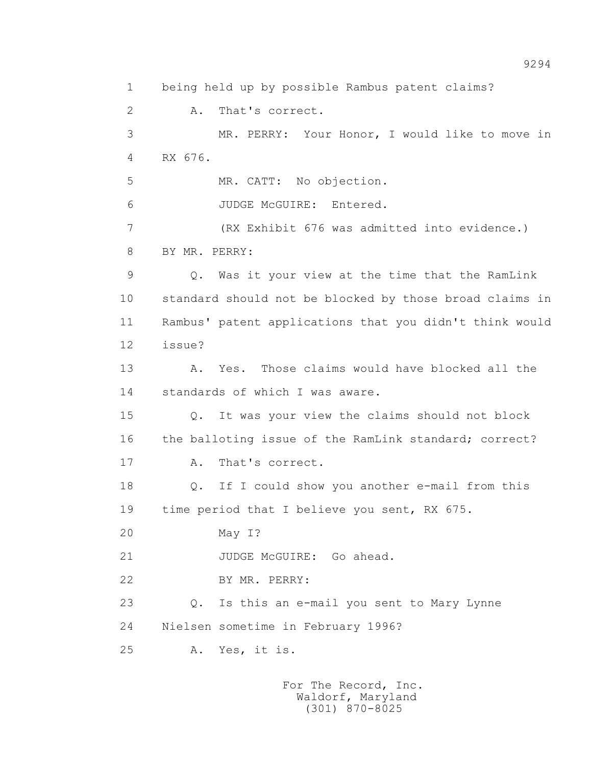1 being held up by possible Rambus patent claims?

2 A. That's correct.

3 MR. PERRY: Your Honor, I would like to move in

4 RX 676.

5 MR. CATT: No objection.

6 JUDGE McGUIRE: Entered.

7 (RX Exhibit 676 was admitted into evidence.)

8 BY MR. PERRY:

9 Q. Was it your view at the time that the RamLink

10 standard should not be blocked by those broad claims in

11 Rambus' patent applications that you didn't think would

12 issue?

13 A. Yes. Those claims would have blocked all the

14 standards of which I was aware.

15 Q. It was your view the claims should not block

16 the balloting issue of the RamLink standard; correct?

17 A. That's correct.

18 Q. If I could show you another e-mail from this

19 time period that I believe you sent, RX 675.

20 May I?

21 JUDGE McGUIRE: Go ahead.

22 BY MR. PERRY:

23 Q. Is this an e-mail you sent to Mary Lynne

24 Nielsen sometime in February 1996?

25 A. Yes, it is.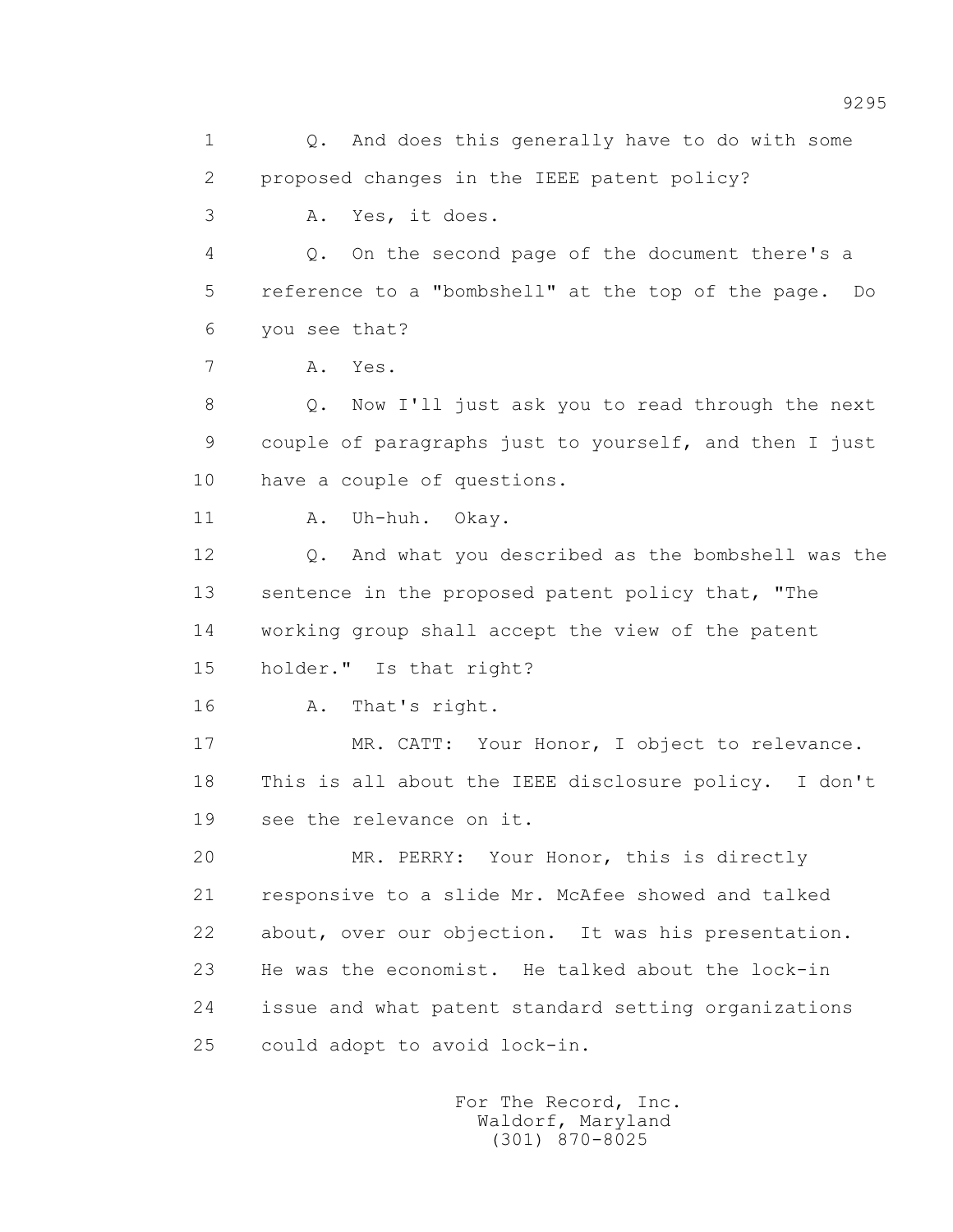1 Q. And does this generally have to do with some
2 proposed changes in the IEEE patent policy?
3 A. Yes, it does.
4 Q. On the second page of the document there's a
5 reference to a "bombshell" at the top of the page. Do
6 you see that?
7 A. Yes.
8 Q. Now I'll just ask you to read through the next
9 couple of paragraphs just to yourself, and then I just
10 have a couple of questions.
11 A. Uh-huh. Okay.
12 Q. And what you described as the bombshell was the
13 sentence in the proposed patent policy that, "The
14 working group shall accept the view of the patent
15 holder." Is that right?
16 A. That's right.
17 MR. CATT: Your Honor, I object to relevance.
18 This is all about the IEEE disclosure policy. I don't
19 see the relevance on it.
20 MR. PERRY: Your Honor, this is directly
21 responsive to a slide Mr. McAfee showed and talked
22 about, over our objection. It was his presentation.
23 He was the economist. He talked about the lock-in
24 issue and what patent standard setting organizations
25 could adopt to avoid lock-in.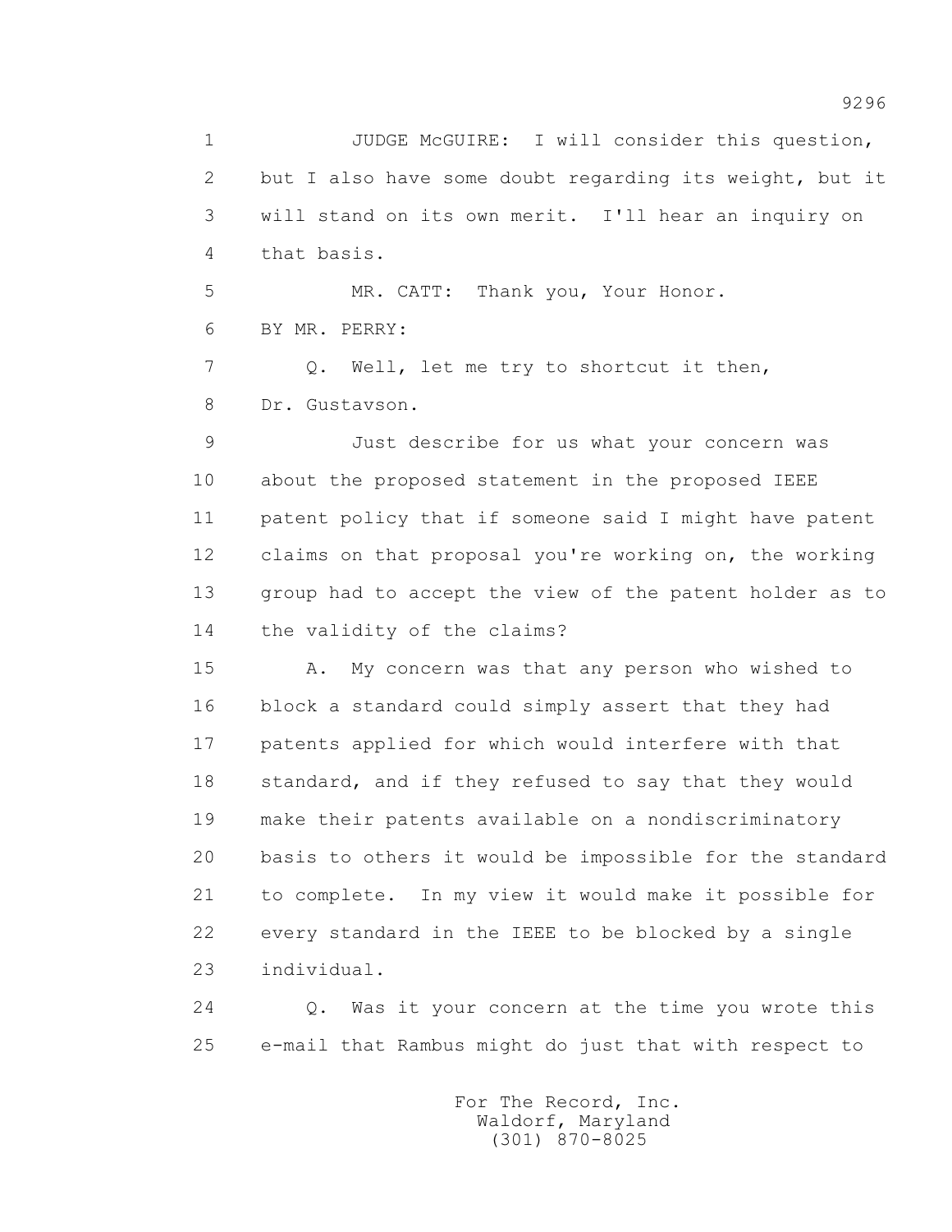JUDGE McGUIRE: I will consider this question, but I also have some doubt regarding its weight, but it will stand on its own merit. I'll hear an inquiry on that basis.

MR. CATT: Thank you, Your Honor.

BY MR. PERRY:

Q. Well, let me try to shortcut it then, Dr. Gustavson.

Just describe for us what your concern was about the proposed statement in the proposed IEEE patent policy that if someone said I might have patent claims on that proposal you're working on, the working group had to accept the view of the patent holder as to the validity of the claims?

A. My concern was that any person who wished to block a standard could simply assert that they had patents applied for which would interfere with that standard, and if they refused to say that they would make their patents available on a nondiscriminatory basis to others it would be impossible for the standard to complete. In my view it would make it possible for every standard in the IEEE to be blocked by a single individual.

Q. Was it your concern at the time you wrote this e-mail that Rambus might do just that with respect to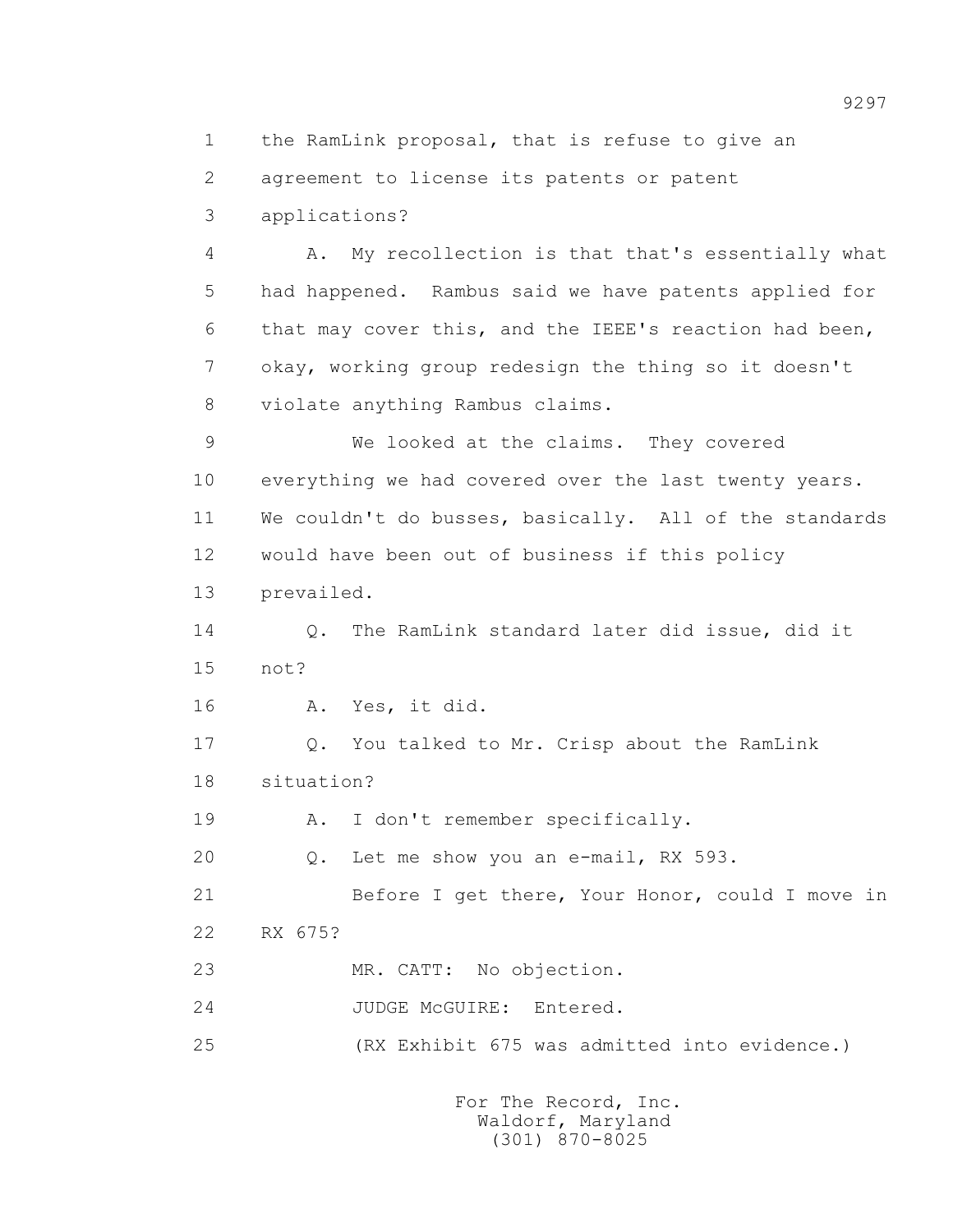1 the RamLink proposal, that is refuse to give an
2 agreement to license its patents or patent
3 applications?

4 A. My recollection is that that's essentially what
5 had happened. Rambus said we have patents applied for
6 that may cover this, and the IEEE's reaction had been,
7 okay, working group redesign the thing so it doesn't
8 violate anything Rambus claims.

9 We looked at the claims. They covered
10 everything we had covered over the last twenty years.
11 We couldn't do busses, basically. All of the standards
12 would have been out of business if this policy
13 prevailed.

14 Q. The RamLink standard later did issue, did it
15 not?

16 A. Yes, it did.

17 Q. You talked to Mr. Crisp about the RamLink
18 situation?

19 A. I don't remember specifically.

20 Q. Let me show you an e-mail, RX 593.

21 Before I get there, Your Honor, could I move in
22 RX 675?

23 MR. CATT: No objection.

24 JUDGE McGUIRE: Entered.

25 (RX Exhibit 675 was admitted into evidence.)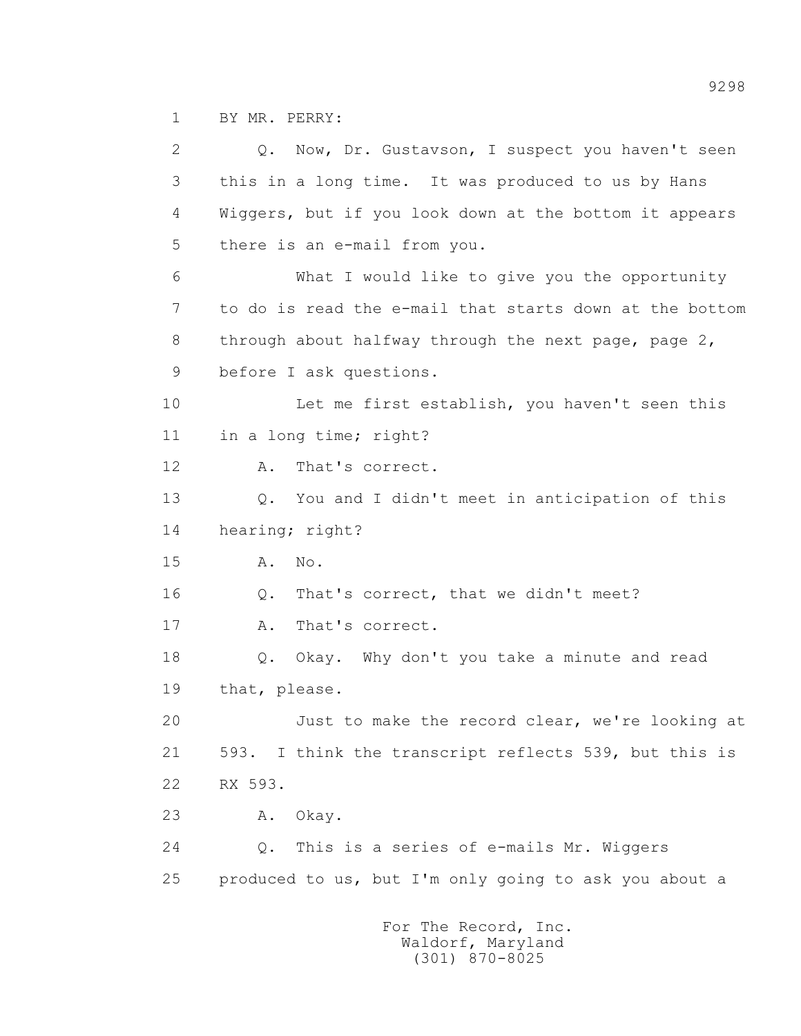1 BY MR. PERRY:

2 Q. Now, Dr. Gustavson, I suspect you haven't seen

3 this in a long time. It was produced to us by Hans

4 Wiggers, but if you look down at the bottom it appears

5 there is an e-mail from you.

6 What I would like to give you the opportunity

7 to do is read the e-mail that starts down at the bottom

8 through about halfway through the next page, page 2,

9 before I ask questions.

10 Let me first establish, you haven't seen this

11 in a long time; right?

12 A. That's correct.

13 Q. You and I didn't meet in anticipation of this

14 hearing; right?

15 A. No.

16 Q. That's correct, that we didn't meet?

17 A. That's correct.

18 Q. Okay. Why don't you take a minute and read

19 that, please.

20 Just to make the record clear, we're looking at

21 593. I think the transcript reflects 539, but this is

22 RX 593.

23 A. Okay.

24 Q. This is a series of e-mails Mr. Wiggers

25 produced to us, but I'm only going to ask you about a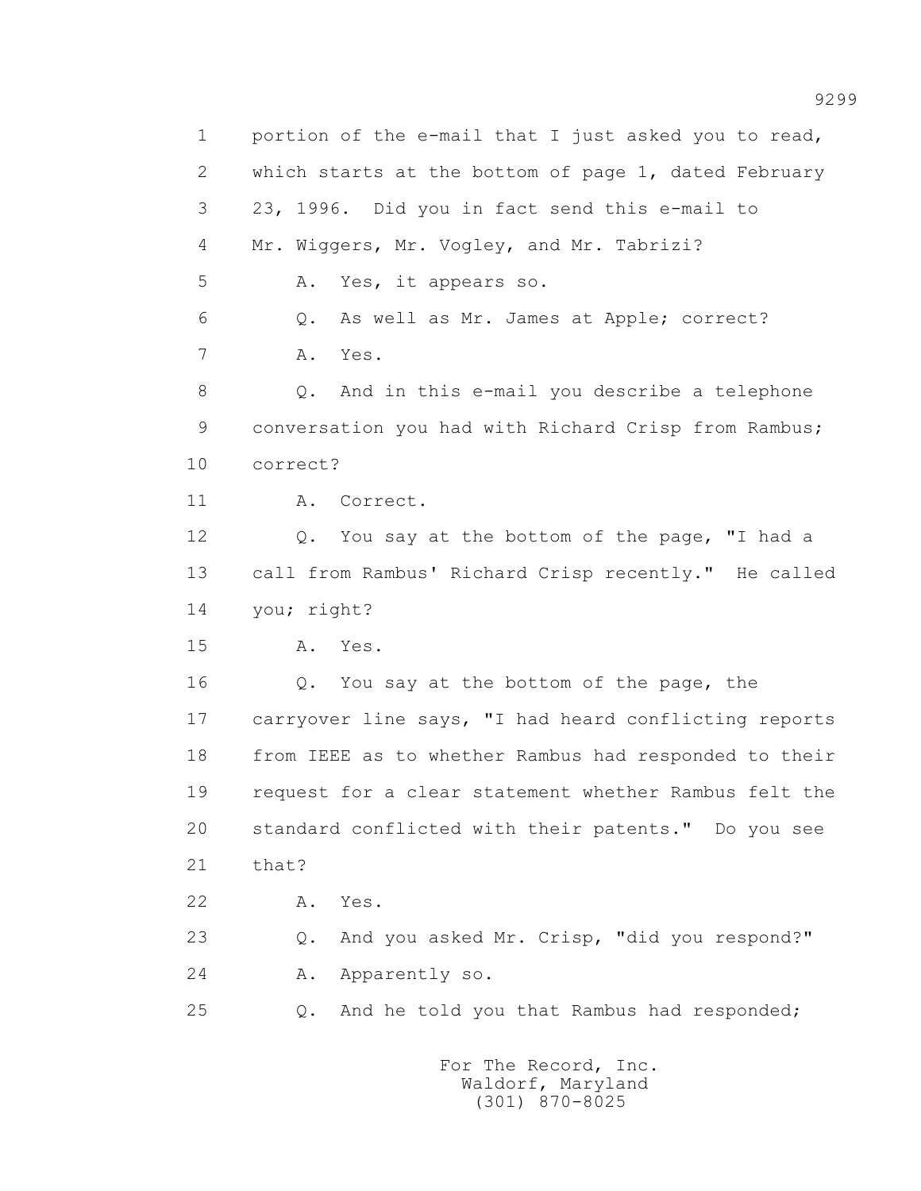1 portion of the e-mail that I just asked you to read,
2 which starts at the bottom of page 1, dated February
3 23, 1996. Did you in fact send this e-mail to
4 Mr. Wiggers, Mr. Vogley, and Mr. Tabrizi?
5 A. Yes, it appears so.
6 Q. As well as Mr. James at Apple; correct?
7 A. Yes.
8 Q. And in this e-mail you describe a telephone
9 conversation you had with Richard Crisp from Rambus;
10 correct?
11 A. Correct.
12 Q. You say at the bottom of the page, "I had a
13 call from Rambus' Richard Crisp recently." He called
14 you; right?
15 A. Yes.
16 Q. You say at the bottom of the page, the
17 carryover line says, "I had heard conflicting reports
18 from IEEE as to whether Rambus had responded to their
19 request for a clear statement whether Rambus felt the
20 standard conflicted with their patents." Do you see
21 that?
22 A. Yes.
23 Q. And you asked Mr. Crisp, "did you respond?"
24 A. Apparently so.
25 Q. And he told you that Rambus had responded;

For The Record, Inc.
Waldorf, Maryland
(301) 870-8025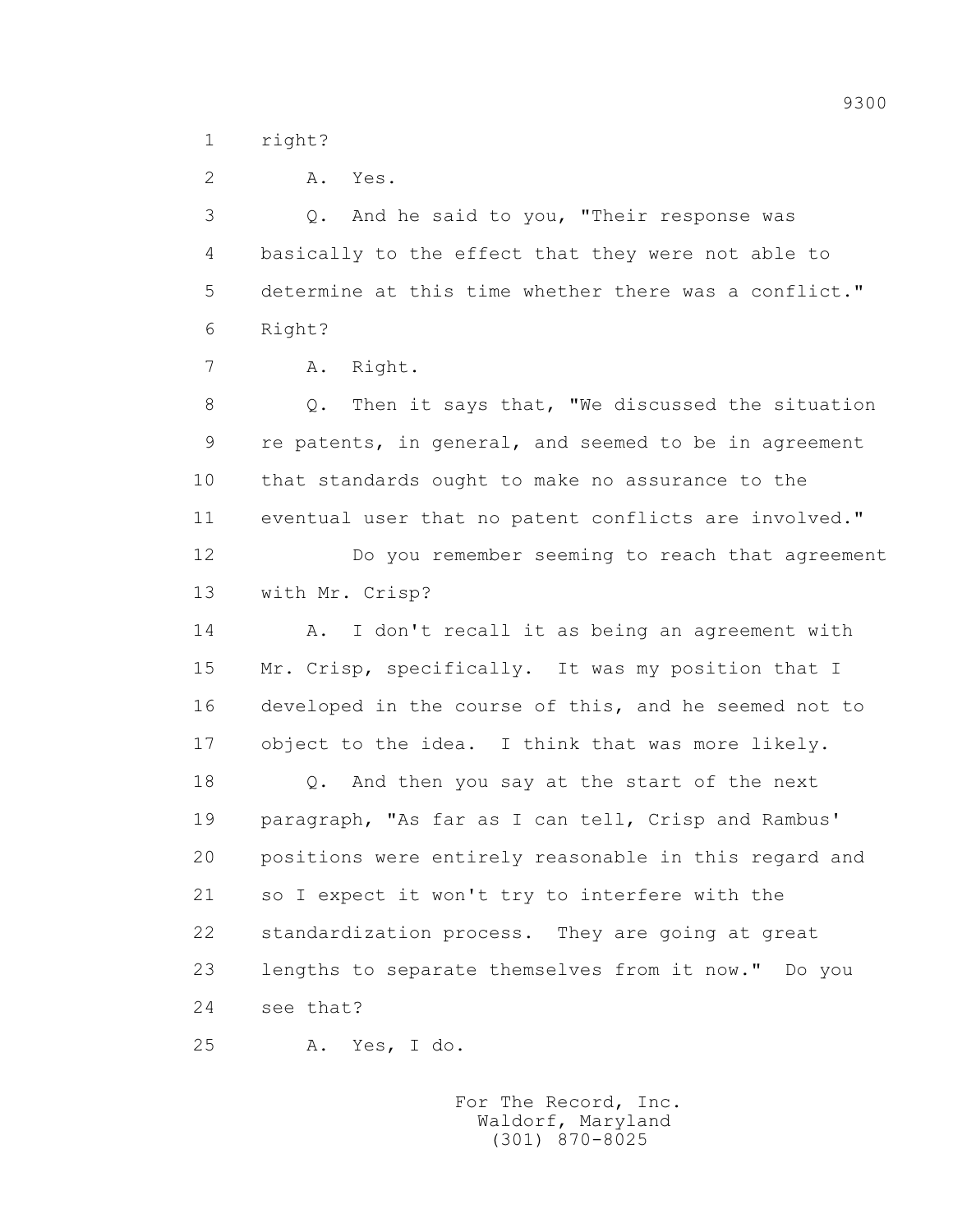1 right?

2 A. Yes.

3 Q. And he said to you, "Their response was

4 basically to the effect that they were not able to

5 determine at this time whether there was a conflict."

6 Right?

7 A. Right.

8 Q. Then it says that, "We discussed the situation

9 re patents, in general, and seemed to be in agreement

10 that standards ought to make no assurance to the

11 eventual user that no patent conflicts are involved."

12 Do you remember seeming to reach that agreement

13 with Mr. Crisp?

14 A. I don't recall it as being an agreement with

15 Mr. Crisp, specifically. It was my position that I

16 developed in the course of this, and he seemed not to

17 object to the idea. I think that was more likely.

18 Q. And then you say at the start of the next

19 paragraph, "As far as I can tell, Crisp and Rambus'

20 positions were entirely reasonable in this regard and

21 so I expect it won't try to interfere with the

22 standardization process. They are going at great

23 lengths to separate themselves from it now." Do you

24 see that?

25 A. Yes, I do.

For The Record, Inc.
Waldorf, Maryland
(301) 870-8025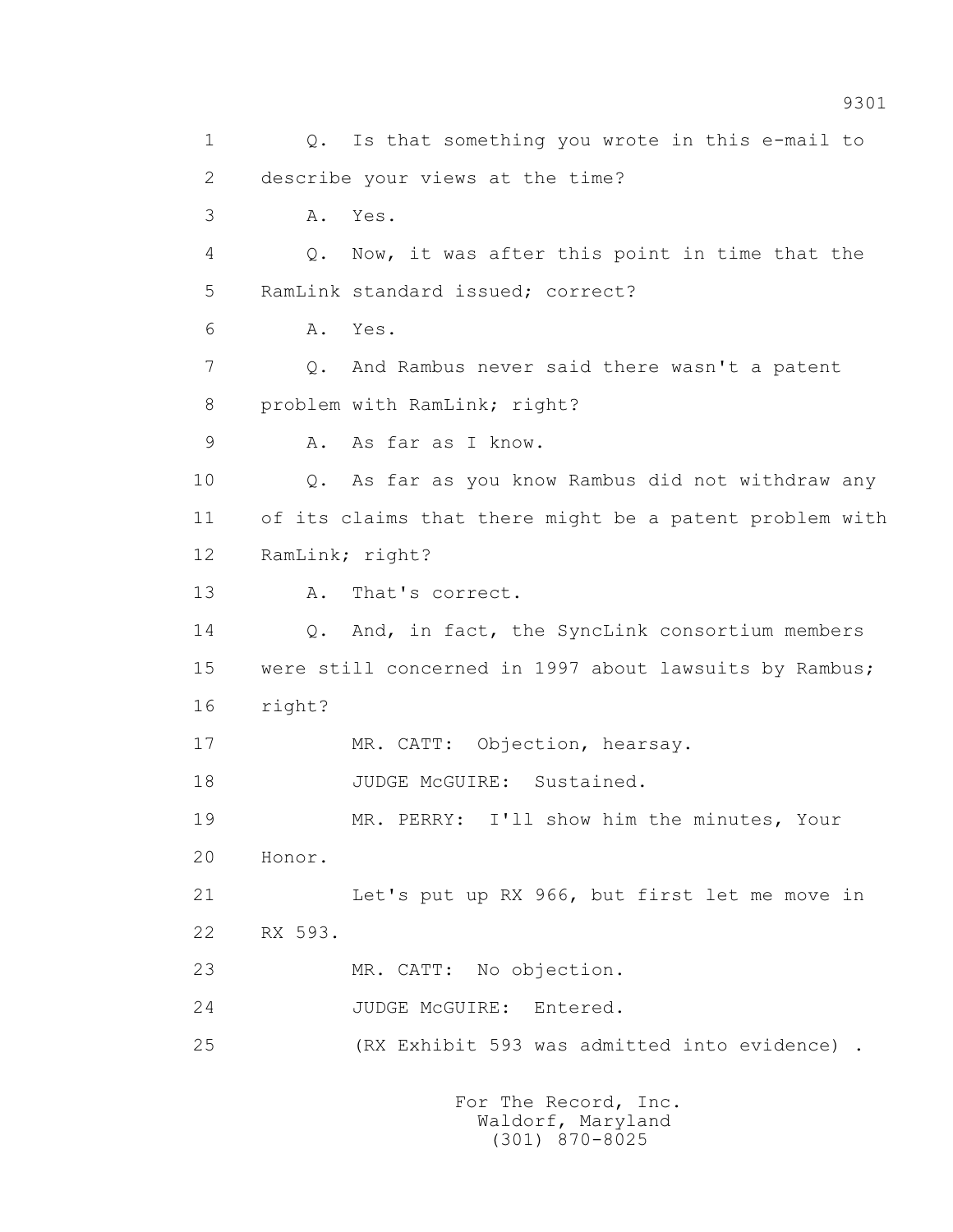Q. Is that something you wrote in this e-mail to describe your views at the time?

A. Yes.

Q. Now, it was after this point in time that the RamLink standard issued; correct?

A. Yes.

Q. And Rambus never said there wasn't a patent problem with RamLink; right?

A. As far as I know.

Q. As far as you know Rambus did not withdraw any of its claims that there might be a patent problem with RamLink; right?

A. That's correct.

Q. And, in fact, the SyncLink consortium members were still concerned in 1997 about lawsuits by Rambus; right?

MR. CATT: Objection, hearsay.

JUDGE McGUIRE: Sustained.

MR. PERRY: I'll show him the minutes, Your Honor.

Let's put up RX 966, but first let me move in RX 593.

MR. CATT: No objection.

JUDGE McGUIRE: Entered.

(RX Exhibit 593 was admitted into evidence) .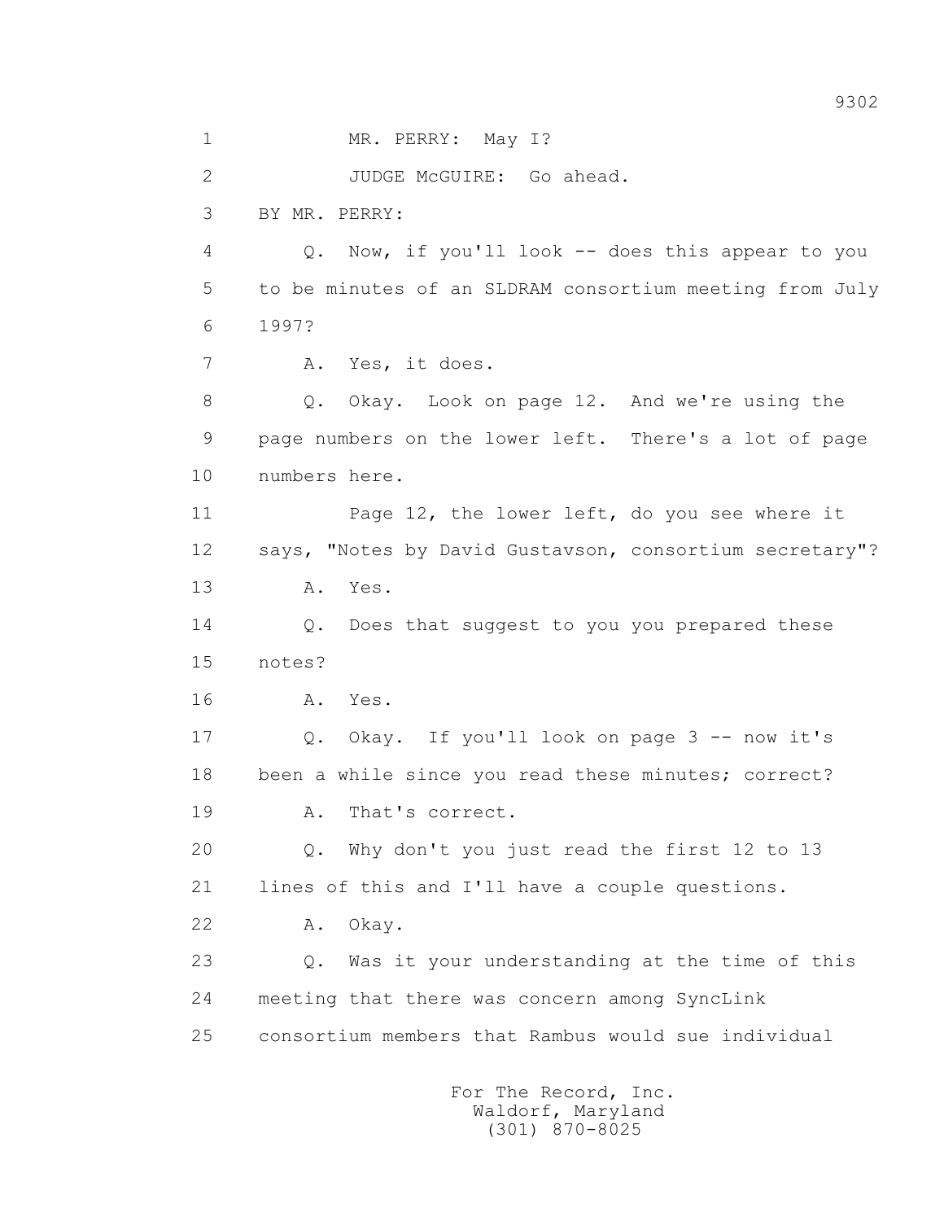1 MR. PERRY: May I?

2 JUDGE McGUIRE: Go ahead.

3 BY MR. PERRY:

4 Q. Now, if you'll look -- does this appear to you

5 to be minutes of an SLDRAM consortium meeting from July

6 1997?

7 A. Yes, it does.

8 Q. Okay. Look on page 12. And we're using the

9 page numbers on the lower left. There's a lot of page

10 numbers here.

11 Page 12, the lower left, do you see where it

12 says, "Notes by David Gustavson, consortium secretary"?

13 A. Yes.

14 Q. Does that suggest to you you prepared these

15 notes?

16 A. Yes.

17 Q. Okay. If you'll look on page 3 -- now it's

18 been a while since you read these minutes; correct?

19 A. That's correct.

20 Q. Why don't you just read the first 12 to 13

21 lines of this and I'll have a couple questions.

22 A. Okay.

23 Q. Was it your understanding at the time of this

24 meeting that there was concern among SyncLink

25 consortium members that Rambus would sue individual

For The Record, Inc.
Waldorf, Maryland
(301) 870-8025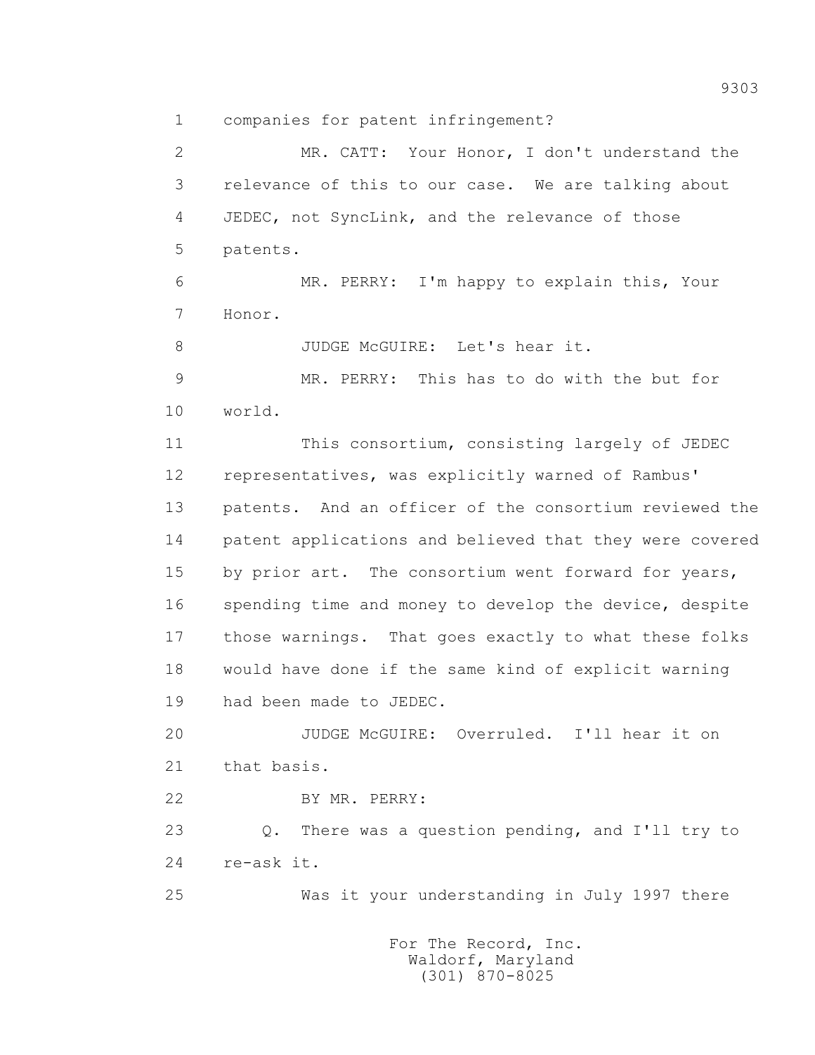1 companies for patent infringement?

2 MR. CATT: Your Honor, I don't understand the

3 relevance of this to our case. We are talking about

4 JEDEC, not SyncLink, and the relevance of those

5 patents.

6 MR. PERRY: I'm happy to explain this, Your

7 Honor.

8 JUDGE McGUIRE: Let's hear it.

9 MR. PERRY: This has to do with the but for

10 world.

11 This consortium, consisting largely of JEDEC

12 representatives, was explicitly warned of Rambus'

13 patents. And an officer of the consortium reviewed the

14 patent applications and believed that they were covered

15 by prior art. The consortium went forward for years,

16 spending time and money to develop the device, despite

17 those warnings. That goes exactly to what these folks

18 would have done if the same kind of explicit warning

19 had been made to JEDEC.

20 JUDGE McGUIRE: Overruled. I'll hear it on

21 that basis.

22 BY MR. PERRY:

23 Q. There was a question pending, and I'll try to

24 re-ask it.

25 Was it your understanding in July 1997 there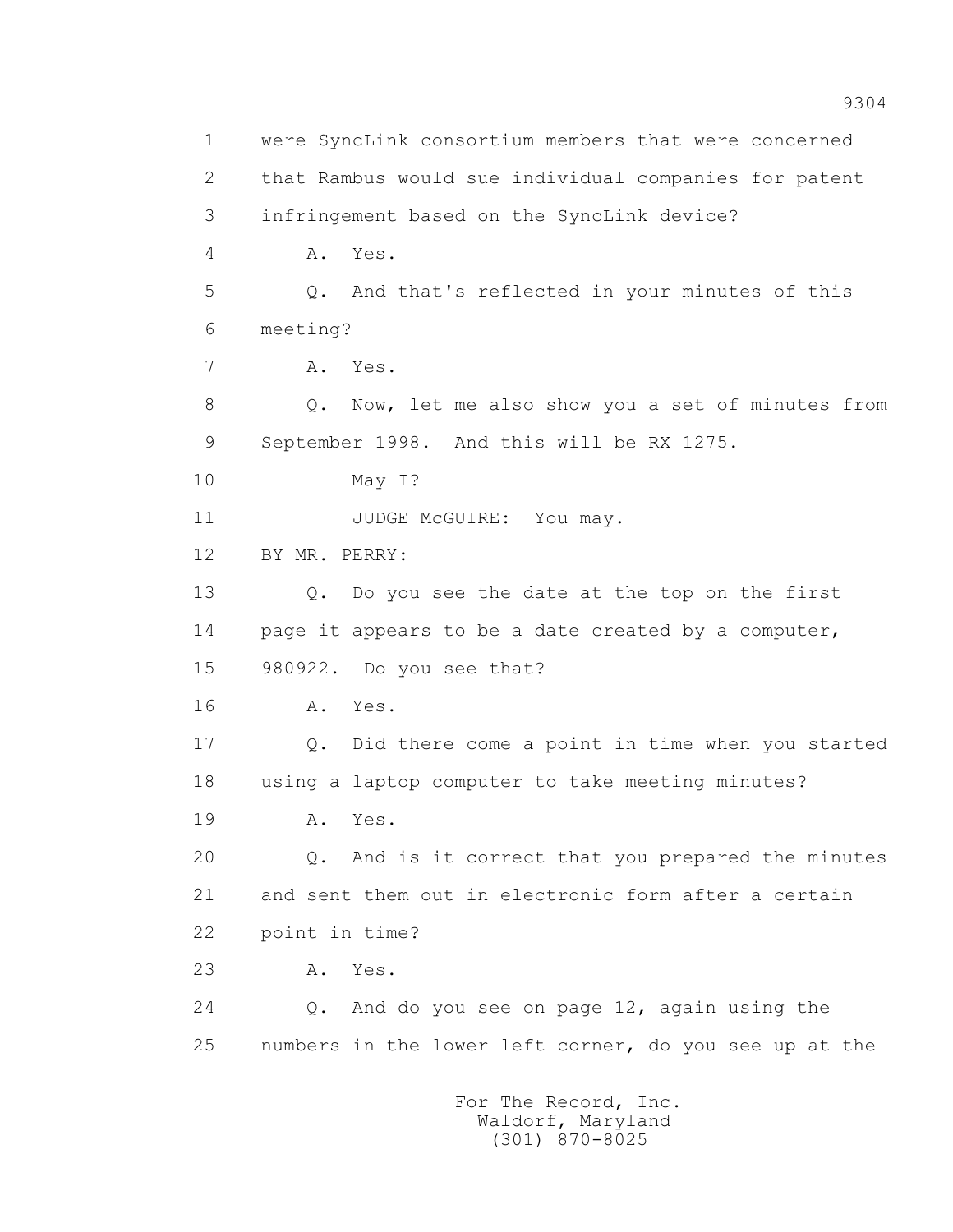were SyncLink consortium members that were concerned that Rambus would sue individual companies for patent infringement based on the SyncLink device?

A. Yes.

Q. And that's reflected in your minutes of this meeting?

A. Yes.

Q. Now, let me also show you a set of minutes from September 1998. And this will be RX 1275.

May I?

JUDGE McGUIRE: You may.

BY MR. PERRY:

Q. Do you see the date at the top on the first page it appears to be a date created by a computer, 980922. Do you see that?

A. Yes.

Q. Did there come a point in time when you started using a laptop computer to take meeting minutes?

A. Yes.

Q. And is it correct that you prepared the minutes and sent them out in electronic form after a certain point in time?

A. Yes.

Q. And do you see on page 12, again using the numbers in the lower left corner, do you see up at the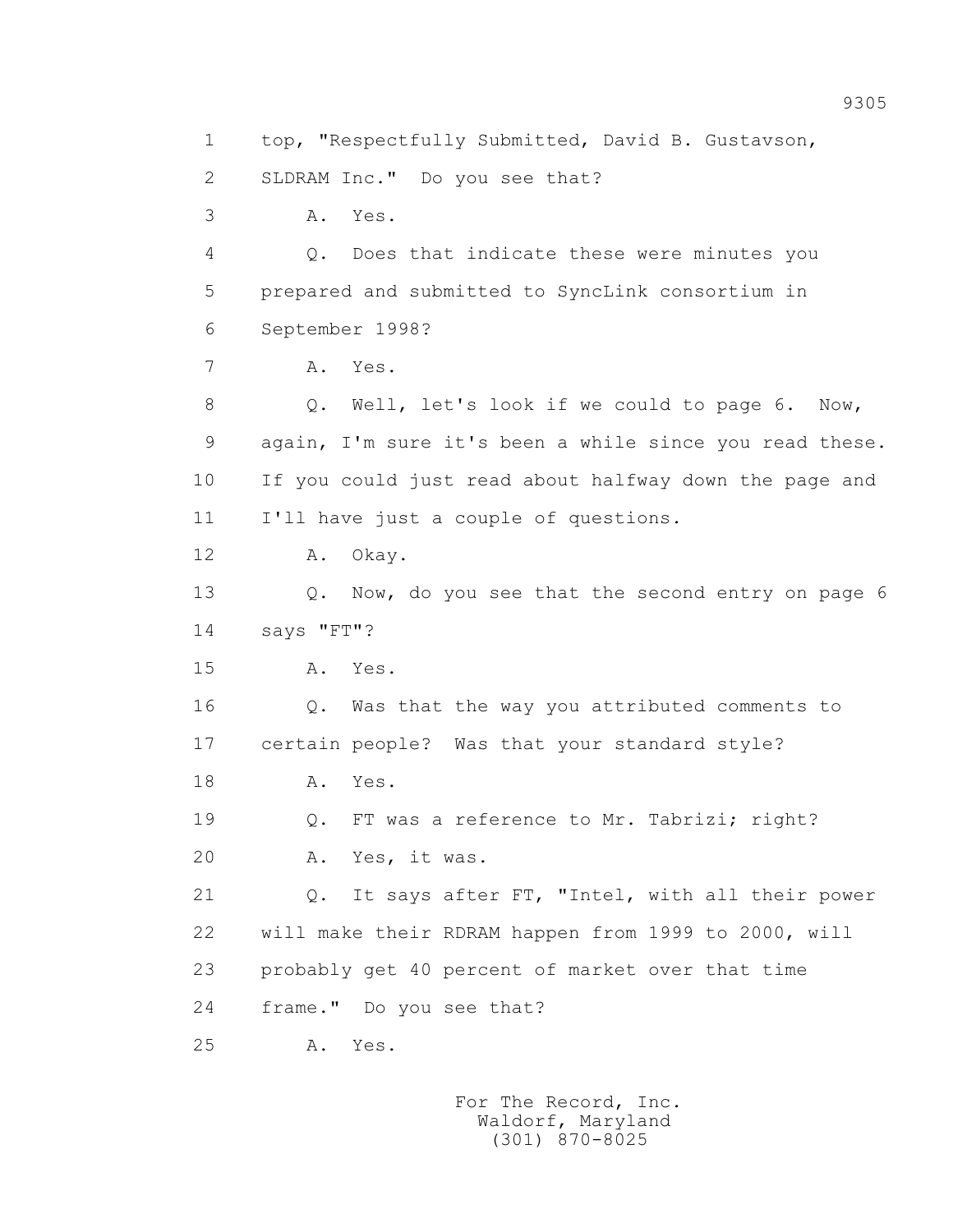1 top, "Respectfully Submitted, David B. Gustavson,
2 SLDRAM Inc." Do you see that?
3 A. Yes.
4 Q. Does that indicate these were minutes you
5 prepared and submitted to SyncLink consortium in
6 September 1998?
7 A. Yes.
8 Q. Well, let's look if we could to page 6. Now,
9 again, I'm sure it's been a while since you read these.
10 If you could just read about halfway down the page and
11 I'll have just a couple of questions.
12 A. Okay.
13 Q. Now, do you see that the second entry on page 6
14 says "FT"?
15 A. Yes.
16 Q. Was that the way you attributed comments to
17 certain people? Was that your standard style?
18 A. Yes.
19 Q. FT was a reference to Mr. Tabrizi; right?
20 A. Yes, it was.
21 Q. It says after FT, "Intel, with all their power
22 will make their RDRAM happen from 1999 to 2000, will
23 probably get 40 percent of market over that time
24 frame." Do you see that?
25 A. Yes.

For The Record, Inc.
Waldorf, Maryland
(301) 870-8025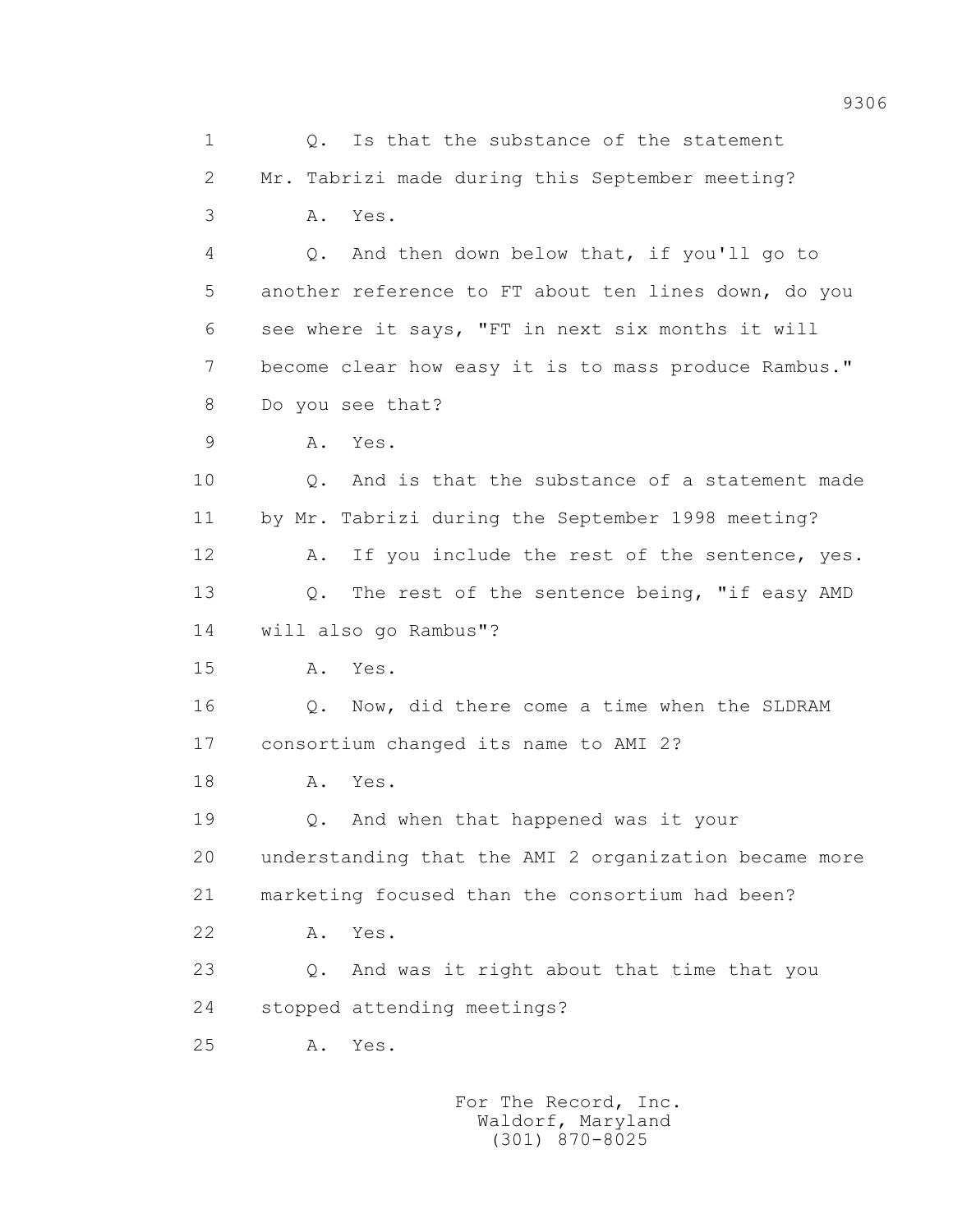1 Q. Is that the substance of the statement

2 Mr. Tabrizi made during this September meeting?

3 A. Yes.

4 Q. And then down below that, if you'll go to

5 another reference to FT about ten lines down, do you

6 see where it says, "FT in next six months it will

7 become clear how easy it is to mass produce Rambus."

8 Do you see that?

9 A. Yes.

10 Q. And is that the substance of a statement made

11 by Mr. Tabrizi during the September 1998 meeting?

12 A. If you include the rest of the sentence, yes.

13 Q. The rest of the sentence being, "if easy AMD

14 will also go Rambus"?

15 A. Yes.

16 Q. Now, did there come a time when the SLDRAM

17 consortium changed its name to AMI 2?

18 A. Yes.

19 Q. And when that happened was it your

20 understanding that the AMI 2 organization became more

21 marketing focused than the consortium had been?

22 A. Yes.

23 Q. And was it right about that time that you

24 stopped attending meetings?

25 A. Yes.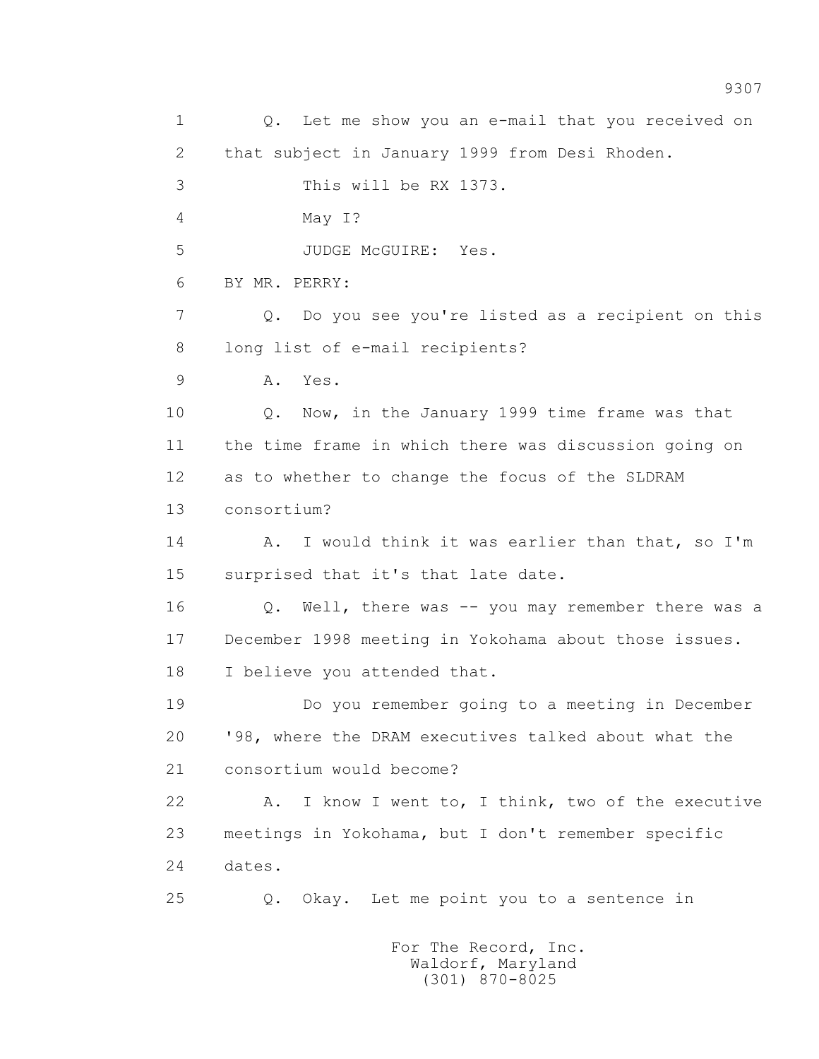1 Q. Let me show you an e-mail that you received on
2 that subject in January 1999 from Desi Rhoden.
3 This will be RX 1373.
4 May I?
5 JUDGE McGUIRE: Yes.
6 BY MR. PERRY:
7 Q. Do you see you're listed as a recipient on this
8 long list of e-mail recipients?
9 A. Yes.
10 Q. Now, in the January 1999 time frame was that
11 the time frame in which there was discussion going on
12 as to whether to change the focus of the SLDRAM
13 consortium?
14 A. I would think it was earlier than that, so I'm
15 surprised that it's that late date.
16 Q. Well, there was -- you may remember there was a
17 December 1998 meeting in Yokohama about those issues.
18 I believe you attended that.
19 Do you remember going to a meeting in December
20 '98, where the DRAM executives talked about what the
21 consortium would become?
22 A. I know I went to, I think, two of the executive
23 meetings in Yokohama, but I don't remember specific
24 dates.
25 Q. Okay. Let me point you to a sentence in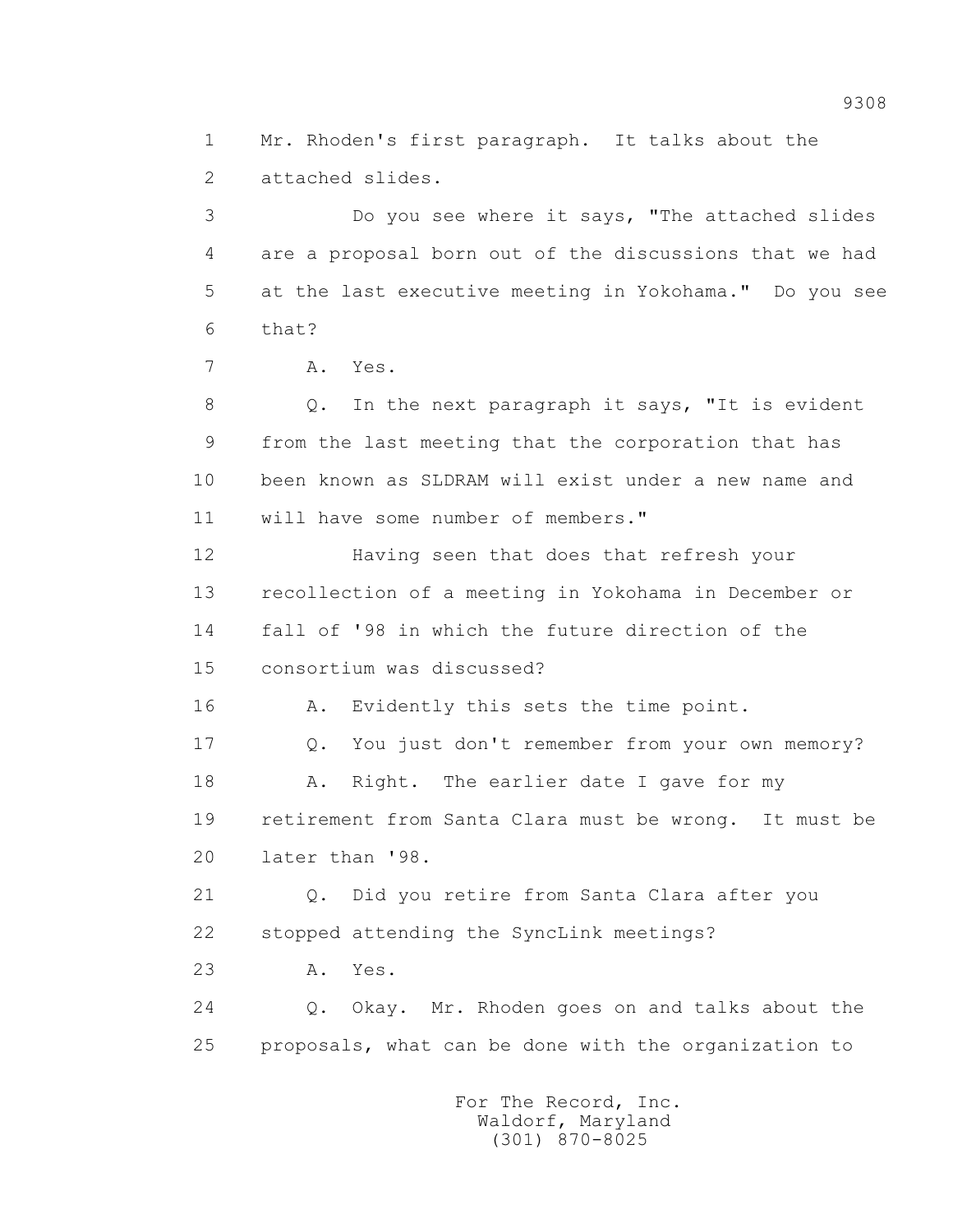1 Mr. Rhoden's first paragraph. It talks about the
2 attached slides.

3 Do you see where it says, "The attached slides
4 are a proposal born out of the discussions that we had
5 at the last executive meeting in Yokohama." Do you see
6 that?

7 A. Yes.

8 Q. In the next paragraph it says, "It is evident
9 from the last meeting that the corporation that has
10 been known as SLDRAM will exist under a new name and
11 will have some number of members."

12 Having seen that does that refresh your
13 recollection of a meeting in Yokohama in December or
14 fall of '98 in which the future direction of the
15 consortium was discussed?

16 A. Evidently this sets the time point.

17 Q. You just don't remember from your own memory?

18 A. Right. The earlier date I gave for my
19 retirement from Santa Clara must be wrong. It must be
20 later than '98.

21 Q. Did you retire from Santa Clara after you
22 stopped attending the SyncLink meetings?

23 A. Yes.

24 Q. Okay. Mr. Rhoden goes on and talks about the
25 proposals, what can be done with the organization to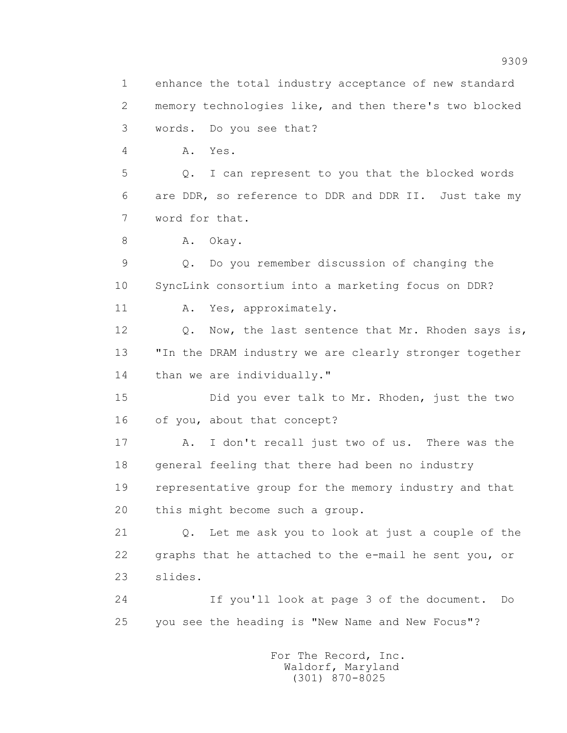1 enhance the total industry acceptance of new standard
2 memory technologies like, and then there's two blocked
3 words. Do you see that?
4 A. Yes.
5 Q. I can represent to you that the blocked words
6 are DDR, so reference to DDR and DDR II. Just take my
7 word for that.
8 A. Okay.
9 Q. Do you remember discussion of changing the
10 SyncLink consortium into a marketing focus on DDR?
11 A. Yes, approximately.
12 Q. Now, the last sentence that Mr. Rhoden says is,
13 "In the DRAM industry we are clearly stronger together
14 than we are individually."
15 Did you ever talk to Mr. Rhoden, just the two
16 of you, about that concept?
17 A. I don't recall just two of us. There was the
18 general feeling that there had been no industry
19 representative group for the memory industry and that
20 this might become such a group.
21 Q. Let me ask you to look at just a couple of the
22 graphs that he attached to the e-mail he sent you, or
23 slides.
24 If you'll look at page 3 of the document. Do
25 you see the heading is "New Name and New Focus"?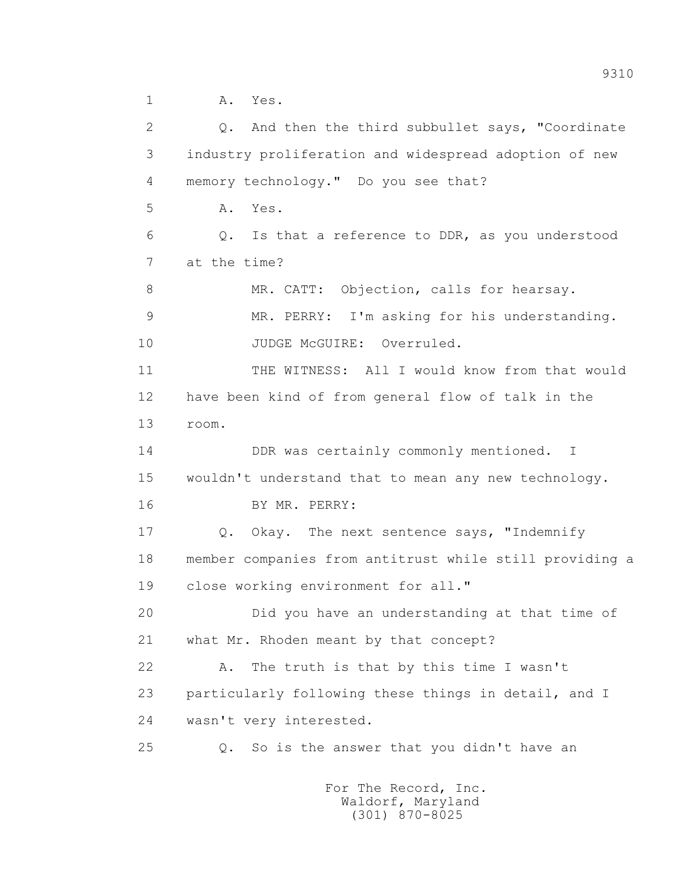1 A. Yes.

2 Q. And then the third subbullet says, "Coordinate

3 industry proliferation and widespread adoption of new

4 memory technology." Do you see that?

5 A. Yes.

6 Q. Is that a reference to DDR, as you understood

7 at the time?

8 MR. CATT: Objection, calls for hearsay.

9 MR. PERRY: I'm asking for his understanding.

10 JUDGE McGUIRE: Overruled.

11 THE WITNESS: All I would know from that would

12 have been kind of from general flow of talk in the

13 room.

14 DDR was certainly commonly mentioned. I

15 wouldn't understand that to mean any new technology.

16 BY MR. PERRY:

17 Q. Okay. The next sentence says, "Indemnify

18 member companies from antitrust while still providing a

19 close working environment for all."

20 Did you have an understanding at that time of

21 what Mr. Rhoden meant by that concept?

22 A. The truth is that by this time I wasn't

23 particularly following these things in detail, and I

24 wasn't very interested.

25 Q. So is the answer that you didn't have an

For The Record, Inc.
Waldorf, Maryland
(301) 870-8025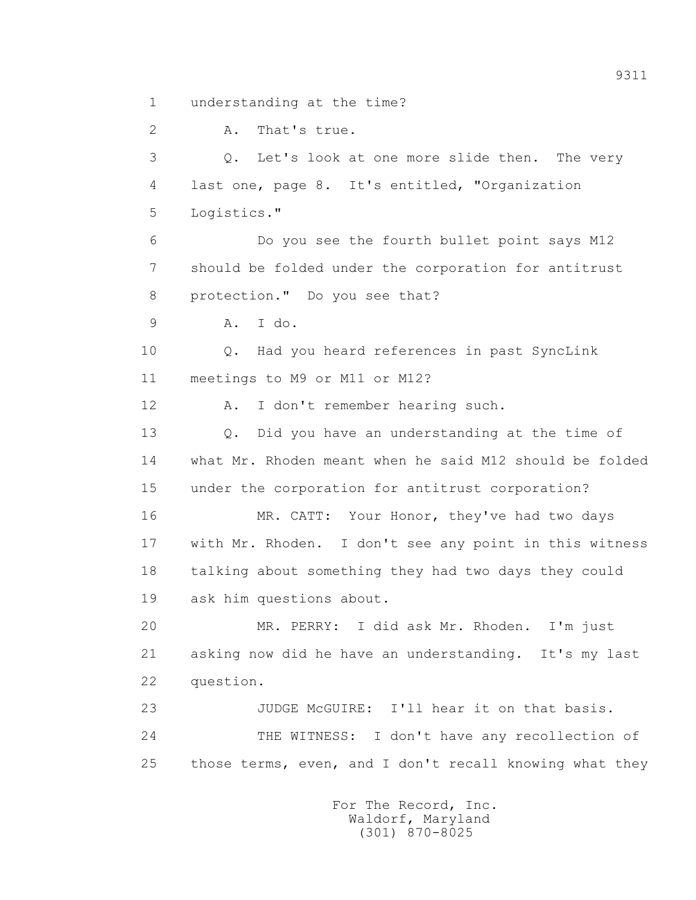1 understanding at the time?

2 A. That's true.

3 Q. Let's look at one more slide then. The very

4 last one, page 8. It's entitled, "Organization

5 Logistics."

6 Do you see the fourth bullet point says M12

7 should be folded under the corporation for antitrust

8 protection." Do you see that?

9 A. I do.

10 Q. Had you heard references in past SyncLink

11 meetings to M9 or M11 or M12?

12 A. I don't remember hearing such.

13 Q. Did you have an understanding at the time of

14 what Mr. Rhoden meant when he said M12 should be folded

15 under the corporation for antitrust corporation?

16 MR. CATT: Your Honor, they've had two days

17 with Mr. Rhoden. I don't see any point in this witness

18 talking about something they had two days they could

19 ask him questions about.

20 MR. PERRY: I did ask Mr. Rhoden. I'm just

21 asking now did he have an understanding. It's my last

22 question.

23 JUDGE McGUIRE: I'll hear it on that basis.

24 THE WITNESS: I don't have any recollection of

25 those terms, even, and I don't recall knowing what they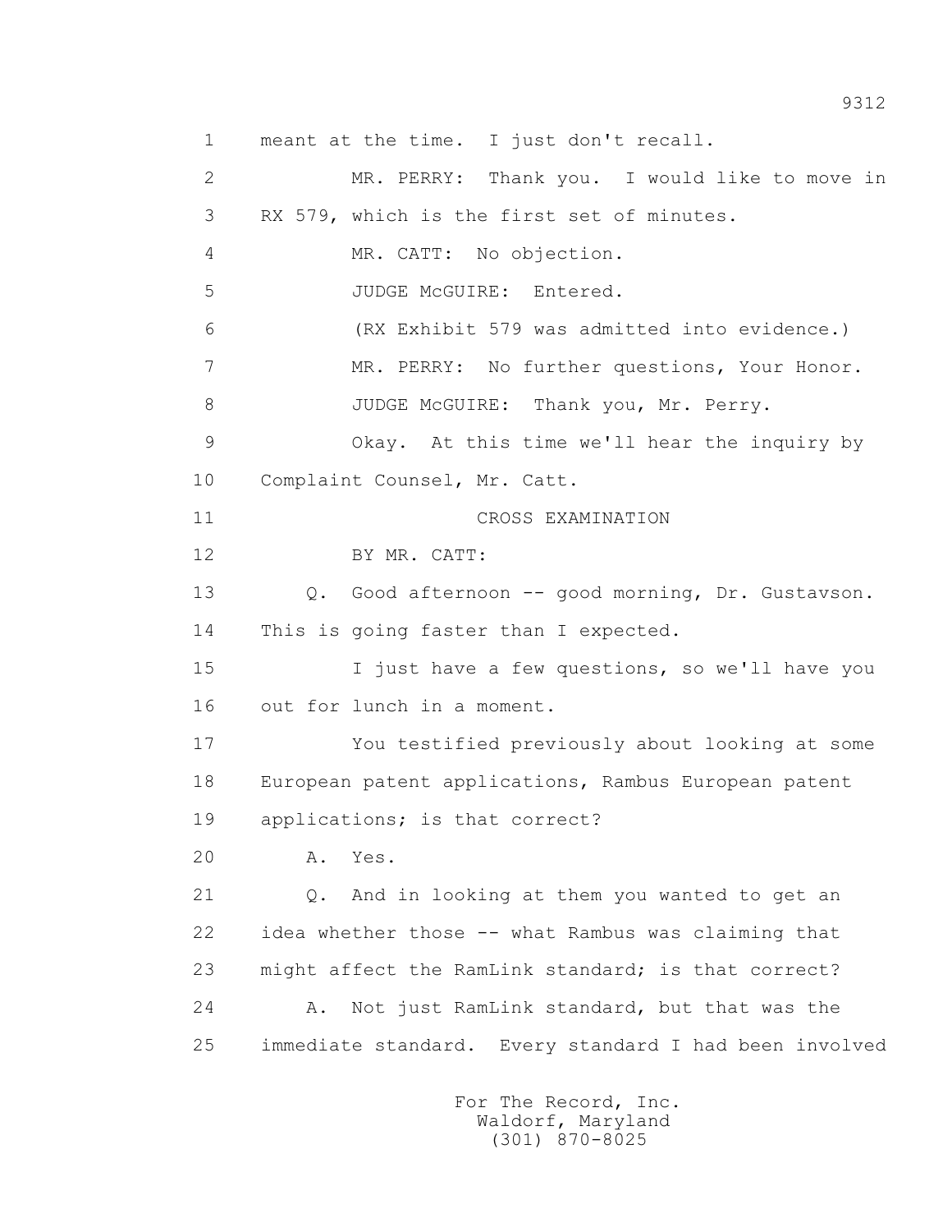meant at the time. I just don't recall.

MR. PERRY: Thank you. I would like to move in RX 579, which is the first set of minutes.

MR. CATT: No objection.

JUDGE McGUIRE: Entered.

(RX Exhibit 579 was admitted into evidence.)

MR. PERRY: No further questions, Your Honor.

JUDGE McGUIRE: Thank you, Mr. Perry.

Okay. At this time we'll hear the inquiry by Complaint Counsel, Mr. Catt.

CROSS EXAMINATION

BY MR. CATT:

Q. Good afternoon -- good morning, Dr. Gustavson. This is going faster than I expected.

I just have a few questions, so we'll have you out for lunch in a moment.

You testified previously about looking at some European patent applications, Rambus European patent applications; is that correct?

A. Yes.

Q. And in looking at them you wanted to get an idea whether those -- what Rambus was claiming that might affect the RamLink standard; is that correct?

A. Not just RamLink standard, but that was the immediate standard. Every standard I had been involved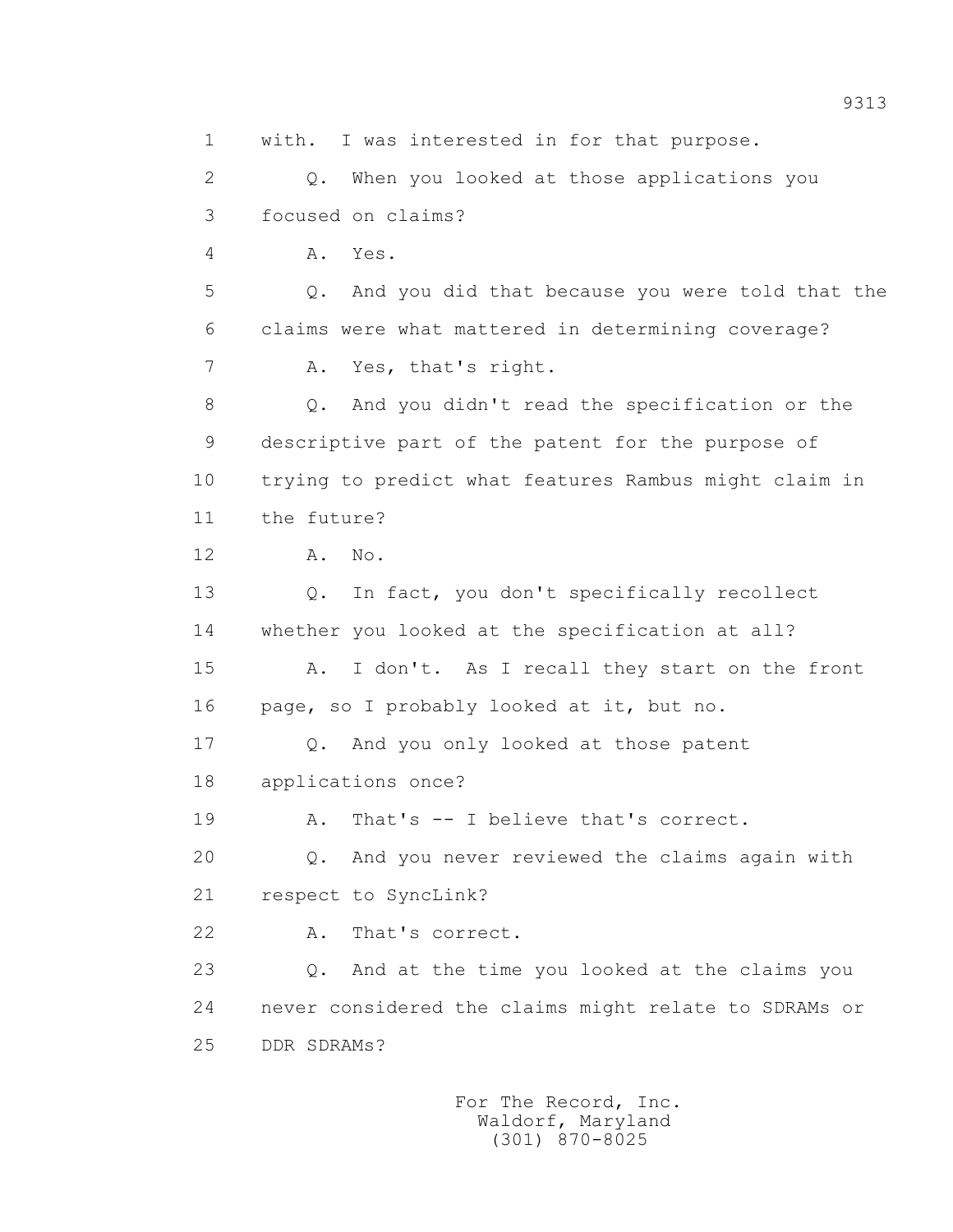with. I was interested in for that purpose.

Q. When you looked at those applications you focused on claims?

A. Yes.

Q. And you did that because you were told that the claims were what mattered in determining coverage?

A. Yes, that's right.

Q. And you didn't read the specification or the descriptive part of the patent for the purpose of trying to predict what features Rambus might claim in the future?

A. No.

Q. In fact, you don't specifically recollect whether you looked at the specification at all?

A. I don't. As I recall they start on the front page, so I probably looked at it, but no.

Q. And you only looked at those patent applications once?

A. That's -- I believe that's correct.

Q. And you never reviewed the claims again with respect to SyncLink?

A. That's correct.

Q. And at the time you looked at the claims you never considered the claims might relate to SDRAMs or DDR SDRAMs?

For The Record, Inc.
Waldorf, Maryland
(301) 870-8025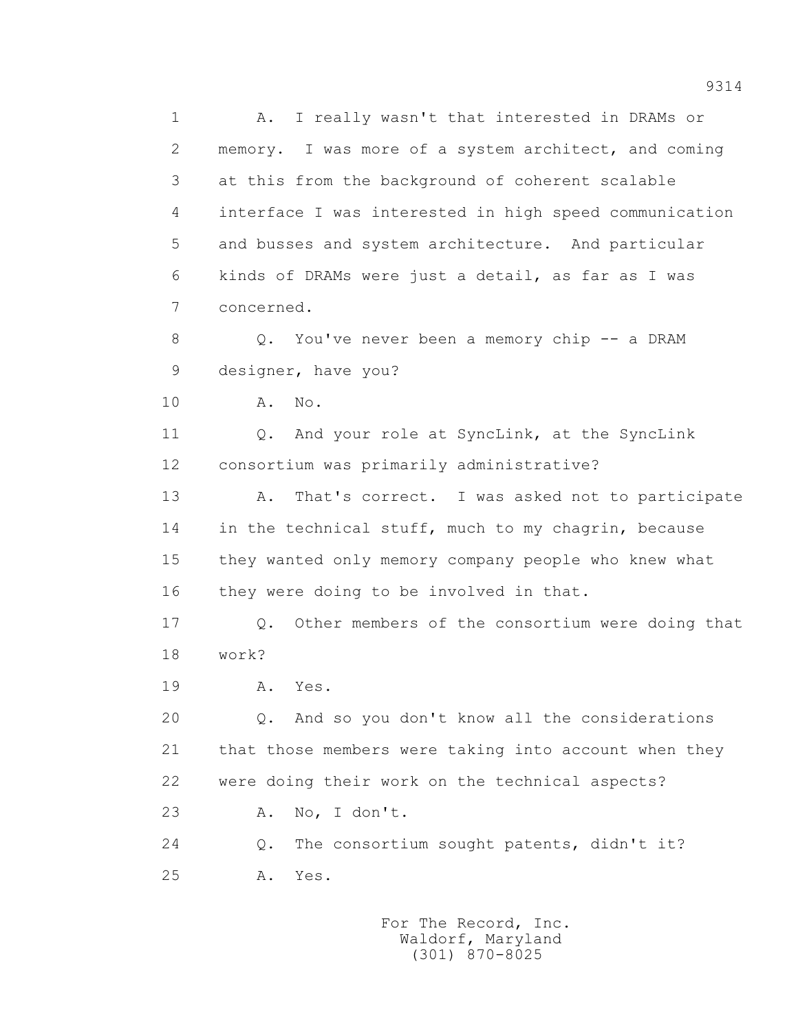1 A. I really wasn't that interested in DRAMs or
2 memory. I was more of a system architect, and coming
3 at this from the background of coherent scalable
4 interface I was interested in high speed communication
5 and busses and system architecture. And particular
6 kinds of DRAMs were just a detail, as far as I was
7 concerned.

8 Q. You've never been a memory chip -- a DRAM
9 designer, have you?

10 A. No.

11 Q. And your role at SyncLink, at the SyncLink
12 consortium was primarily administrative?

13 A. That's correct. I was asked not to participate
14 in the technical stuff, much to my chagrin, because
15 they wanted only memory company people who knew what
16 they were doing to be involved in that.

17 Q. Other members of the consortium were doing that
18 work?

19 A. Yes.

20 Q. And so you don't know all the considerations
21 that those members were taking into account when they
22 were doing their work on the technical aspects?

23 A. No, I don't.

24 Q. The consortium sought patents, didn't it?

25 A. Yes.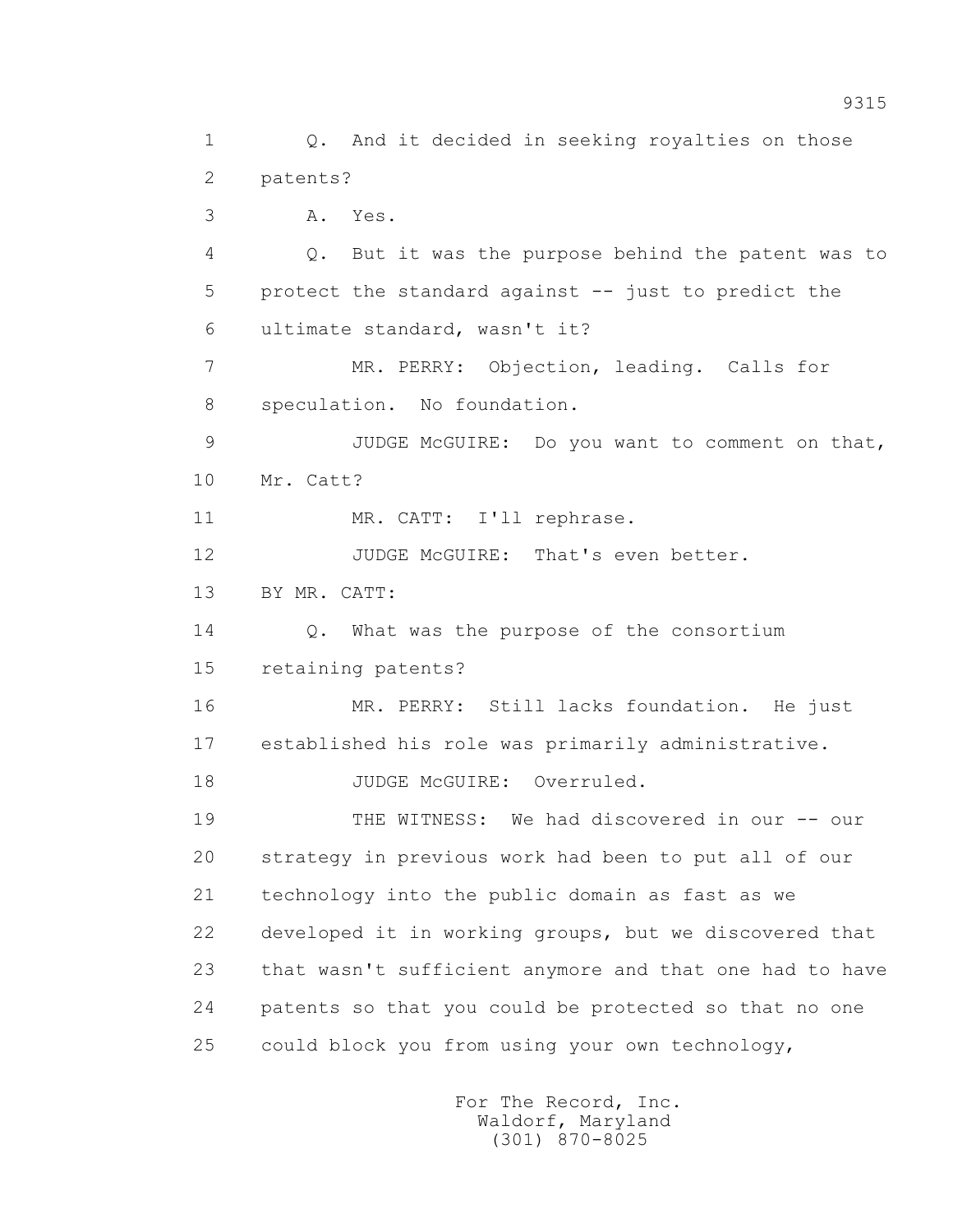Q. And it decided in seeking royalties on those patents?

A. Yes.

Q. But it was the purpose behind the patent was to protect the standard against -- just to predict the ultimate standard, wasn't it?

MR. PERRY: Objection, leading. Calls for speculation. No foundation.

JUDGE McGUIRE: Do you want to comment on that, Mr. Catt?

MR. CATT: I'll rephrase.

JUDGE McGUIRE: That's even better.

BY MR. CATT:

Q. What was the purpose of the consortium retaining patents?

MR. PERRY: Still lacks foundation. He just established his role was primarily administrative.

JUDGE McGUIRE: Overruled.

THE WITNESS: We had discovered in our -- our strategy in previous work had been to put all of our technology into the public domain as fast as we developed it in working groups, but we discovered that that wasn't sufficient anymore and that one had to have patents so that you could be protected so that no one could block you from using your own technology,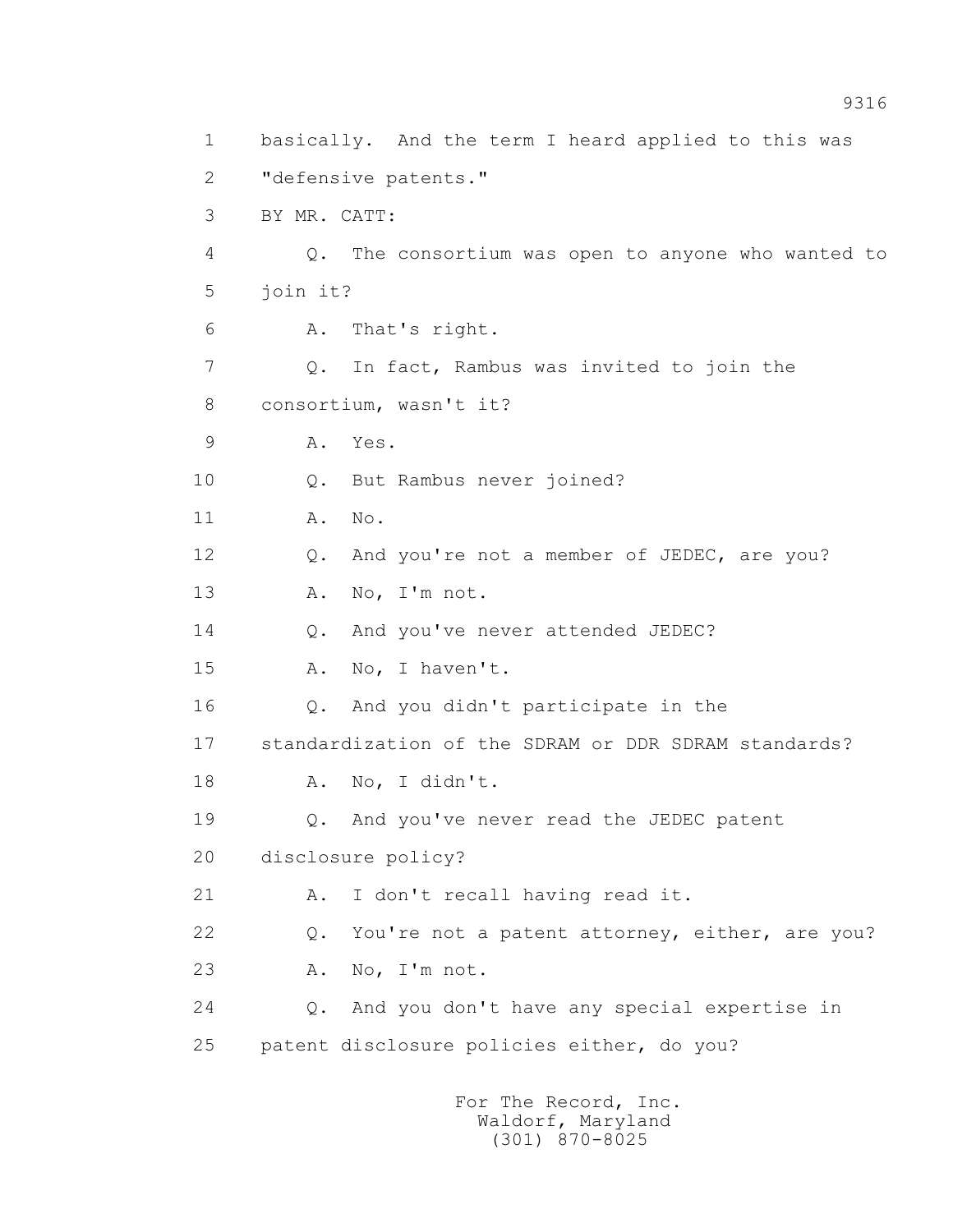1 basically. And the term I heard applied to this was
2 "defensive patents."
3 BY MR. CATT:
4 Q. The consortium was open to anyone who wanted to
5 join it?
6 A. That's right.
7 Q. In fact, Rambus was invited to join the
8 consortium, wasn't it?
9 A. Yes.
10 Q. But Rambus never joined?
11 A. No.
12 Q. And you're not a member of JEDEC, are you?
13 A. No, I'm not.
14 Q. And you've never attended JEDEC?
15 A. No, I haven't.
16 Q. And you didn't participate in the
17 standardization of the SDRAM or DDR SDRAM standards?
18 A. No, I didn't.
19 Q. And you've never read the JEDEC patent
20 disclosure policy?
21 A. I don't recall having read it.
22 Q. You're not a patent attorney, either, are you?
23 A. No, I'm not.
24 Q. And you don't have any special expertise in
25 patent disclosure policies either, do you?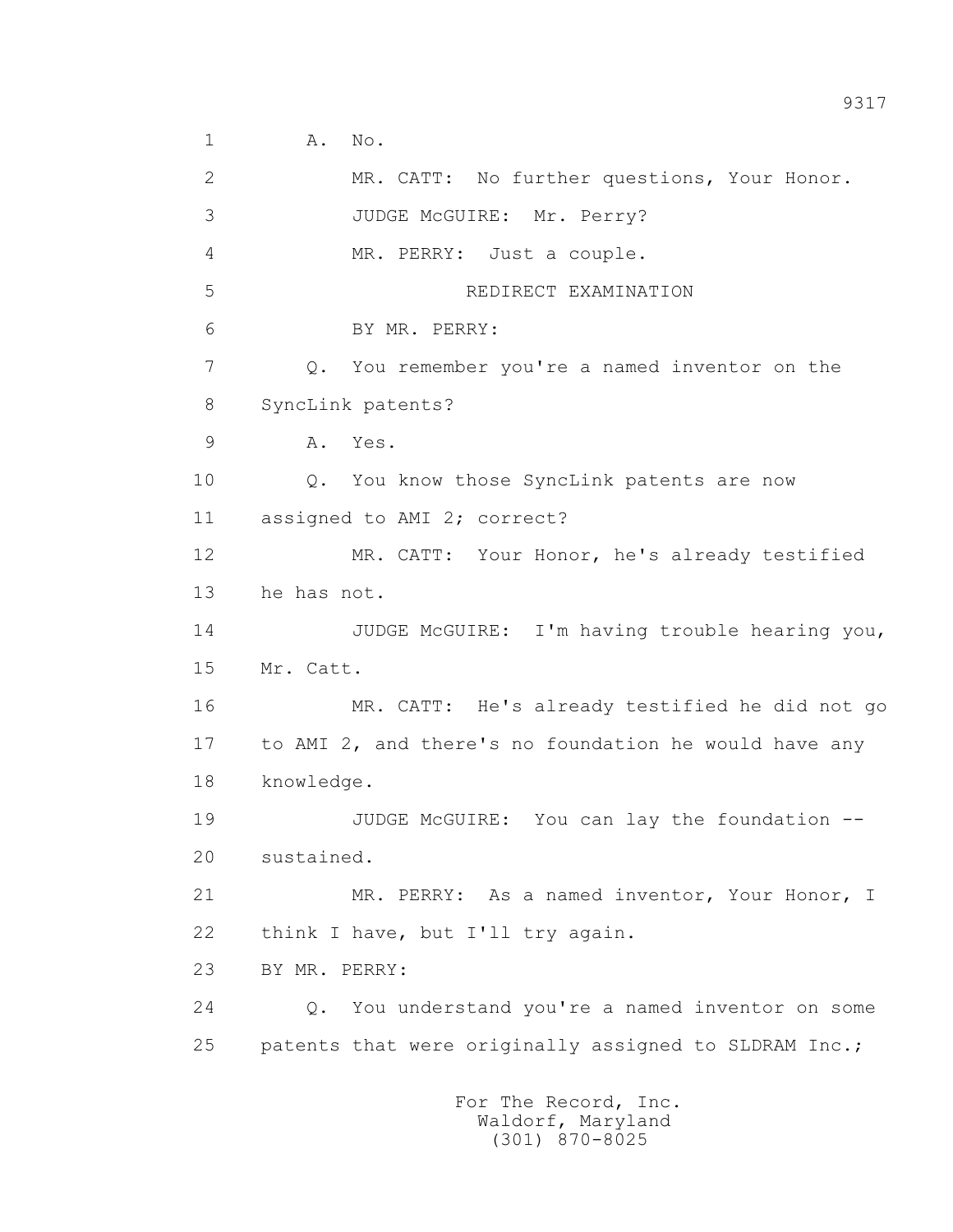1 A. No.

2 MR. CATT: No further questions, Your Honor.

3 JUDGE McGUIRE: Mr. Perry?

4 MR. PERRY: Just a couple.

5 REDIRECT EXAMINATION

6 BY MR. PERRY:

7 Q. You remember you're a named inventor on the

8 SyncLink patents?

9 A. Yes.

10 Q. You know those SyncLink patents are now

11 assigned to AMI 2; correct?

12 MR. CATT: Your Honor, he's already testified

13 he has not.

14 JUDGE McGUIRE: I'm having trouble hearing you,

15 Mr. Catt.

16 MR. CATT: He's already testified he did not go

17 to AMI 2, and there's no foundation he would have any

18 knowledge.

19 JUDGE McGUIRE: You can lay the foundation --

20 sustained.

21 MR. PERRY: As a named inventor, Your Honor, I

22 think I have, but I'll try again.

23 BY MR. PERRY:

24 Q. You understand you're a named inventor on some

25 patents that were originally assigned to SLDRAM Inc.;

For The Record, Inc.
Waldorf, Maryland
(301) 870-8025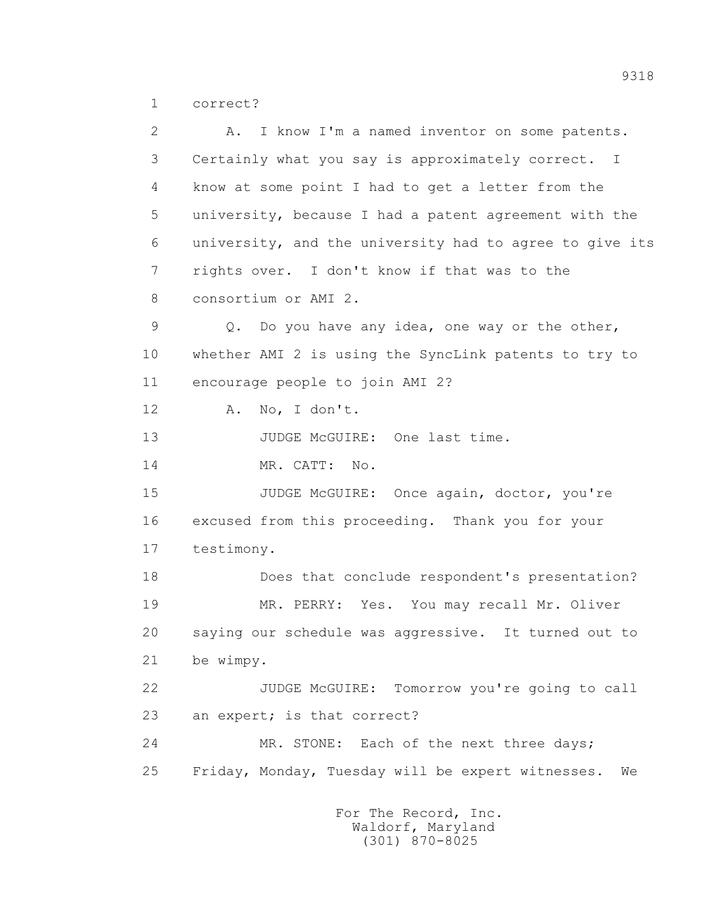1 correct?

2 A. I know I'm a named inventor on some patents.

3 Certainly what you say is approximately correct. I

4 know at some point I had to get a letter from the

5 university, because I had a patent agreement with the

6 university, and the university had to agree to give its

7 rights over. I don't know if that was to the

8 consortium or AMI 2.

9 Q. Do you have any idea, one way or the other,

10 whether AMI 2 is using the SyncLink patents to try to

11 encourage people to join AMI 2?

12 A. No, I don't.

13 JUDGE McGUIRE: One last time.

14 MR. CATT: No.

15 JUDGE McGUIRE: Once again, doctor, you're

16 excused from this proceeding. Thank you for your

17 testimony.

18 Does that conclude respondent's presentation?

19 MR. PERRY: Yes. You may recall Mr. Oliver

20 saying our schedule was aggressive. It turned out to

21 be wimpy.

22 JUDGE McGUIRE: Tomorrow you're going to call

23 an expert; is that correct?

24 MR. STONE: Each of the next three days;

25 Friday, Monday, Tuesday will be expert witnesses. We

For The Record, Inc.
Waldorf, Maryland
(301) 870-8025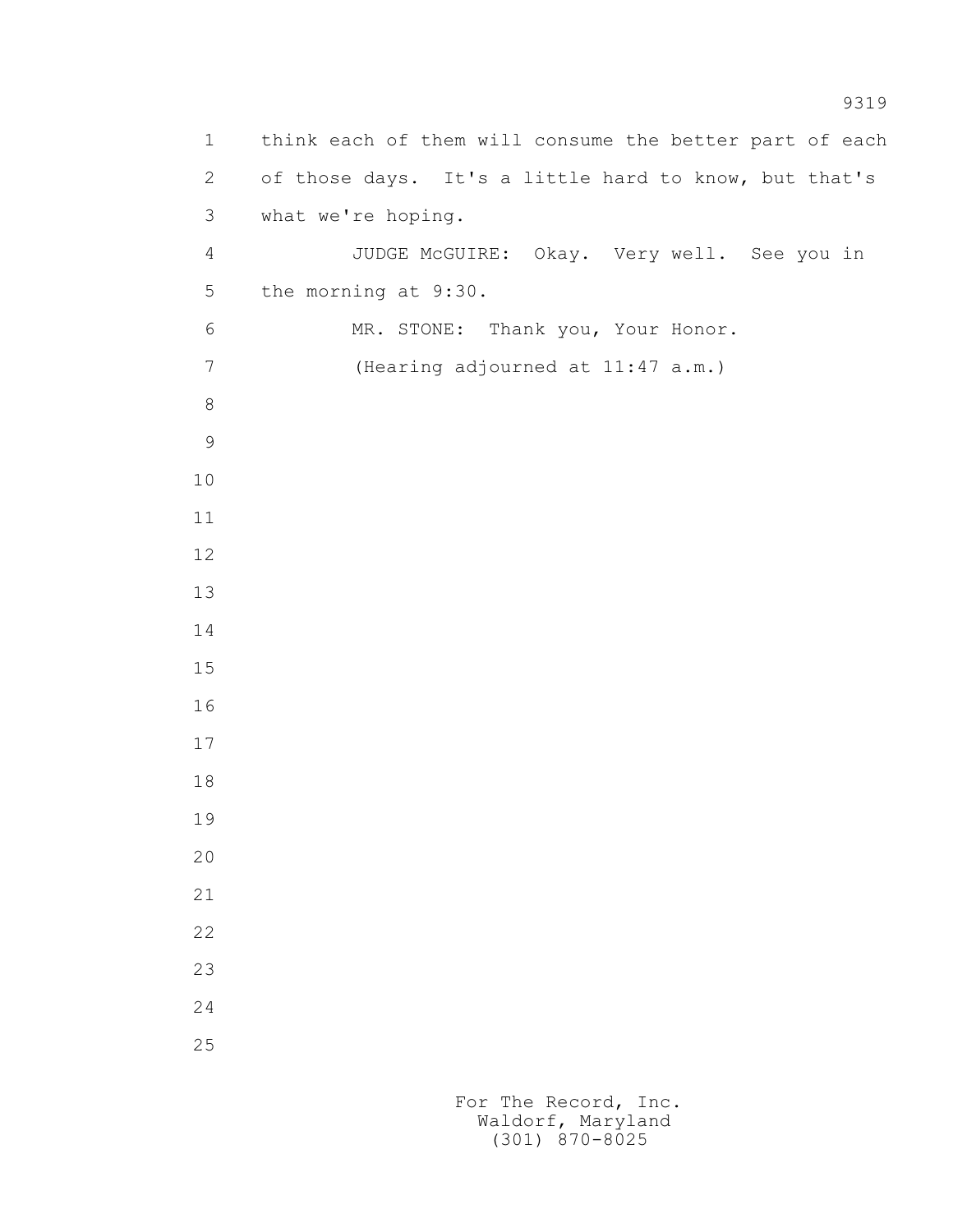think each of them will consume the better part of each of those days. It's a little hard to know, but that's what we're hoping.

JUDGE McGUIRE: Okay. Very well. See you in the morning at 9:30.

MR. STONE: Thank you, Your Honor.

(Hearing adjourned at 11:47 a.m.)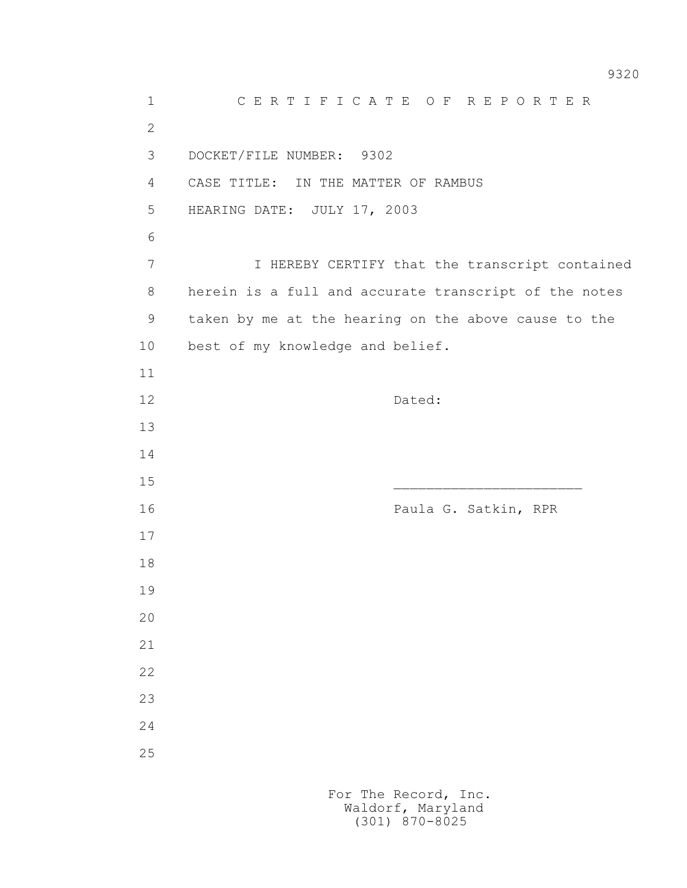# C E R T I F I C A T E O F R E P O R T E R

DOCKET/FILE NUMBER: 9302

CASE TITLE: IN THE MATTER OF RAMBUS

HEARING DATE: JULY 17, 2003

I HEREBY CERTIFY that the transcript contained herein is a full and accurate transcript of the notes taken by me at the hearing on the above cause to the best of my knowledge and belief.

Dated:

______________________

Paula G. Satkin, RPR

For The Record, Inc.
Waldorf, Maryland
(301) 870-8025